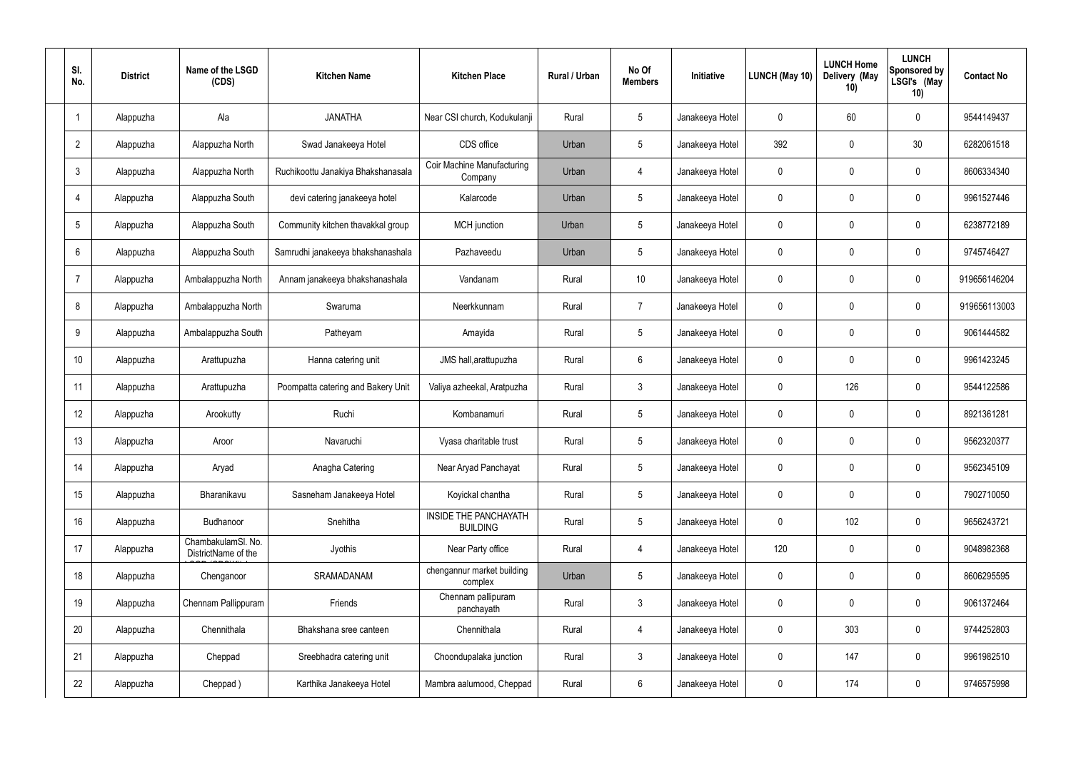| Sl. No. | District | Name of the LSGD (CDS) | Kitchen Name | Kitchen Place | Rural / Urban | No Of Members | Initiative | LUNCH (May 10) | LUNCH Home Delivery (May 10) | LUNCH Sponsored by LSGI's (May 10) | Contact No |
|---|---|---|---|---|---|---|---|---|---|---|---|
| 1 | Alappuzha | Ala | JANATHA | Near CSI church, Kodukulanji | Rural | 5 | Janakeeya Hotel | 0 | 60 | 0 | 9544149437 |
| 2 | Alappuzha | Alappuzha North | Swad Janakeeya Hotel | CDS office | Urban | 5 | Janakeeya Hotel | 392 | 0 | 30 | 6282061518 |
| 3 | Alappuzha | Alappuzha North | Ruchikoottu Janakiya Bhakshanasala | Coir Machine Manufacturing Company | Urban | 4 | Janakeeya Hotel | 0 | 0 | 0 | 8606334340 |
| 4 | Alappuzha | Alappuzha South | devi catering janakeeya hotel | Kalarcode | Urban | 5 | Janakeeya Hotel | 0 | 0 | 0 | 9961527446 |
| 5 | Alappuzha | Alappuzha South | Community kitchen thavakkal group | MCH junction | Urban | 5 | Janakeeya Hotel | 0 | 0 | 0 | 6238772189 |
| 6 | Alappuzha | Alappuzha South | Samrudhi janakeeya bhakshanashala | Pazhaveedu | Urban | 5 | Janakeeya Hotel | 0 | 0 | 0 | 9745746427 |
| 7 | Alappuzha | Ambalappuzha North | Annam janakeeya bhakshanashala | Vandanam | Rural | 10 | Janakeeya Hotel | 0 | 0 | 0 | 919656146204 |
| 8 | Alappuzha | Ambalappuzha North | Swaruma | Neerkkunnam | Rural | 7 | Janakeeya Hotel | 0 | 0 | 0 | 919656113003 |
| 9 | Alappuzha | Ambalappuzha South | Patheyam | Amayida | Rural | 5 | Janakeeya Hotel | 0 | 0 | 0 | 9061444582 |
| 10 | Alappuzha | Arattupuzha | Hanna catering unit | JMS hall,arattupuzha | Rural | 6 | Janakeeya Hotel | 0 | 0 | 0 | 9961423245 |
| 11 | Alappuzha | Arattupuzha | Poompatta catering and Bakery Unit | Valiya azheekal, Aratpuzha | Rural | 3 | Janakeeya Hotel | 0 | 126 | 0 | 9544122586 |
| 12 | Alappuzha | Arookutty | Ruchi | Kombanamuri | Rural | 5 | Janakeeya Hotel | 0 | 0 | 0 | 8921361281 |
| 13 | Alappuzha | Aroor | Navaruchi | Vyasa charitable trust | Rural | 5 | Janakeeya Hotel | 0 | 0 | 0 | 9562320377 |
| 14 | Alappuzha | Aryad | Anagha Catering | Near Aryad Panchayat | Rural | 5 | Janakeeya Hotel | 0 | 0 | 0 | 9562345109 |
| 15 | Alappuzha | Bharanikavu | Sasneham Janakeeya Hotel | Koyickal chantha | Rural | 5 | Janakeeya Hotel | 0 | 0 | 0 | 7902710050 |
| 16 | Alappuzha | Budhanoor | Snehitha | INSIDE THE PANCHAYATH BUILDING | Rural | 5 | Janakeeya Hotel | 0 | 102 | 0 | 9656243721 |
| 17 | Alappuzha | ChambakulamSl. No. DistrictName of the | Jyothis | Near Party office | Rural | 4 | Janakeeya Hotel | 120 | 0 | 0 | 9048982368 |
| 18 | Alappuzha | Chenganoor | SRAMADANAM | chengannur market building complex | Urban | 5 | Janakeeya Hotel | 0 | 0 | 0 | 8606295595 |
| 19 | Alappuzha | Chennam Pallippuram | Friends | Chennam pallipuram panchayath | Rural | 3 | Janakeeya Hotel | 0 | 0 | 0 | 9061372464 |
| 20 | Alappuzha | Chennithala | Bhakshana sree canteen | Chennithala | Rural | 4 | Janakeeya Hotel | 0 | 303 | 0 | 9744252803 |
| 21 | Alappuzha | Cheppad | Sreebhadra catering unit | Choondupalaka junction | Rural | 3 | Janakeeya Hotel | 0 | 147 | 0 | 9961982510 |
| 22 | Alappuzha | Cheppad ) | Karthika Janakeeya Hotel | Mambra aalumood, Cheppad | Rural | 6 | Janakeeya Hotel | 0 | 174 | 0 | 9746575998 |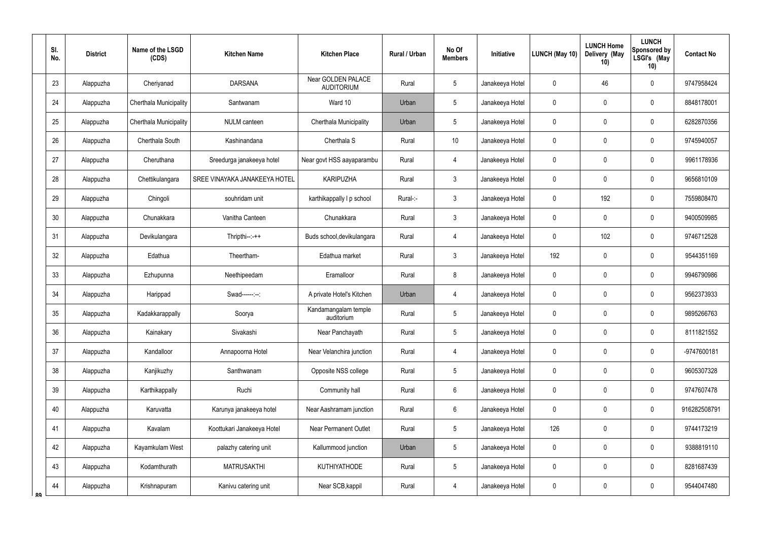| Sl. No. | District | Name of the LSGD (CDS) | Kitchen Name | Kitchen Place | Rural / Urban | No Of Members | Initiative | LUNCH (May 10) | LUNCH Home Delivery (May 10) | LUNCH Sponsored by LSGI's (May 10) | Contact No |
|---|---|---|---|---|---|---|---|---|---|---|---|
| 23 | Alappuzha | Cheriyanad | DARSANA | Near GOLDEN PALACE AUDITORIUM | Rural | 5 | Janakeeya Hotel | 0 | 46 | 0 | 9747958424 |
| 24 | Alappuzha | Cherthala Municipality | Santwanam | Ward 10 | Urban | 5 | Janakeeya Hotel | 0 | 0 | 0 | 8848178001 |
| 25 | Alappuzha | Cherthala Municipality | NULM canteen | Cherthala Municipality | Urban | 5 | Janakeeya Hotel | 0 | 0 | 0 | 6282870356 |
| 26 | Alappuzha | Cherthala South | Kashinandana | Cherthala S | Rural | 10 | Janakeeya Hotel | 0 | 0 | 0 | 9745940057 |
| 27 | Alappuzha | Cheruthana | Sreedurga janakeeya hotel | Near govt HSS aayaparambu | Rural | 4 | Janakeeya Hotel | 0 | 0 | 0 | 9961178936 |
| 28 | Alappuzha | Chettikulangara | SREE VINAYAKA JANAKEEYA HOTEL | KARIPUZHA | Rural | 3 | Janakeeya Hotel | 0 | 0 | 0 | 9656810109 |
| 29 | Alappuzha | Chingoli | souhridam unit | karthikappally l p school | Rural-:- | 3 | Janakeeya Hotel | 0 | 192 | 0 | 7559808470 |
| 30 | Alappuzha | Chunakkara | Vanitha Canteen | Chunakkara | Rural | 3 | Janakeeya Hotel | 0 | 0 | 0 | 9400509985 |
| 31 | Alappuzha | Devikulangara | Thripthi--:-++ | Buds school,devikulangara | Rural | 4 | Janakeeya Hotel | 0 | 102 | 0 | 9746712528 |
| 32 | Alappuzha | Edathua | Theertham- | Edathua market | Rural | 3 | Janakeeya Hotel | 192 | 0 | 0 | 9544351169 |
| 33 | Alappuzha | Ezhupunna | Neethipeedam | Eramalloor | Rural | 8 | Janakeeya Hotel | 0 | 0 | 0 | 9946790986 |
| 34 | Alappuzha | Harippad | Swad------:--: | A private Hotel's Kitchen | Urban | 4 | Janakeeya Hotel | 0 | 0 | 0 | 9562373933 |
| 35 | Alappuzha | Kadakkarappally | Soorya | Kandamangalam temple auditorium | Rural | 5 | Janakeeya Hotel | 0 | 0 | 0 | 9895266763 |
| 36 | Alappuzha | Kainakary | Sivakashi | Near Panchayath | Rural | 5 | Janakeeya Hotel | 0 | 0 | 0 | 8111821552 |
| 37 | Alappuzha | Kandalloor | Annapoorna Hotel | Near Velanchira junction | Rural | 4 | Janakeeya Hotel | 0 | 0 | 0 | -9747600181 |
| 38 | Alappuzha | Kanjikuzhy | Santhwanam | Opposite NSS college | Rural | 5 | Janakeeya Hotel | 0 | 0 | 0 | 9605307328 |
| 39 | Alappuzha | Karthikappally | Ruchi | Community hall | Rural | 6 | Janakeeya Hotel | 0 | 0 | 0 | 9747607478 |
| 40 | Alappuzha | Karuvatta | Karunya janakeeya hotel | Near Aashramam junction | Rural | 6 | Janakeeya Hotel | 0 | 0 | 0 | 916282508791 |
| 41 | Alappuzha | Kavalam | Koottukari Janakeeya Hotel | Near Permanent Outlet | Rural | 5 | Janakeeya Hotel | 126 | 0 | 0 | 9744173219 |
| 42 | Alappuzha | Kayamkulam West | palazhy catering unit | Kallummood junction | Urban | 5 | Janakeeya Hotel | 0 | 0 | 0 | 9388819110 |
| 43 | Alappuzha | Kodamthurath | MATRUSAKTHI | KUTHIYATHODE | Rural | 5 | Janakeeya Hotel | 0 | 0 | 0 | 8281687439 |
| 44 | Alappuzha | Krishnapuram | Kanivu catering unit | Near SCB,kappil | Rural | 4 | Janakeeya Hotel | 0 | 0 | 0 | 9544047480 |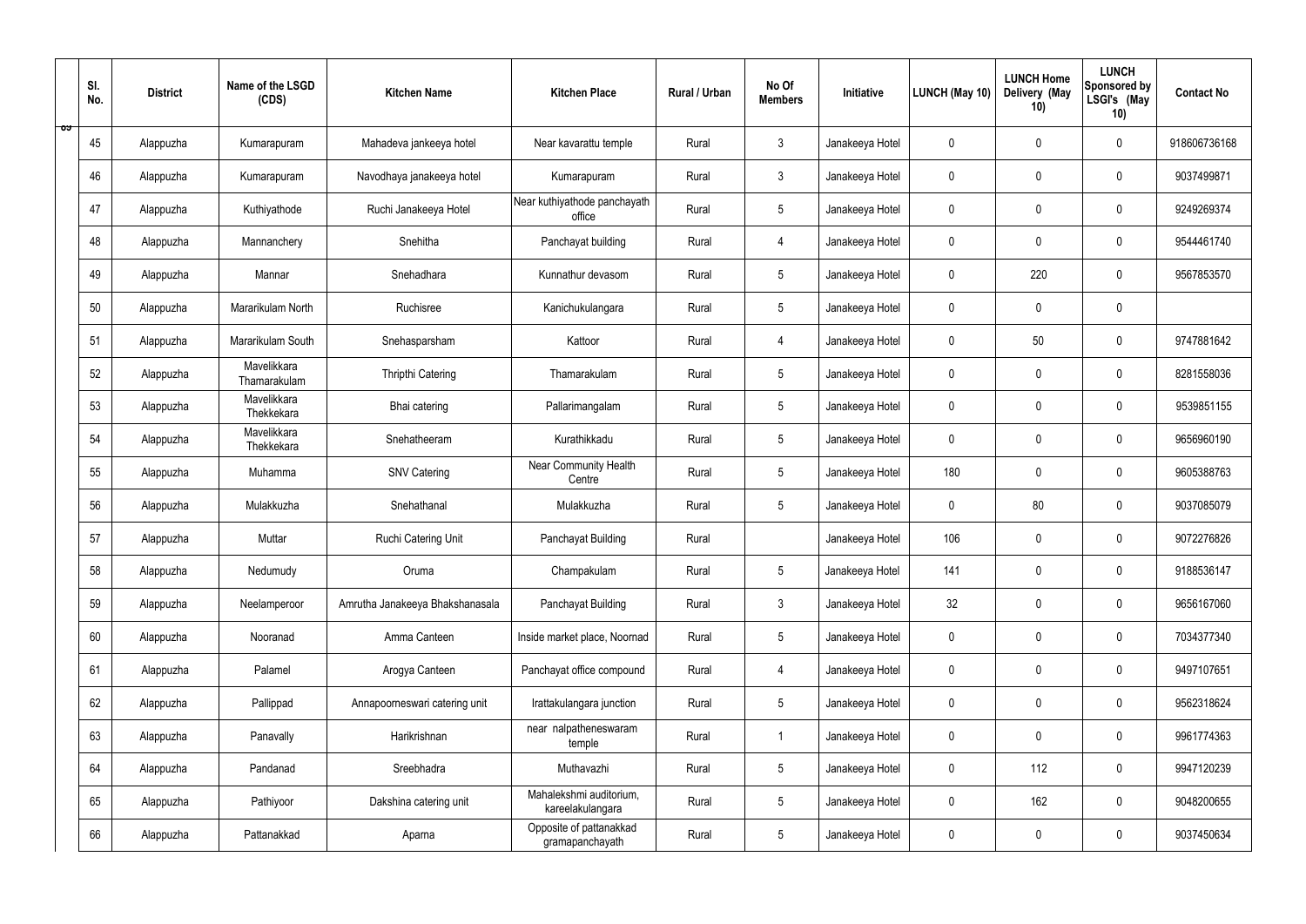| Sl. No. | District | Name of the LSGD (CDS) | Kitchen Name | Kitchen Place | Rural / Urban | No Of Members | Initiative | LUNCH (May 10) | LUNCH Home Delivery (May 10) | LUNCH Sponsored by LSGI's (May 10) | Contact No |
|---|---|---|---|---|---|---|---|---|---|---|---|
| 45 | Alappuzha | Kumarapuram | Mahadeva jankeeya hotel | Near kavarattu temple | Rural | 3 | Janakeeya Hotel | 0 | 0 | 0 | 918606736168 |
| 46 | Alappuzha | Kumarapuram | Navodhaya janakeeya hotel | Kumarapuram | Rural | 3 | Janakeeya Hotel | 0 | 0 | 0 | 9037499871 |
| 47 | Alappuzha | Kuthiyathode | Ruchi Janakeeya Hotel | Near kuthiyathode panchayath office | Rural | 5 | Janakeeya Hotel | 0 | 0 | 0 | 9249269374 |
| 48 | Alappuzha | Mannanchery | Snehitha | Panchayat building | Rural | 4 | Janakeeya Hotel | 0 | 0 | 0 | 9544461740 |
| 49 | Alappuzha | Mannar | Snehadhara | Kunnathur devasom | Rural | 5 | Janakeeya Hotel | 0 | 220 | 0 | 9567853570 |
| 50 | Alappuzha | Mararikulam North | Ruchisree | Kanichukulangara | Rural | 5 | Janakeeya Hotel | 0 | 0 | 0 | |
| 51 | Alappuzha | Mararikulam South | Snehasparsham | Kattoor | Rural | 4 | Janakeeya Hotel | 0 | 50 | 0 | 9747881642 |
| 52 | Alappuzha | Mavelikkara Thamarakulam | Thripthi Catering | Thamarakulam | Rural | 5 | Janakeeya Hotel | 0 | 0 | 0 | 8281558036 |
| 53 | Alappuzha | Mavelikkara Thekkekara | Bhai catering | Pallarimangalam | Rural | 5 | Janakeeya Hotel | 0 | 0 | 0 | 9539851155 |
| 54 | Alappuzha | Mavelikkara Thekkekara | Snehatheeram | Kurathikkadu | Rural | 5 | Janakeeya Hotel | 0 | 0 | 0 | 9656960190 |
| 55 | Alappuzha | Muhamma | SNV Catering | Near Community Health Centre | Rural | 5 | Janakeeya Hotel | 180 | 0 | 0 | 9605388763 |
| 56 | Alappuzha | Mulakkuzha | Snehathanal | Mulakkuzha | Rural | 5 | Janakeeya Hotel | 0 | 80 | 0 | 9037085079 |
| 57 | Alappuzha | Muttar | Ruchi Catering Unit | Panchayat Building | Rural | | Janakeeya Hotel | 106 | 0 | 0 | 9072276826 |
| 58 | Alappuzha | Nedumudy | Oruma | Champakulam | Rural | 5 | Janakeeya Hotel | 141 | 0 | 0 | 9188536147 |
| 59 | Alappuzha | Neelamperoor | Amrutha Janakeeya Bhakshanasala | Panchayat Building | Rural | 3 | Janakeeya Hotel | 32 | 0 | 0 | 9656167060 |
| 60 | Alappuzha | Nooranad | Amma Canteen | Inside market place, Noornad | Rural | 5 | Janakeeya Hotel | 0 | 0 | 0 | 7034377340 |
| 61 | Alappuzha | Palamel | Arogya Canteen | Panchayat office compound | Rural | 4 | Janakeeya Hotel | 0 | 0 | 0 | 9497107651 |
| 62 | Alappuzha | Pallippad | Annapoorneswari catering unit | Irattakulangara junction | Rural | 5 | Janakeeya Hotel | 0 | 0 | 0 | 9562318624 |
| 63 | Alappuzha | Panavally | Harikrishnan | near nalpatheneswaram temple | Rural | 1 | Janakeeya Hotel | 0 | 0 | 0 | 9961774363 |
| 64 | Alappuzha | Pandanad | Sreebhadra | Muthavazhi | Rural | 5 | Janakeeya Hotel | 0 | 112 | 0 | 9947120239 |
| 65 | Alappuzha | Pathiyoor | Dakshina catering unit | Mahalekshmi auditorium, kareelakulangara | Rural | 5 | Janakeeya Hotel | 0 | 162 | 0 | 9048200655 |
| 66 | Alappuzha | Pattanakkad | Aparna | Opposite of pattanakkad gramapanchayath | Rural | 5 | Janakeeya Hotel | 0 | 0 | 0 | 9037450634 |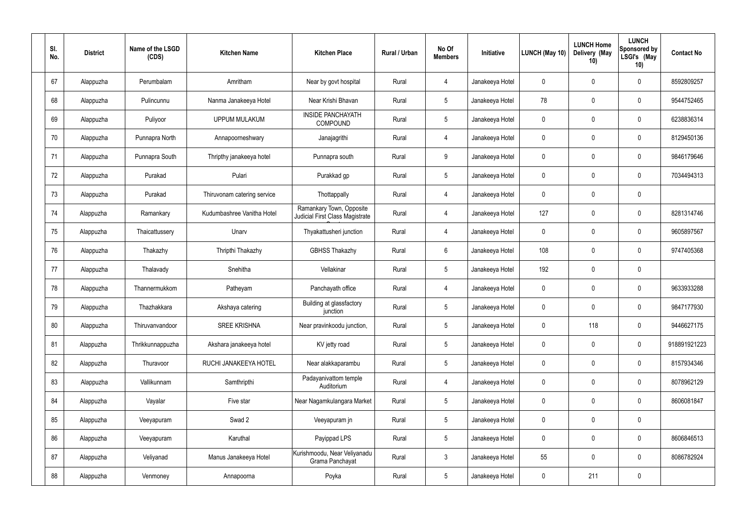| Sl. No. | District | Name of the LSGD (CDS) | Kitchen Name | Kitchen Place | Rural / Urban | No Of Members | Initiative | LUNCH (May 10) | LUNCH Home Delivery (May 10) | LUNCH Sponsored by LSGI's (May 10) | Contact No |
|---|---|---|---|---|---|---|---|---|---|---|---|
| 67 | Alappuzha | Perumbalam | Amritham | Near by govt hospital | Rural | 4 | Janakeeya Hotel | 0 | 0 | 0 | 8592809257 |
| 68 | Alappuzha | Pulincunnu | Nanma Janakeeya Hotel | Near Krishi Bhavan | Rural | 5 | Janakeeya Hotel | 78 | 0 | 0 | 9544752465 |
| 69 | Alappuzha | Puliyoor | UPPUM MULAKUM | INSIDE PANCHAYATH COMPOUND | Rural | 5 | Janakeeya Hotel | 0 | 0 | 0 | 6238836314 |
| 70 | Alappuzha | Punnapra North | Annapoorneshwary | Janajagrithi | Rural | 4 | Janakeeya Hotel | 0 | 0 | 0 | 8129450136 |
| 71 | Alappuzha | Punnapra South | Thripthy janakeeya hotel | Punnapra south | Rural | 9 | Janakeeya Hotel | 0 | 0 | 0 | 9846179646 |
| 72 | Alappuzha | Purakad | Pulari | Purakkad gp | Rural | 5 | Janakeeya Hotel | 0 | 0 | 0 | 7034494313 |
| 73 | Alappuzha | Purakad | Thiruvonam catering service | Thottappally | Rural | 4 | Janakeeya Hotel | 0 | 0 | 0 | |
| 74 | Alappuzha | Ramankary | Kudumbashree Vanitha Hotel | Ramankary Town, Opposite Judicial First Class Magistrate C | Rural | 4 | Janakeeya Hotel | 127 | 0 | 0 | 8281314746 |
| 75 | Alappuzha | Thaicattussery | Unarv | Thyakattusheri junction | Rural | 4 | Janakeeya Hotel | 0 | 0 | 0 | 9605897567 |
| 76 | Alappuzha | Thakazhy | Thripthi Thakazhy | GBHSS Thakazhy | Rural | 6 | Janakeeya Hotel | 108 | 0 | 0 | 9747405368 |
| 77 | Alappuzha | Thalavady | Snehitha | Vellakinar | Rural | 5 | Janakeeya Hotel | 192 | 0 | 0 | |
| 78 | Alappuzha | Thannermukkom | Patheyam | Panchayath office | Rural | 4 | Janakeeya Hotel | 0 | 0 | 0 | 9633933288 |
| 79 | Alappuzha | Thazhakkara | Akshaya catering | Building at glassfactory junction | Rural | 5 | Janakeeya Hotel | 0 | 0 | 0 | 9847177930 |
| 80 | Alappuzha | Thiruvanvandoor | SREE KRISHNA | Near pravinkoodu junction, | Rural | 5 | Janakeeya Hotel | 0 | 118 | 0 | 9446627175 |
| 81 | Alappuzha | Thrikkunnappuzha | Akshara janakeeya hotel | KV jetty road | Rural | 5 | Janakeeya Hotel | 0 | 0 | 0 | 918891921223 |
| 82 | Alappuzha | Thuravoor | RUCHI JANAKEEYA HOTEL | Near alakkaparambu | Rural | 5 | Janakeeya Hotel | 0 | 0 | 0 | 8157934346 |
| 83 | Alappuzha | Vallikunnam | Samthripthi | Padayanivattom temple Auditorium | Rural | 4 | Janakeeya Hotel | 0 | 0 | 0 | 8078962129 |
| 84 | Alappuzha | Vayalar | Five star | Near Nagamkulangara Market | Rural | 5 | Janakeeya Hotel | 0 | 0 | 0 | 8606081847 |
| 85 | Alappuzha | Veeyapuram | Swad 2 | Veeyapuram jn | Rural | 5 | Janakeeya Hotel | 0 | 0 | 0 | |
| 86 | Alappuzha | Veeyapuram | Karuthal | Payippad LPS | Rural | 5 | Janakeeya Hotel | 0 | 0 | 0 | 8606846513 |
| 87 | Alappuzha | Veliyanad | Manus Janakeeya Hotel | Kurishmoodu, Near Veliyanadu Grama Panchayat | Rural | 3 | Janakeeya Hotel | 55 | 0 | 0 | 8086782924 |
| 88 | Alappuzha | Venmoney | Annapoorna | Poyka | Rural | 5 | Janakeeya Hotel | 0 | 211 | 0 | |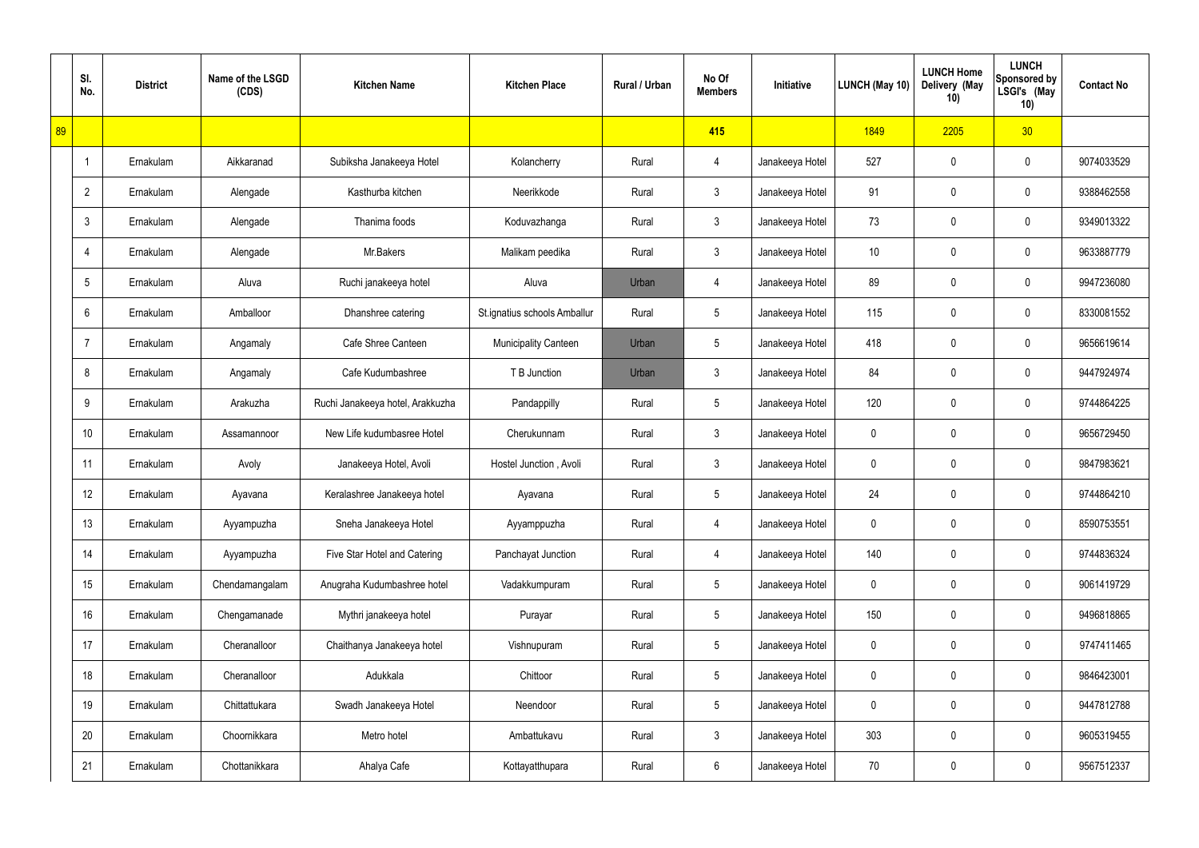| | Sl. No. | District | Name of the LSGD (CDS) | Kitchen Name | Kitchen Place | Rural / Urban | No Of Members | Initiative | LUNCH (May 10) | LUNCH Home Delivery (May 10) | LUNCH Sponsored by LSGI's (May 10) | Contact No |
|---|---|---|---|---|---|---|---|---|---|---|---|---|
| 89 | | | | | | | 415 | | 1849 | 2205 | 30 | |
| | 1 | Ernakulam | Aikkaranad | Subiksha Janakeeya Hotel | Kolancherry | Rural | 4 | Janakeeya Hotel | 527 | 0 | 0 | 9074033529 |
| | 2 | Ernakulam | Alengade | Kasthurba kitchen | Neerikkode | Rural | 3 | Janakeeya Hotel | 91 | 0 | 0 | 9388462558 |
| | 3 | Ernakulam | Alengade | Thanima foods | Koduvazhanga | Rural | 3 | Janakeeya Hotel | 73 | 0 | 0 | 9349013322 |
| | 4 | Ernakulam | Alengade | Mr.Bakers | Malikam peedika | Rural | 3 | Janakeeya Hotel | 10 | 0 | 0 | 9633887779 |
| | 5 | Ernakulam | Aluva | Ruchi janakeeya hotel | Aluva | Urban | 4 | Janakeeya Hotel | 89 | 0 | 0 | 9947236080 |
| | 6 | Ernakulam | Amballoor | Dhanshree catering | St.ignatius schools Amballur | Rural | 5 | Janakeeya Hotel | 115 | 0 | 0 | 8330081552 |
| | 7 | Ernakulam | Angamaly | Cafe Shree Canteen | Municipality Canteen | Urban | 5 | Janakeeya Hotel | 418 | 0 | 0 | 9656619614 |
| | 8 | Ernakulam | Angamaly | Cafe Kudumbashree | T B Junction | Urban | 3 | Janakeeya Hotel | 84 | 0 | 0 | 9447924974 |
| | 9 | Ernakulam | Arakuzha | Ruchi Janakeeya hotel, Arakkuzha | Pandappilly | Rural | 5 | Janakeeya Hotel | 120 | 0 | 0 | 9744864225 |
| | 10 | Ernakulam | Assamannoor | New Life kudumbasree Hotel | Cherukunnam | Rural | 3 | Janakeeya Hotel | 0 | 0 | 0 | 9656729450 |
| | 11 | Ernakulam | Avoly | Janakeeya Hotel, Avoli | Hostel Junction , Avoli | Rural | 3 | Janakeeya Hotel | 0 | 0 | 0 | 9847983621 |
| | 12 | Ernakulam | Ayavana | Keralashree Janakeeya hotel | Ayavana | Rural | 5 | Janakeeya Hotel | 24 | 0 | 0 | 9744864210 |
| | 13 | Ernakulam | Ayyampuzha | Sneha Janakeeya Hotel | Ayyamppuzha | Rural | 4 | Janakeeya Hotel | 0 | 0 | 0 | 8590753551 |
| | 14 | Ernakulam | Ayyampuzha | Five Star Hotel and Catering | Panchayat Junction | Rural | 4 | Janakeeya Hotel | 140 | 0 | 0 | 9744836324 |
| | 15 | Ernakulam | Chendamangalam | Anugraha Kudumbashree hotel | Vadakkumpuram | Rural | 5 | Janakeeya Hotel | 0 | 0 | 0 | 9061419729 |
| | 16 | Ernakulam | Chengamanade | Mythri janakeeya hotel | Purayar | Rural | 5 | Janakeeya Hotel | 150 | 0 | 0 | 9496818865 |
| | 17 | Ernakulam | Cheranalloor | Chaithanya Janakeeya hotel | Vishnupuram | Rural | 5 | Janakeeya Hotel | 0 | 0 | 0 | 9747411465 |
| | 18 | Ernakulam | Cheranalloor | Adukkala | Chittoor | Rural | 5 | Janakeeya Hotel | 0 | 0 | 0 | 9846423001 |
| | 19 | Ernakulam | Chittattukara | Swadh Janakeeya Hotel | Neendoor | Rural | 5 | Janakeeya Hotel | 0 | 0 | 0 | 9447812788 |
| | 20 | Ernakulam | Choornikkara | Metro hotel | Ambattukavu | Rural | 3 | Janakeeya Hotel | 303 | 0 | 0 | 9605319455 |
| | 21 | Ernakulam | Chottanikkara | Ahalya Cafe | Kottayatthupara | Rural | 6 | Janakeeya Hotel | 70 | 0 | 0 | 9567512337 |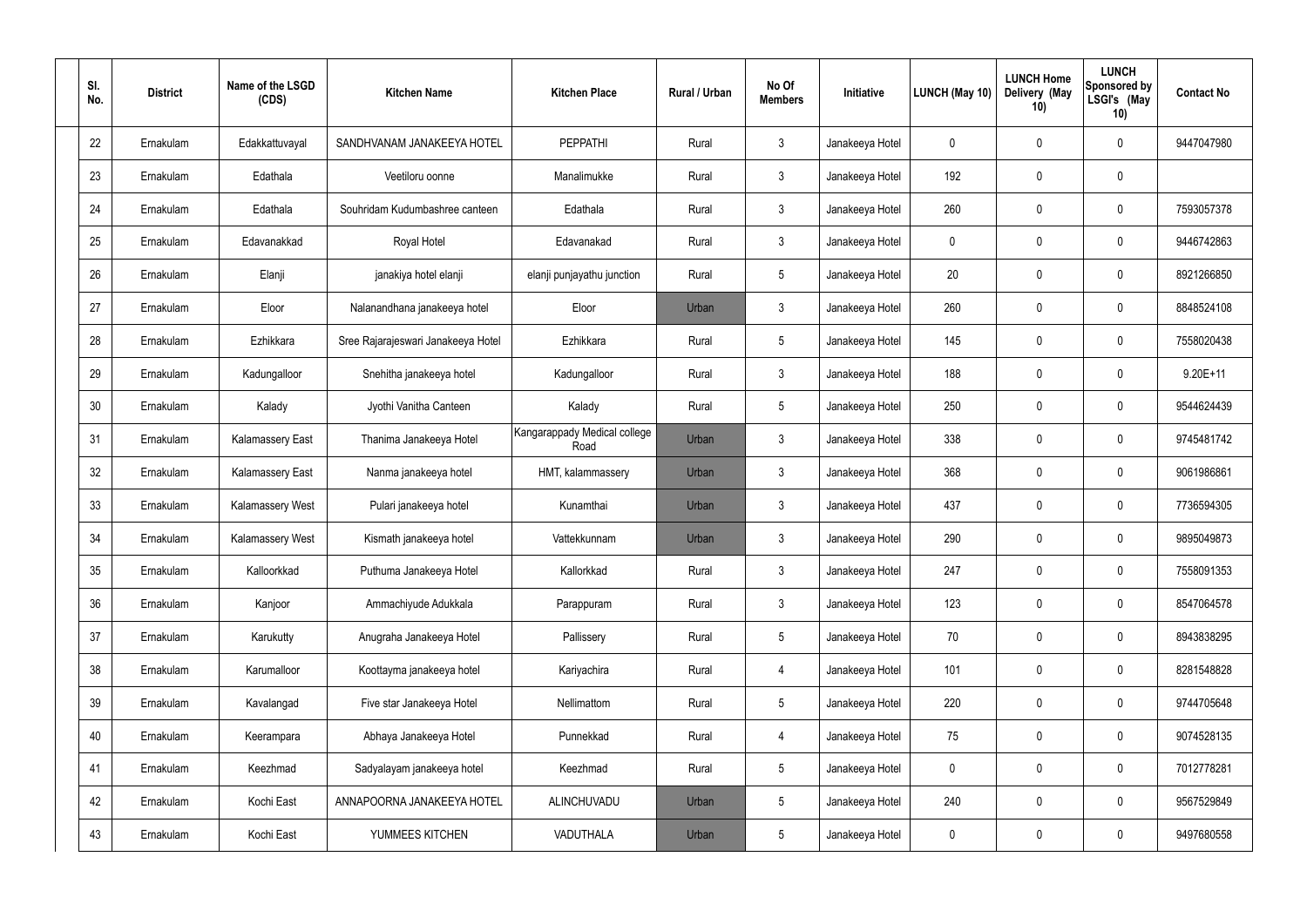| Sl. No. | District | Name of the LSGD (CDS) | Kitchen Name | Kitchen Place | Rural / Urban | No Of Members | Initiative | LUNCH (May 10) | LUNCH Home Delivery (May 10) | LUNCH Sponsored by LSGI's (May 10) | Contact No |
|---|---|---|---|---|---|---|---|---|---|---|---|
| 22 | Ernakulam | Edakkattuvayal | SANDHVANAM JANAKEEYA HOTEL | PEPPATHI | Rural | 3 | Janakeeya Hotel | 0 | 0 | 0 | 9447047980 |
| 23 | Ernakulam | Edathala | Veetiloru oonne | Manalimukke | Rural | 3 | Janakeeya Hotel | 192 | 0 | 0 | |
| 24 | Ernakulam | Edathala | Souhridam Kudumbashree canteen | Edathala | Rural | 3 | Janakeeya Hotel | 260 | 0 | 0 | 7593057378 |
| 25 | Ernakulam | Edavanakkad | Royal Hotel | Edavanakad | Rural | 3 | Janakeeya Hotel | 0 | 0 | 0 | 9446742863 |
| 26 | Ernakulam | Elanji | janakiya hotel elanji | elanji punjayathu junction | Rural | 5 | Janakeeya Hotel | 20 | 0 | 0 | 8921266850 |
| 27 | Ernakulam | Eloor | Nalanandhana janakeeya hotel | Eloor | Urban | 3 | Janakeeya Hotel | 260 | 0 | 0 | 8848524108 |
| 28 | Ernakulam | Ezhikkara | Sree Rajarajeswari Janakeeya Hotel | Ezhikkara | Rural | 5 | Janakeeya Hotel | 145 | 0 | 0 | 7558020438 |
| 29 | Ernakulam | Kadungalloor | Snehitha janakeeya hotel | Kadungalloor | Rural | 3 | Janakeeya Hotel | 188 | 0 | 0 | 9.20E+11 |
| 30 | Ernakulam | Kalady | Jyothi Vanitha Canteen | Kalady | Rural | 5 | Janakeeya Hotel | 250 | 0 | 0 | 9544624439 |
| 31 | Ernakulam | Kalamassery East | Thanima Janakeeya Hotel | Kangarappady Medical college Road | Urban | 3 | Janakeeya Hotel | 338 | 0 | 0 | 9745481742 |
| 32 | Ernakulam | Kalamassery East | Nanma janakeeya hotel | HMT, kalammassery | Urban | 3 | Janakeeya Hotel | 368 | 0 | 0 | 9061986861 |
| 33 | Ernakulam | Kalamassery West | Pulari janakeeya hotel | Kunamthai | Urban | 3 | Janakeeya Hotel | 437 | 0 | 0 | 7736594305 |
| 34 | Ernakulam | Kalamassery West | Kismath janakeeya hotel | Vattekkunnam | Urban | 3 | Janakeeya Hotel | 290 | 0 | 0 | 9895049873 |
| 35 | Ernakulam | Kalloorkkad | Puthuma Janakeeya Hotel | Kallorkkad | Rural | 3 | Janakeeya Hotel | 247 | 0 | 0 | 7558091353 |
| 36 | Ernakulam | Kanjoor | Ammachiyude Adukkala | Parappuram | Rural | 3 | Janakeeya Hotel | 123 | 0 | 0 | 8547064578 |
| 37 | Ernakulam | Karukutty | Anugraha Janakeeya Hotel | Pallissery | Rural | 5 | Janakeeya Hotel | 70 | 0 | 0 | 8943838295 |
| 38 | Ernakulam | Karumalloor | Koottayma janakeeya hotel | Kariyachira | Rural | 4 | Janakeeya Hotel | 101 | 0 | 0 | 8281548828 |
| 39 | Ernakulam | Kavalangad | Five star Janakeeya Hotel | Nellimattom | Rural | 5 | Janakeeya Hotel | 220 | 0 | 0 | 9744705648 |
| 40 | Ernakulam | Keerampara | Abhaya Janakeeya Hotel | Punnekkad | Rural | 4 | Janakeeya Hotel | 75 | 0 | 0 | 9074528135 |
| 41 | Ernakulam | Keezhmad | Sadyalayam janakeeya hotel | Keezhmad | Rural | 5 | Janakeeya Hotel | 0 | 0 | 0 | 7012778281 |
| 42 | Ernakulam | Kochi East | ANNAPOORNA JANAKEEYA HOTEL | ALINCHUVADU | Urban | 5 | Janakeeya Hotel | 240 | 0 | 0 | 9567529849 |
| 43 | Ernakulam | Kochi East | YUMMEES KITCHEN | VADUTHALA | Urban | 5 | Janakeeya Hotel | 0 | 0 | 0 | 9497680558 |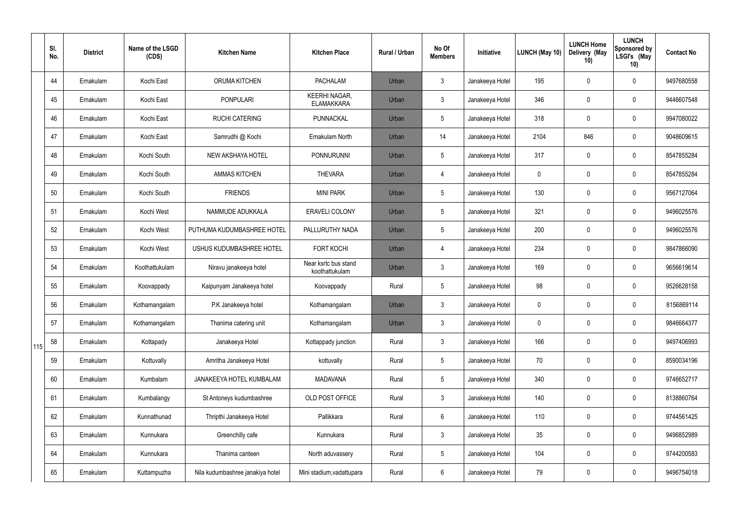|  | Sl. No. | District | Name of the LSGD (CDS) | Kitchen Name | Kitchen Place | Rural / Urban | No Of Members | Initiative | LUNCH (May 10) | LUNCH Home Delivery (May 10) | LUNCH Sponsored by LSGI's (May 10) | Contact No |
|---|---|---|---|---|---|---|---|---|---|---|---|---|
|  | 44 | Ernakulam | Kochi East | ORUMA KITCHEN | PACHALAM | Urban | 3 | Janakeeya Hotel | 195 | 0 | 0 | 9497680558 |
|  | 45 | Ernakulam | Kochi East | PONPULARI | KEERHI NAGAR, ELAMAKKARA | Urban | 3 | Janakeeya Hotel | 346 | 0 | 0 | 9446607548 |
|  | 46 | Ernakulam | Kochi East | RUCHI CATERING | PUNNACKAL | Urban | 5 | Janakeeya Hotel | 318 | 0 | 0 | 9947080022 |
|  | 47 | Ernakulam | Kochi East | Samrudhi @ Kochi | Ernakulam North | Urban | 14 | Janakeeya Hotel | 2104 | 846 | 0 | 9048609615 |
|  | 48 | Ernakulam | Kochi South | NEW AKSHAYA HOTEL | PONNURUNNI | Urban | 5 | Janakeeya Hotel | 317 | 0 | 0 | 8547855284 |
|  | 49 | Ernakulam | Kochi South | AMMAS KITCHEN | THEVARA | Urban | 4 | Janakeeya Hotel | 0 | 0 | 0 | 8547855284 |
|  | 50 | Ernakulam | Kochi South | FRIENDS | MINI PARK | Urban | 5 | Janakeeya Hotel | 130 | 0 | 0 | 9567127064 |
|  | 51 | Ernakulam | Kochi West | NAMMUDE ADUKKALA | ERAVELI COLONY | Urban | 5 | Janakeeya Hotel | 321 | 0 | 0 | 9496025576 |
|  | 52 | Ernakulam | Kochi West | PUTHUMA KUDUMBASHREE HOTEL | PALLURUTHY NADA | Urban | 5 | Janakeeya Hotel | 200 | 0 | 0 | 9496025576 |
|  | 53 | Ernakulam | Kochi West | USHUS KUDUMBASHREE HOTEL | FORT KOCHI | Urban | 4 | Janakeeya Hotel | 234 | 0 | 0 | 9847866090 |
|  | 54 | Ernakulam | Koothattukulam | Niravu janakeeya hotel | Near ksrtc bus stand koothattukulam | Urban | 3 | Janakeeya Hotel | 169 | 0 | 0 | 9656619614 |
|  | 55 | Ernakulam | Koovappady | Kaipunyam Janakeeya hotel | Koovappady | Rural | 5 | Janakeeya Hotel | 98 | 0 | 0 | 9526628158 |
|  | 56 | Ernakulam | Kothamangalam | P.K Janakeeya hotel | Kothamangalam | Urban | 3 | Janakeeya Hotel | 0 | 0 | 0 | 8156869114 |
|  | 57 | Ernakulam | Kothamangalam | Thanima catering unit | Kothamangalam | Urban | 3 | Janakeeya Hotel | 0 | 0 | 0 | 9846664377 |
| 115 | 58 | Ernakulam | Kottapady | Janakeeya Hotel | Kottappady junction | Rural | 3 | Janakeeya Hotel | 166 | 0 | 0 | 9497406993 |
|  | 59 | Ernakulam | Kottuvally | Amritha Janakeeya Hotel | kottuvally | Rural | 5 | Janakeeya Hotel | 70 | 0 | 0 | 8590034196 |
|  | 60 | Ernakulam | Kumbalam | JANAKEEYA HOTEL KUMBALAM | MADAVANA | Rural | 5 | Janakeeya Hotel | 340 | 0 | 0 | 9746652717 |
|  | 61 | Ernakulam | Kumbalangy | St Antoneys kudumbashree | OLD POST OFFICE | Rural | 3 | Janakeeya Hotel | 140 | 0 | 0 | 8138860764 |
|  | 62 | Ernakulam | Kunnathunad | Thripthi Janakeeya Hotel | Pallikkara | Rural | 6 | Janakeeya Hotel | 110 | 0 | 0 | 9744561425 |
|  | 63 | Ernakulam | Kunnukara | Greenchilly cafe | Kunnukara | Rural | 3 | Janakeeya Hotel | 35 | 0 | 0 | 9496852989 |
|  | 64 | Ernakulam | Kunnukara | Thanima canteen | North aduvassery | Rural | 5 | Janakeeya Hotel | 104 | 0 | 0 | 9744200583 |
|  | 65 | Ernakulam | Kuttampuzha | Nila kudumbashree janakiya hotel | Mini stadium,vadattupara | Rural | 6 | Janakeeya Hotel | 79 | 0 | 0 | 9496754018 |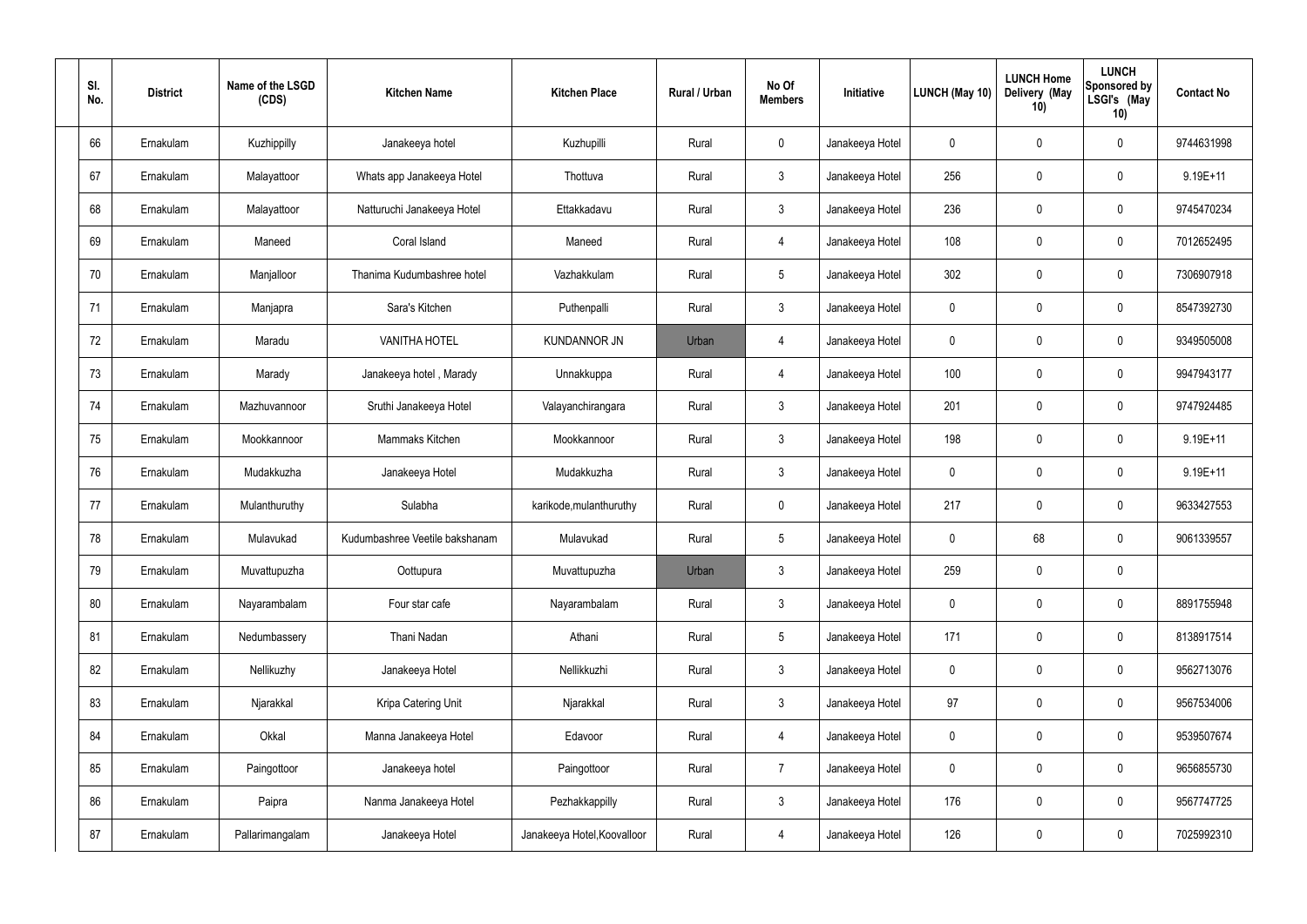| Sl. No. | District | Name of the LSGD (CDS) | Kitchen Name | Kitchen Place | Rural / Urban | No Of Members | Initiative | LUNCH (May 10) | LUNCH Home Delivery (May 10) | LUNCH Sponsored by LSGI's (May 10) | Contact No |
|---|---|---|---|---|---|---|---|---|---|---|---|
| 66 | Ernakulam | Kuzhippilly | Janakeeya hotel | Kuzhupilli | Rural | 0 | Janakeeya Hotel | 0 | 0 | 0 | 9744631998 |
| 67 | Ernakulam | Malayattoor | Whats app Janakeeya Hotel | Thottuva | Rural | 3 | Janakeeya Hotel | 256 | 0 | 0 | 9.19E+11 |
| 68 | Ernakulam | Malayattoor | Natturuchi Janakeeya Hotel | Ettakkadavu | Rural | 3 | Janakeeya Hotel | 236 | 0 | 0 | 9745470234 |
| 69 | Ernakulam | Maneed | Coral Island | Maneed | Rural | 4 | Janakeeya Hotel | 108 | 0 | 0 | 7012652495 |
| 70 | Ernakulam | Manjalloor | Thanima Kudumbashree hotel | Vazhakkulam | Rural | 5 | Janakeeya Hotel | 302 | 0 | 0 | 7306907918 |
| 71 | Ernakulam | Manjapra | Sara's Kitchen | Puthenpalli | Rural | 3 | Janakeeya Hotel | 0 | 0 | 0 | 8547392730 |
| 72 | Ernakulam | Maradu | VANITHA HOTEL | KUNDANNOR JN | Urban | 4 | Janakeeya Hotel | 0 | 0 | 0 | 9349505008 |
| 73 | Ernakulam | Marady | Janakeeya hotel , Marady | Unnakkuppa | Rural | 4 | Janakeeya Hotel | 100 | 0 | 0 | 9947943177 |
| 74 | Ernakulam | Mazhuvannoor | Sruthi Janakeeya Hotel | Valayanchirangara | Rural | 3 | Janakeeya Hotel | 201 | 0 | 0 | 9747924485 |
| 75 | Ernakulam | Mookkannoor | Mammaks Kitchen | Mookkannoor | Rural | 3 | Janakeeya Hotel | 198 | 0 | 0 | 9.19E+11 |
| 76 | Ernakulam | Mudakkuzha | Janakeeya Hotel | Mudakkuzha | Rural | 3 | Janakeeya Hotel | 0 | 0 | 0 | 9.19E+11 |
| 77 | Ernakulam | Mulanthuruthy | Sulabha | karikode,mulanthuruthy | Rural | 0 | Janakeeya Hotel | 217 | 0 | 0 | 9633427553 |
| 78 | Ernakulam | Mulavukad | Kudumbashree Veetile bakshanam | Mulavukad | Rural | 5 | Janakeeya Hotel | 0 | 68 | 0 | 9061339557 |
| 79 | Ernakulam | Muvattupuzha | Oottupura | Muvattupuzha | Urban | 3 | Janakeeya Hotel | 259 | 0 | 0 | |
| 80 | Ernakulam | Nayarambalam | Four star cafe | Nayarambalam | Rural | 3 | Janakeeya Hotel | 0 | 0 | 0 | 8891755948 |
| 81 | Ernakulam | Nedumbassery | Thani Nadan | Athani | Rural | 5 | Janakeeya Hotel | 171 | 0 | 0 | 8138917514 |
| 82 | Ernakulam | Nellikuzhy | Janakeeya Hotel | Nellikkuzhi | Rural | 3 | Janakeeya Hotel | 0 | 0 | 0 | 9562713076 |
| 83 | Ernakulam | Njarakkal | Kripa Catering Unit | Njarakkal | Rural | 3 | Janakeeya Hotel | 97 | 0 | 0 | 9567534006 |
| 84 | Ernakulam | Okkal | Manna Janakeeya Hotel | Edavoor | Rural | 4 | Janakeeya Hotel | 0 | 0 | 0 | 9539507674 |
| 85 | Ernakulam | Paingottoor | Janakeeya hotel | Paingottoor | Rural | 7 | Janakeeya Hotel | 0 | 0 | 0 | 9656855730 |
| 86 | Ernakulam | Paipra | Nanma Janakeeya Hotel | Pezhakkappilly | Rural | 3 | Janakeeya Hotel | 176 | 0 | 0 | 9567747725 |
| 87 | Ernakulam | Pallarimangalam | Janakeeya Hotel | Janakeeya Hotel,Koovalloor | Rural | 4 | Janakeeya Hotel | 126 | 0 | 0 | 7025992310 |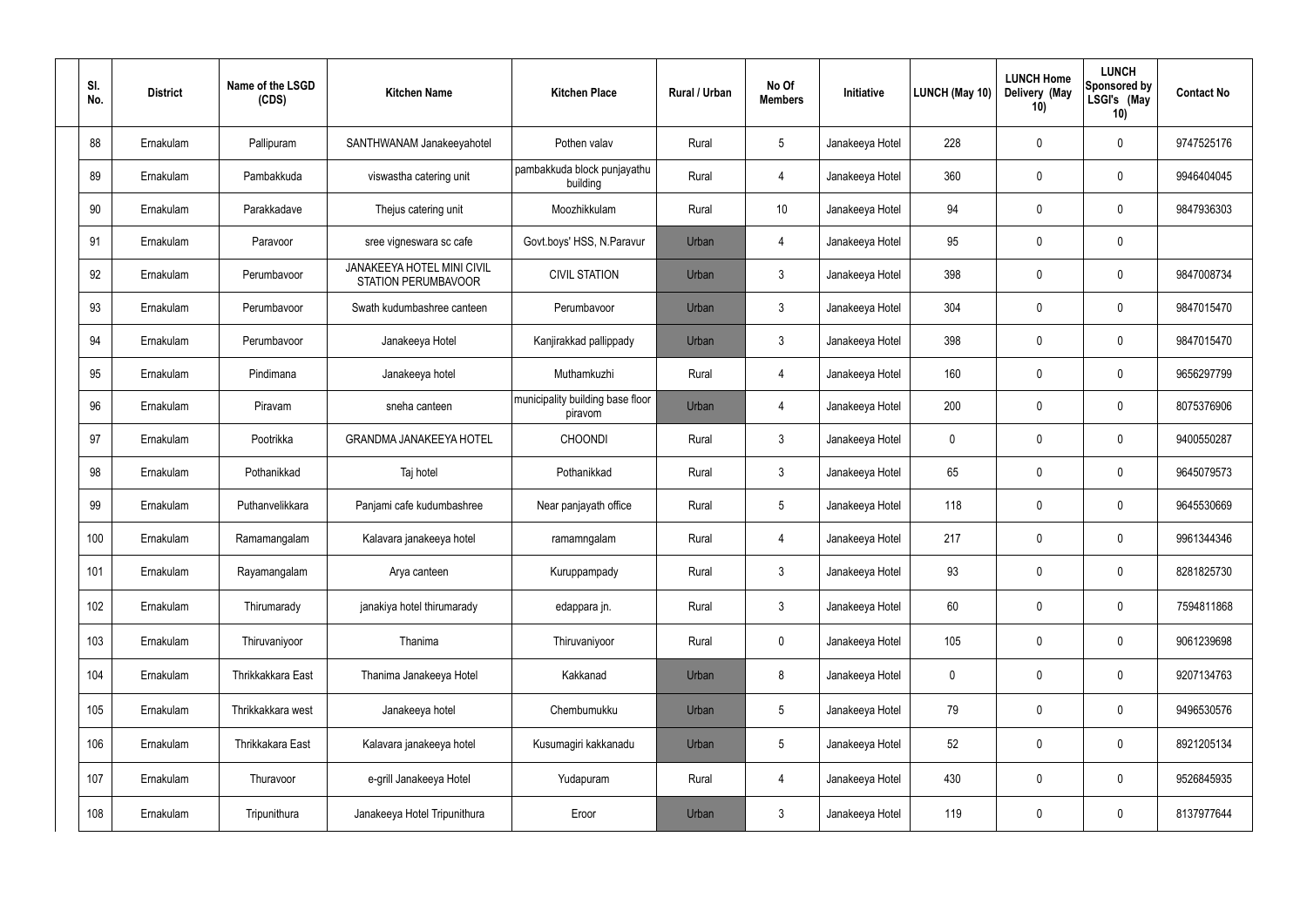| Sl. No. | District | Name of the LSGD (CDS) | Kitchen Name | Kitchen Place | Rural / Urban | No Of Members | Initiative | LUNCH (May 10) | LUNCH Home Delivery (May 10) | LUNCH Sponsored by LSGI's (May 10) | Contact No |
|---|---|---|---|---|---|---|---|---|---|---|---|
| 88 | Ernakulam | Pallipuram | SANTHWANAM Janakeeyahotel | Pothen valav | Rural | 5 | Janakeeya Hotel | 228 | 0 | 0 | 9747525176 |
| 89 | Ernakulam | Pambakkuda | viswastha catering unit | pambakkuda block punjayathu building | Rural | 4 | Janakeeya Hotel | 360 | 0 | 0 | 9946404045 |
| 90 | Ernakulam | Parakkadave | Thejus catering unit | Moozhikkulam | Rural | 10 | Janakeeya Hotel | 94 | 0 | 0 | 9847936303 |
| 91 | Ernakulam | Paravoor | sree vigneswara sc cafe | Govt.boys' HSS, N.Paravur | Urban | 4 | Janakeeya Hotel | 95 | 0 | 0 | |
| 92 | Ernakulam | Perumbavoor | JANAKEEYA HOTEL MINI CIVIL STATION PERUMBAVOOR | CIVIL STATION | Urban | 3 | Janakeeya Hotel | 398 | 0 | 0 | 9847008734 |
| 93 | Ernakulam | Perumbavoor | Swath kudumbashree canteen | Perumbavoor | Urban | 3 | Janakeeya Hotel | 304 | 0 | 0 | 9847015470 |
| 94 | Ernakulam | Perumbavoor | Janakeeya Hotel | Kanjirakkad pallippady | Urban | 3 | Janakeeya Hotel | 398 | 0 | 0 | 9847015470 |
| 95 | Ernakulam | Pindimana | Janakeeya hotel | Muthamkuzhi | Rural | 4 | Janakeeya Hotel | 160 | 0 | 0 | 9656297799 |
| 96 | Ernakulam | Piravam | sneha canteen | municipality building base floor piravom | Urban | 4 | Janakeeya Hotel | 200 | 0 | 0 | 8075376906 |
| 97 | Ernakulam | Pootrikka | GRANDMA JANAKEEYA HOTEL | CHOONDI | Rural | 3 | Janakeeya Hotel | 0 | 0 | 0 | 9400550287 |
| 98 | Ernakulam | Pothanikkad | Taj hotel | Pothanikkad | Rural | 3 | Janakeeya Hotel | 65 | 0 | 0 | 9645079573 |
| 99 | Ernakulam | Puthanvelikkara | Panjami cafe kudumbashree | Near panjayath office | Rural | 5 | Janakeeya Hotel | 118 | 0 | 0 | 9645530669 |
| 100 | Ernakulam | Ramamangalam | Kalavara janakeeya hotel | ramamngalam | Rural | 4 | Janakeeya Hotel | 217 | 0 | 0 | 9961344346 |
| 101 | Ernakulam | Rayamangalam | Arya canteen | Kuruppampady | Rural | 3 | Janakeeya Hotel | 93 | 0 | 0 | 8281825730 |
| 102 | Ernakulam | Thirumarady | janakiya hotel thirumarady | edappara jn. | Rural | 3 | Janakeeya Hotel | 60 | 0 | 0 | 7594811868 |
| 103 | Ernakulam | Thiruvaniyoor | Thanima | Thiruvaniyoor | Rural | 0 | Janakeeya Hotel | 105 | 0 | 0 | 9061239698 |
| 104 | Ernakulam | Thrikkakkara East | Thanima Janakeeya Hotel | Kakkanad | Urban | 8 | Janakeeya Hotel | 0 | 0 | 0 | 9207134763 |
| 105 | Ernakulam | Thrikkakkara west | Janakeeya hotel | Chembumukku | Urban | 5 | Janakeeya Hotel | 79 | 0 | 0 | 9496530576 |
| 106 | Ernakulam | Thrikkakara East | Kalavara janakeeya hotel | Kusumagiri kakkanadu | Urban | 5 | Janakeeya Hotel | 52 | 0 | 0 | 8921205134 |
| 107 | Ernakulam | Thuravoor | e-grill Janakeeya Hotel | Yudapuram | Rural | 4 | Janakeeya Hotel | 430 | 0 | 0 | 9526845935 |
| 108 | Ernakulam | Tripunithura | Janakeeya Hotel Tripunithura | Eroor | Urban | 3 | Janakeeya Hotel | 119 | 0 | 0 | 8137977644 |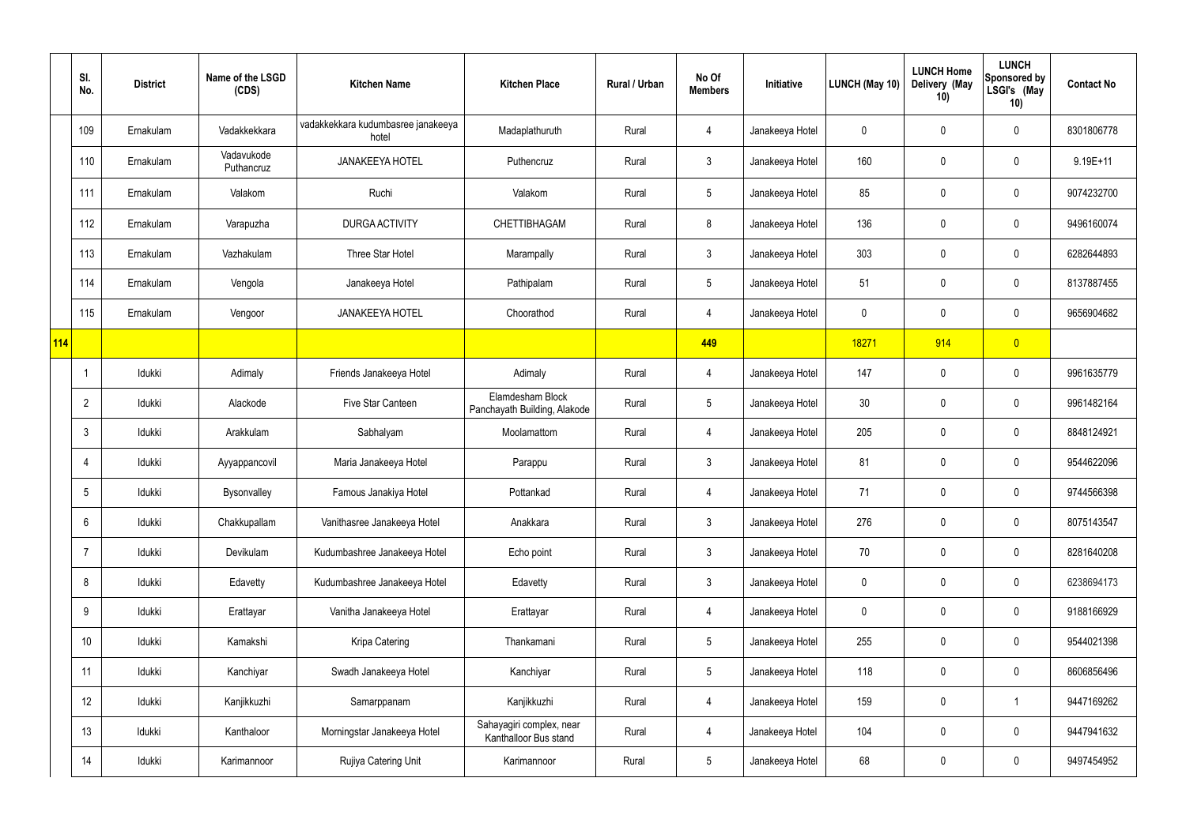|  | Sl. No. | District | Name of the LSGD (CDS) | Kitchen Name | Kitchen Place | Rural / Urban | No Of Members | Initiative | LUNCH (May 10) | LUNCH Home Delivery (May 10) | LUNCH Sponsored by LSGI's (May 10) | Contact No |
|---|---|---|---|---|---|---|---|---|---|---|---|---|
|  | 109 | Ernakulam | Vadakkekkara | vadakkekkara kudumbasree janakeeya hotel | Madaplathuruth | Rural | 4 | Janakeeya Hotel | 0 | 0 | 0 | 8301806778 |
|  | 110 | Ernakulam | Vadavukode Puthencruz | JANAKEEYA HOTEL | Puthencruz | Rural | 3 | Janakeeya Hotel | 160 | 0 | 0 | 9.19E+11 |
|  | 111 | Ernakulam | Valakom | Ruchi | Valakom | Rural | 5 | Janakeeya Hotel | 85 | 0 | 0 | 9074232700 |
|  | 112 | Ernakulam | Varapuzha | DURGA ACTIVITY | CHETTIBHAGAM | Rural | 8 | Janakeeya Hotel | 136 | 0 | 0 | 9496160074 |
|  | 113 | Ernakulam | Vazhakulam | Three Star Hotel | Marampally | Rural | 3 | Janakeeya Hotel | 303 | 0 | 0 | 6282644893 |
|  | 114 | Ernakulam | Vengola | Janakeeya Hotel | Pathipalam | Rural | 5 | Janakeeya Hotel | 51 | 0 | 0 | 8137887455 |
|  | 115 | Ernakulam | Vengoor | JANAKEEYA HOTEL | Choorathod | Rural | 4 | Janakeeya Hotel | 0 | 0 | 0 | 9656904682 |
| 114 |  |  |  |  |  |  | 449 |  | 18271 | 914 | 0 |  |
|  | 1 | Idukki | Adimaly | Friends Janakeeya Hotel | Adimaly | Rural | 4 | Janakeeya Hotel | 147 | 0 | 0 | 9961635779 |
|  | 2 | Idukki | Alackode | Five Star Canteen | Elamdesham Block Panchayath Building, Alakode | Rural | 5 | Janakeeya Hotel | 30 | 0 | 0 | 9961482164 |
|  | 3 | Idukki | Arakkulam | Sabhalyam | Moolamattom | Rural | 4 | Janakeeya Hotel | 205 | 0 | 0 | 8848124921 |
|  | 4 | Idukki | Ayyappancovil | Maria Janakeeya Hotel | Parappu | Rural | 3 | Janakeeya Hotel | 81 | 0 | 0 | 9544622096 |
|  | 5 | Idukki | Bysonvalley | Famous Janakiya Hotel | Pottankad | Rural | 4 | Janakeeya Hotel | 71 | 0 | 0 | 9744566398 |
|  | 6 | Idukki | Chakkupallam | Vanithasree Janakeeya Hotel | Anakkara | Rural | 3 | Janakeeya Hotel | 276 | 0 | 0 | 8075143547 |
|  | 7 | Idukki | Devikulam | Kudumbashree Janakeeya Hotel | Echo point | Rural | 3 | Janakeeya Hotel | 70 | 0 | 0 | 8281640208 |
|  | 8 | Idukki | Edavetty | Kudumbashree Janakeeya Hotel | Edavetty | Rural | 3 | Janakeeya Hotel | 0 | 0 | 0 | 6238694173 |
|  | 9 | Idukki | Erattayar | Vanitha Janakeeya Hotel | Erattayar | Rural | 4 | Janakeeya Hotel | 0 | 0 | 0 | 9188166929 |
|  | 10 | Idukki | Kamakshi | Kripa Catering | Thankamani | Rural | 5 | Janakeeya Hotel | 255 | 0 | 0 | 9544021398 |
|  | 11 | Idukki | Kanchiyar | Swadh Janakeeya Hotel | Kanchiyar | Rural | 5 | Janakeeya Hotel | 118 | 0 | 0 | 8606856496 |
|  | 12 | Idukki | Kanjikkuzhi | Samarppanam | Kanjikkuzhi | Rural | 4 | Janakeeya Hotel | 159 | 0 | 1 | 9447169262 |
|  | 13 | Idukki | Kanthaloor | Morningstar Janakeeya Hotel | Sahayagiri complex, near Kanthalloor Bus stand | Rural | 4 | Janakeeya Hotel | 104 | 0 | 0 | 9447941632 |
|  | 14 | Idukki | Karimannoor | Rujiya Catering Unit | Karimannoor | Rural | 5 | Janakeeya Hotel | 68 | 0 | 0 | 9497454952 |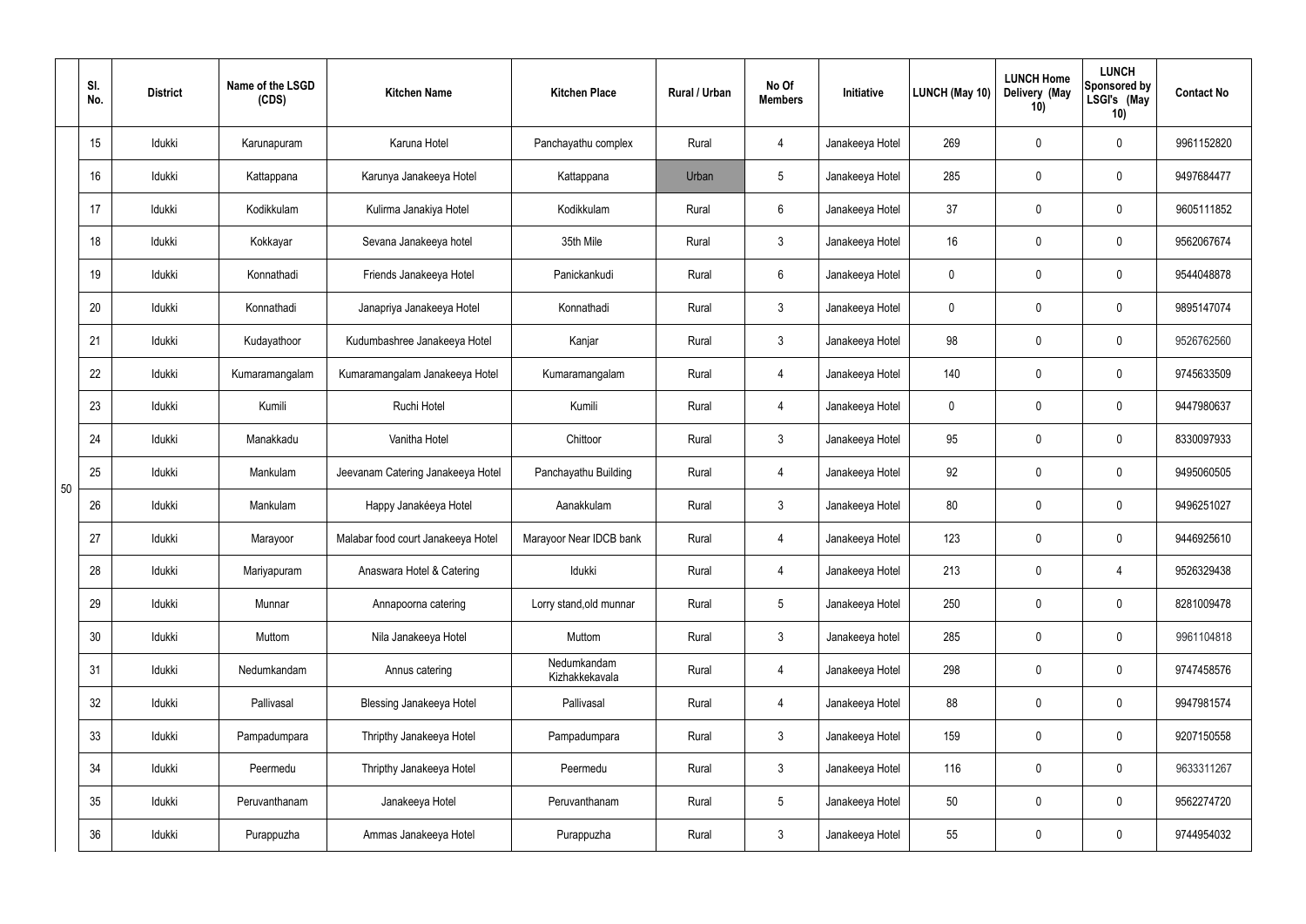|  | Sl. No. | District | Name of the LSGD (CDS) | Kitchen Name | Kitchen Place | Rural / Urban | No Of Members | Initiative | LUNCH (May 10) | LUNCH Home Delivery (May 10) | LUNCH Sponsored by LSGI's (May 10) | Contact No |
|---|---|---|---|---|---|---|---|---|---|---|---|---|
| 50 | 15 | Idukki | Karunapuram | Karuna Hotel | Panchayathu complex | Rural | 4 | Janakeeya Hotel | 269 | 0 | 0 | 9961152820 |
|  | 16 | Idukki | Kattappana | Karunya Janakeeya Hotel | Kattappana | Urban | 5 | Janakeeya Hotel | 285 | 0 | 0 | 9497684477 |
|  | 17 | Idukki | Kodikkulam | Kulirma Janakiya Hotel | Kodikkulam | Rural | 6 | Janakeeya Hotel | 37 | 0 | 0 | 9605111852 |
|  | 18 | Idukki | Kokkayar | Sevana Janakeeya hotel | 35th Mile | Rural | 3 | Janakeeya Hotel | 16 | 0 | 0 | 9562067674 |
|  | 19 | Idukki | Konnathadi | Friends Janakeeya Hotel | Panickankudi | Rural | 6 | Janakeeya Hotel | 0 | 0 | 0 | 9544048878 |
|  | 20 | Idukki | Konnathadi | Janapriya Janakeeya Hotel | Konnathadi | Rural | 3 | Janakeeya Hotel | 0 | 0 | 0 | 9895147074 |
|  | 21 | Idukki | Kudayathoor | Kudumbashree Janakeeya Hotel | Kanjar | Rural | 3 | Janakeeya Hotel | 98 | 0 | 0 | 9526762560 |
|  | 22 | Idukki | Kumaramangalam | Kumaramangalam Janakeeya Hotel | Kumaramangalam | Rural | 4 | Janakeeya Hotel | 140 | 0 | 0 | 9745633509 |
|  | 23 | Idukki | Kumili | Ruchi Hotel | Kumili | Rural | 4 | Janakeeya Hotel | 0 | 0 | 0 | 9447980637 |
|  | 24 | Idukki | Manakkadu | Vanitha Hotel | Chittoor | Rural | 3 | Janakeeya Hotel | 95 | 0 | 0 | 8330097933 |
|  | 25 | Idukki | Mankulam | Jeevanam Catering Janakeeya Hotel | Panchayathu Building | Rural | 4 | Janakeeya Hotel | 92 | 0 | 0 | 9495060505 |
|  | 26 | Idukki | Mankulam | Happy Janakéeya Hotel | Aanakkulam | Rural | 3 | Janakeeya Hotel | 80 | 0 | 0 | 9496251027 |
|  | 27 | Idukki | Marayoor | Malabar food court Janakeeya Hotel | Marayoor Near IDCB bank | Rural | 4 | Janakeeya Hotel | 123 | 0 | 0 | 9446925610 |
|  | 28 | Idukki | Mariyapuram | Anaswara Hotel & Catering | Idukki | Rural | 4 | Janakeeya Hotel | 213 | 0 | 4 | 9526329438 |
|  | 29 | Idukki | Munnar | Annapoorna catering | Lorry stand,old munnar | Rural | 5 | Janakeeya Hotel | 250 | 0 | 0 | 8281009478 |
|  | 30 | Idukki | Muttom | Nila Janakeeya Hotel | Muttom | Rural | 3 | Janakeeya hotel | 285 | 0 | 0 | 9961104818 |
|  | 31 | Idukki | Nedumkandam | Annus catering | Nedumkandam Kizhakkekavala | Rural | 4 | Janakeeya Hotel | 298 | 0 | 0 | 9747458576 |
|  | 32 | Idukki | Pallivasal | Blessing Janakeeya Hotel | Pallivasal | Rural | 4 | Janakeeya Hotel | 88 | 0 | 0 | 9947981574 |
|  | 33 | Idukki | Pampadumpara | Thripthy Janakeeya Hotel | Pampadumpara | Rural | 3 | Janakeeya Hotel | 159 | 0 | 0 | 9207150558 |
|  | 34 | Idukki | Peermedu | Thripthy Janakeeya Hotel | Peermedu | Rural | 3 | Janakeeya Hotel | 116 | 0 | 0 | 9633311267 |
|  | 35 | Idukki | Peruvanthanam | Janakeeya Hotel | Peruvanthanam | Rural | 5 | Janakeeya Hotel | 50 | 0 | 0 | 9562274720 |
|  | 36 | Idukki | Purappuzha | Ammas Janakeeya Hotel | Purappuzha | Rural | 3 | Janakeeya Hotel | 55 | 0 | 0 | 9744954032 |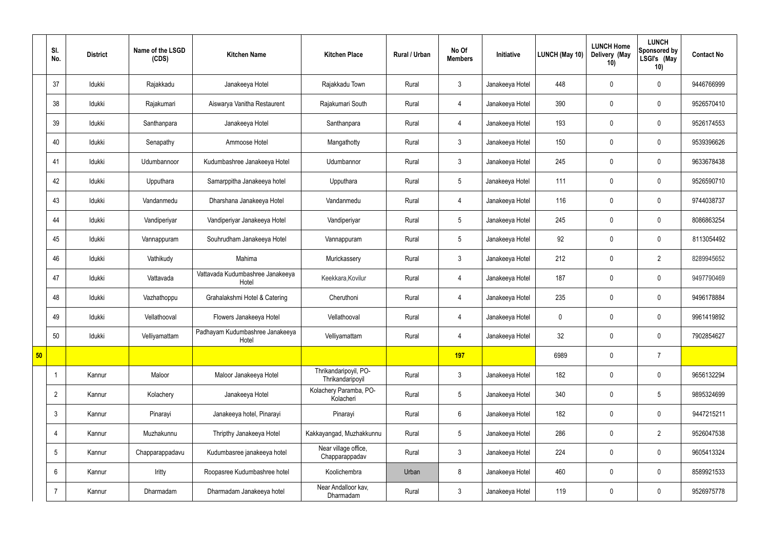| | Sl. No. | District | Name of the LSGD (CDS) | Kitchen Name | Kitchen Place | Rural / Urban | No Of Members | Initiative | LUNCH (May 10) | LUNCH Home Delivery (May 10) | LUNCH Sponsored by LSGI's (May 10) | Contact No |
|---|---|---|---|---|---|---|---|---|---|---|---|---|
| | 37 | Idukki | Rajakkadu | Janakeeya Hotel | Rajakkadu Town | Rural | 3 | Janakeeya Hotel | 448 | 0 | 0 | 9446766999 |
| | 38 | Idukki | Rajakumari | Aiswarya Vanitha Restaurent | Rajakumari South | Rural | 4 | Janakeeya Hotel | 390 | 0 | 0 | 9526570410 |
| | 39 | Idukki | Santhanpara | Janakeeya Hotel | Santhanpara | Rural | 4 | Janakeeya Hotel | 193 | 0 | 0 | 9526174553 |
| | 40 | Idukki | Senapathy | Ammoose Hotel | Mangathotty | Rural | 3 | Janakeeya Hotel | 150 | 0 | 0 | 9539396626 |
| | 41 | Idukki | Udumbannoor | Kudumbashree Janakeeya Hotel | Udumbannor | Rural | 3 | Janakeeya Hotel | 245 | 0 | 0 | 9633678438 |
| | 42 | Idukki | Upputhara | Samarppitha Janakeeya hotel | Upputhara | Rural | 5 | Janakeeya Hotel | 111 | 0 | 0 | 9526590710 |
| | 43 | Idukki | Vandanmedu | Dharshana Janakeeya Hotel | Vandanmedu | Rural | 4 | Janakeeya Hotel | 116 | 0 | 0 | 9744038737 |
| | 44 | Idukki | Vandiperiyar | Vandiperiyar Janakeeya Hotel | Vandiperiyar | Rural | 5 | Janakeeya Hotel | 245 | 0 | 0 | 8086863254 |
| | 45 | Idukki | Vannappuram | Souhrudham Janakeeya Hotel | Vannappuram | Rural | 5 | Janakeeya Hotel | 92 | 0 | 0 | 8113054492 |
| | 46 | Idukki | Vathikudy | Mahima | Murickassery | Rural | 3 | Janakeeya Hotel | 212 | 0 | 2 | 8289945652 |
| | 47 | Idukki | Vattavada | Vattavada Kudumbashree Janakeeya Hotel | Keekkara,Kovilur | Rural | 4 | Janakeeya Hotel | 187 | 0 | 0 | 9497790469 |
| | 48 | Idukki | Vazhathoppu | Grahalakshmi Hotel & Catering | Cheruthoni | Rural | 4 | Janakeeya Hotel | 235 | 0 | 0 | 9496178884 |
| | 49 | Idukki | Vellathooval | Flowers Janakeeya Hotel | Vellathooval | Rural | 4 | Janakeeya Hotel | 0 | 0 | 0 | 9961419892 |
| | 50 | Idukki | Velliyamattam | Padhayam Kudumbashree Janakeeya Hotel | Velliyamattam | Rural | 4 | Janakeeya Hotel | 32 | 0 | 0 | 7902854627 |
| 50 | | | | | | | 197 | | 6989 | 0 | 7 | |
| | 1 | Kannur | Maloor | Maloor Janakeeya Hotel | Thrikandaripoyil, PO-Thrikandaripoyil | Rural | 3 | Janakeeya Hotel | 182 | 0 | 0 | 9656132294 |
| | 2 | Kannur | Kolachery | Janakeeya Hotel | Kolachery Paramba, PO-Kolacheri | Rural | 5 | Janakeeya Hotel | 340 | 0 | 5 | 9895324699 |
| | 3 | Kannur | Pinarayi | Janakeeya hotel, Pinarayi | Pinarayi | Rural | 6 | Janakeeya Hotel | 182 | 0 | 0 | 9447215211 |
| | 4 | Kannur | Muzhakunnu | Thripthy Janakeeya Hotel | Kakkayangad, Muzhakkunnu | Rural | 5 | Janakeeya Hotel | 286 | 0 | 2 | 9526047538 |
| | 5 | Kannur | Chapparappadavu | Kudumbasree janakeeya hotel | Near village office, Chapparappadav | Rural | 3 | Janakeeya Hotel | 224 | 0 | 0 | 9605413324 |
| | 6 | Kannur | Iritty | Roopasree Kudumbashree hotel | Koolichembra | Urban | 8 | Janakeeya Hotel | 460 | 0 | 0 | 8589921533 |
| | 7 | Kannur | Dharmadam | Dharmadam Janakeeya hotel | Near Andalloor kav, Dharmadam | Rural | 3 | Janakeeya Hotel | 119 | 0 | 0 | 9526975778 |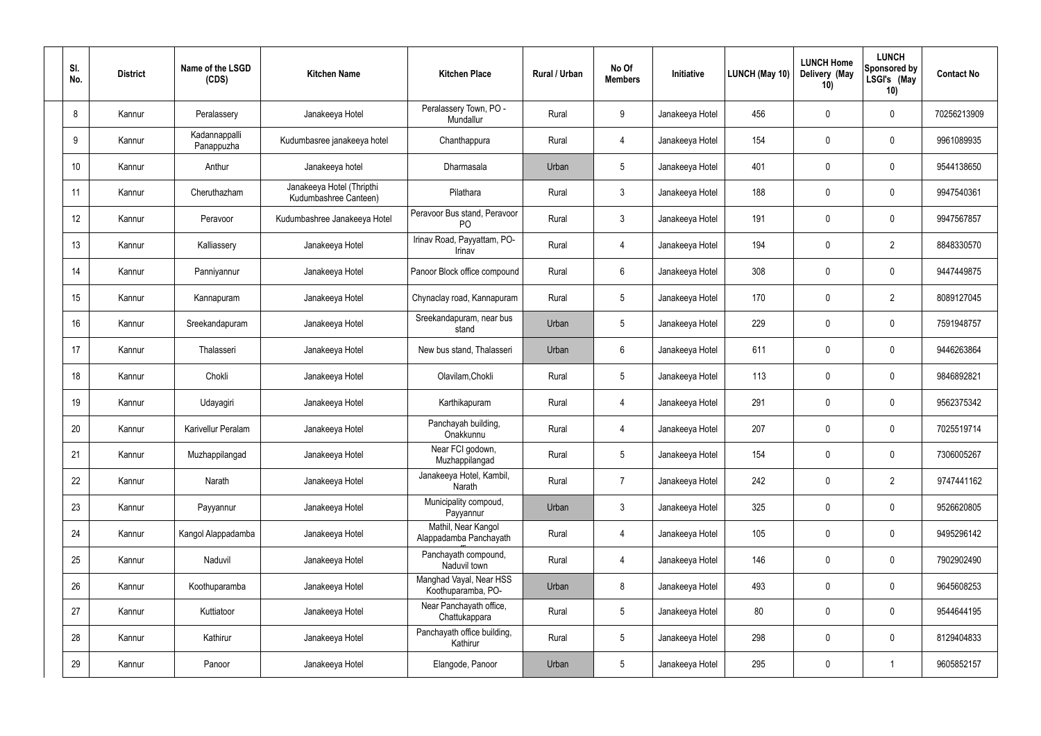| Sl. No. | District | Name of the LSGD (CDS) | Kitchen Name | Kitchen Place | Rural / Urban | No Of Members | Initiative | LUNCH (May 10) | LUNCH Home Delivery (May 10) | LUNCH Sponsored by LSGI's (May 10) | Contact No |
|---|---|---|---|---|---|---|---|---|---|---|---|
| 8 | Kannur | Peralassery | Janakeeya Hotel | Peralassery Town, PO - Mundallur | Rural | 9 | Janakeeya Hotel | 456 | 0 | 0 | 70256213909 |
| 9 | Kannur | Kadannappalli Panappuzha | Kudumbasree janakeeya hotel | Chanthappura | Rural | 4 | Janakeeya Hotel | 154 | 0 | 0 | 9961089935 |
| 10 | Kannur | Anthur | Janakeeya hotel | Dharmasala | Urban | 5 | Janakeeya Hotel | 401 | 0 | 0 | 9544138650 |
| 11 | Kannur | Cheruthazham | Janakeeya Hotel (Thripthi Kudumbashree Canteen) | Pilathara | Rural | 3 | Janakeeya Hotel | 188 | 0 | 0 | 9947540361 |
| 12 | Kannur | Peravoor | Kudumbashree Janakeeya Hotel | Peravoor Bus stand, Peravoor PO | Rural | 3 | Janakeeya Hotel | 191 | 0 | 0 | 9947567857 |
| 13 | Kannur | Kalliassery | Janakeeya Hotel | Irinav Road, Payyattam, PO-Irinav | Rural | 4 | Janakeeya Hotel | 194 | 0 | 2 | 8848330570 |
| 14 | Kannur | Panniyannur | Janakeeya Hotel | Panoor Block office compound | Rural | 6 | Janakeeya Hotel | 308 | 0 | 0 | 9447449875 |
| 15 | Kannur | Kannapuram | Janakeeya Hotel | Chynaclay road, Kannapuram | Rural | 5 | Janakeeya Hotel | 170 | 0 | 2 | 8089127045 |
| 16 | Kannur | Sreekandapuram | Janakeeya Hotel | Sreekandapuram, near bus stand | Urban | 5 | Janakeeya Hotel | 229 | 0 | 0 | 7591948757 |
| 17 | Kannur | Thalasseri | Janakeeya Hotel | New bus stand, Thalasseri | Urban | 6 | Janakeeya Hotel | 611 | 0 | 0 | 9446263864 |
| 18 | Kannur | Chokli | Janakeeya Hotel | Olavilam,Chokli | Rural | 5 | Janakeeya Hotel | 113 | 0 | 0 | 9846892821 |
| 19 | Kannur | Udayagiri | Janakeeya Hotel | Karthikapuram | Rural | 4 | Janakeeya Hotel | 291 | 0 | 0 | 9562375342 |
| 20 | Kannur | Karivellur Peralam | Janakeeya Hotel | Panchayah building, Onakkunnu | Rural | 4 | Janakeeya Hotel | 207 | 0 | 0 | 7025519714 |
| 21 | Kannur | Muzhappilangad | Janakeeya Hotel | Near FCI godown, Muzhappilangad | Rural | 5 | Janakeeya Hotel | 154 | 0 | 0 | 7306005267 |
| 22 | Kannur | Narath | Janakeeya Hotel | Janakeeya Hotel, Kambil, Narath | Rural | 7 | Janakeeya Hotel | 242 | 0 | 2 | 9747441162 |
| 23 | Kannur | Payyannur | Janakeeya Hotel | Municipality compoud, Payyannur | Urban | 3 | Janakeeya Hotel | 325 | 0 | 0 | 9526620805 |
| 24 | Kannur | Kangol Alappadamba | Janakeeya Hotel | Mathil, Near Kangol Alappadamba Panchayath | Rural | 4 | Janakeeya Hotel | 105 | 0 | 0 | 9495296142 |
| 25 | Kannur | Naduvil | Janakeeya Hotel | Panchayath compound, Naduvil town | Rural | 4 | Janakeeya Hotel | 146 | 0 | 0 | 7902902490 |
| 26 | Kannur | Koothuparamba | Janakeeya Hotel | Manghad Vayal, Near HSS Koothuparamba, PO- | Urban | 8 | Janakeeya Hotel | 493 | 0 | 0 | 9645608253 |
| 27 | Kannur | Kuttiatoor | Janakeeya Hotel | Near Panchayath office, Chattukappara | Rural | 5 | Janakeeya Hotel | 80 | 0 | 0 | 9544644195 |
| 28 | Kannur | Kathirur | Janakeeya Hotel | Panchayath office building, Kathirur | Rural | 5 | Janakeeya Hotel | 298 | 0 | 0 | 8129404833 |
| 29 | Kannur | Panoor | Janakeeya Hotel | Elangode, Panoor | Urban | 5 | Janakeeya Hotel | 295 | 0 | 1 | 9605852157 |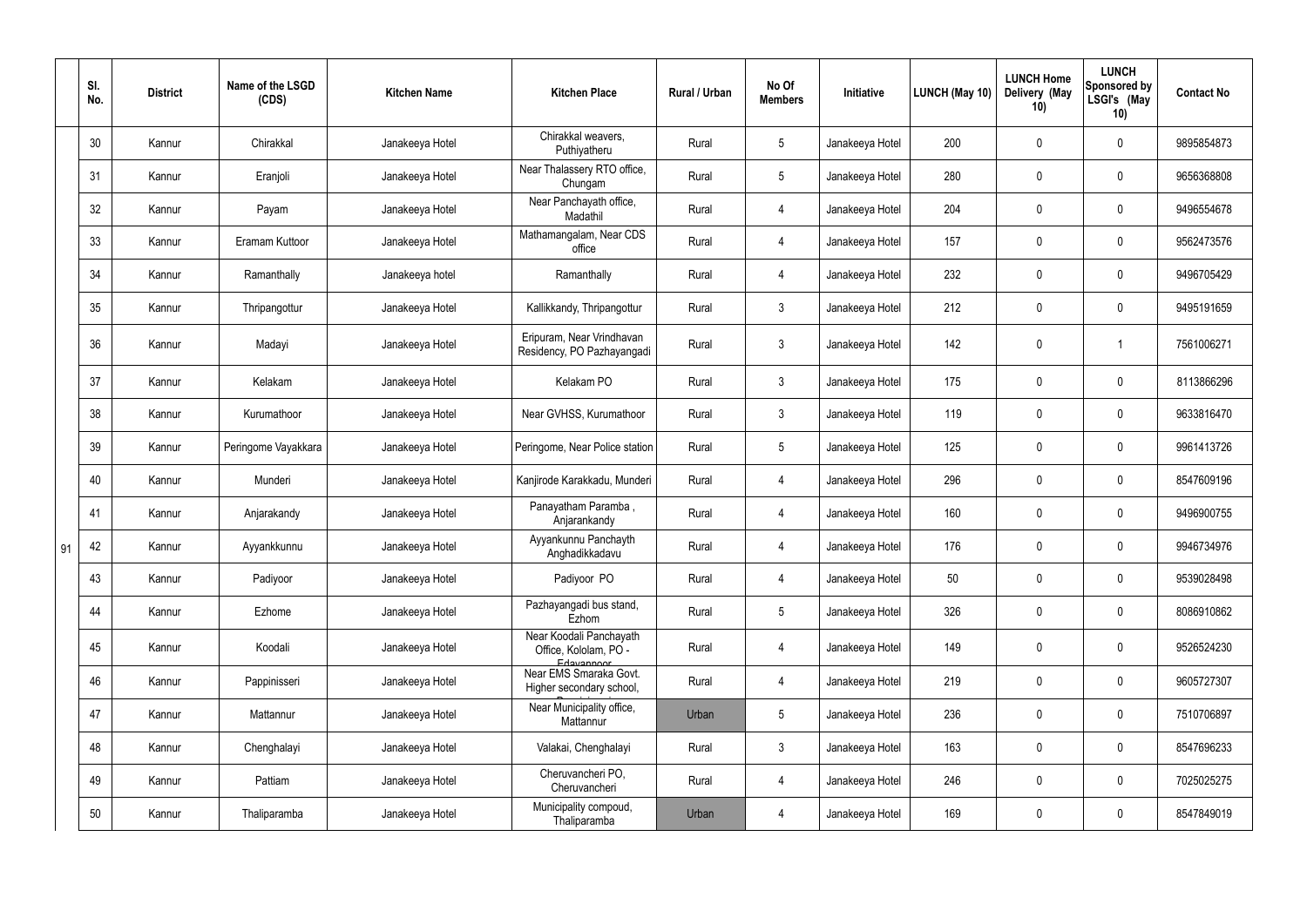| | Sl. No. | District | Name of the LSGD (CDS) | Kitchen Name | Kitchen Place | Rural / Urban | No Of Members | Initiative | LUNCH (May 10) | LUNCH Home Delivery (May 10) | LUNCH Sponsored by LSGI's (May 10) | Contact No |
|---|---|---|---|---|---|---|---|---|---|---|---|---|
| 91 | 30 | Kannur | Chirakkal | Janakeeya Hotel | Chirakkal weavers, Puthiyatheru | Rural | 5 | Janakeeya Hotel | 200 | 0 | 0 | 9895854873 |
| | 31 | Kannur | Eranjoli | Janakeeya Hotel | Near Thalassery RTO office, Chungam | Rural | 5 | Janakeeya Hotel | 280 | 0 | 0 | 9656368808 |
| | 32 | Kannur | Payam | Janakeeya Hotel | Near Panchayath office, Madathil | Rural | 4 | Janakeeya Hotel | 204 | 0 | 0 | 9496554678 |
| | 33 | Kannur | Eramam Kuttoor | Janakeeya Hotel | Mathamangalam, Near CDS office | Rural | 4 | Janakeeya Hotel | 157 | 0 | 0 | 9562473576 |
| | 34 | Kannur | Ramanthally | Janakeeya hotel | Ramanthally | Rural | 4 | Janakeeya Hotel | 232 | 0 | 0 | 9496705429 |
| | 35 | Kannur | Thripangottur | Janakeeya Hotel | Kallikkandy, Thripangottur | Rural | 3 | Janakeeya Hotel | 212 | 0 | 0 | 9495191659 |
| | 36 | Kannur | Madayi | Janakeeya Hotel | Eripuram, Near Vrindhavan Residency, PO Pazhayangadi | Rural | 3 | Janakeeya Hotel | 142 | 0 | 1 | 7561006271 |
| | 37 | Kannur | Kelakam | Janakeeya Hotel | Kelakam PO | Rural | 3 | Janakeeya Hotel | 175 | 0 | 0 | 8113866296 |
| | 38 | Kannur | Kurumathoor | Janakeeya Hotel | Near GVHSS, Kurumathoor | Rural | 3 | Janakeeya Hotel | 119 | 0 | 0 | 9633816470 |
| | 39 | Kannur | Peringome Vayakkara | Janakeeya Hotel | Peringome, Near Police station | Rural | 5 | Janakeeya Hotel | 125 | 0 | 0 | 9961413726 |
| | 40 | Kannur | Munderi | Janakeeya Hotel | Kanjirode Karakkadu, Munderi | Rural | 4 | Janakeeya Hotel | 296 | 0 | 0 | 8547609196 |
| | 41 | Kannur | Anjarakandy | Janakeeya Hotel | Panayatham Paramba , Anjarankandy | Rural | 4 | Janakeeya Hotel | 160 | 0 | 0 | 9496900755 |
| | 42 | Kannur | Ayyankkunnu | Janakeeya Hotel | Ayyankunnu Panchayth Anghadikkadavu | Rural | 4 | Janakeeya Hotel | 176 | 0 | 0 | 9946734976 |
| | 43 | Kannur | Padiyoor | Janakeeya Hotel | Padiyoor PO | Rural | 4 | Janakeeya Hotel | 50 | 0 | 0 | 9539028498 |
| | 44 | Kannur | Ezhome | Janakeeya Hotel | Pazhayangadi bus stand, Ezhom | Rural | 5 | Janakeeya Hotel | 326 | 0 | 0 | 8086910862 |
| | 45 | Kannur | Koodali | Janakeeya Hotel | Near Koodali Panchayath Office, Kololam, PO - Edavannoor | Rural | 4 | Janakeeya Hotel | 149 | 0 | 0 | 9526524230 |
| | 46 | Kannur | Pappinisseri | Janakeeya Hotel | Near EMS Smaraka Govt. Higher secondary school, | Rural | 4 | Janakeeya Hotel | 219 | 0 | 0 | 9605727307 |
| | 47 | Kannur | Mattannur | Janakeeya Hotel | Near Municipality office, Mattannur | Urban | 5 | Janakeeya Hotel | 236 | 0 | 0 | 7510706897 |
| | 48 | Kannur | Chenghalayi | Janakeeya Hotel | Valakai, Chenghalayi | Rural | 3 | Janakeeya Hotel | 163 | 0 | 0 | 8547696233 |
| | 49 | Kannur | Pattiam | Janakeeya Hotel | Cheruvancheri PO, Cheruvancheri | Rural | 4 | Janakeeya Hotel | 246 | 0 | 0 | 7025025275 |
| | 50 | Kannur | Thaliparamba | Janakeeya Hotel | Municipality compoud, Thaliparamba | Urban | 4 | Janakeeya Hotel | 169 | 0 | 0 | 8547849019 |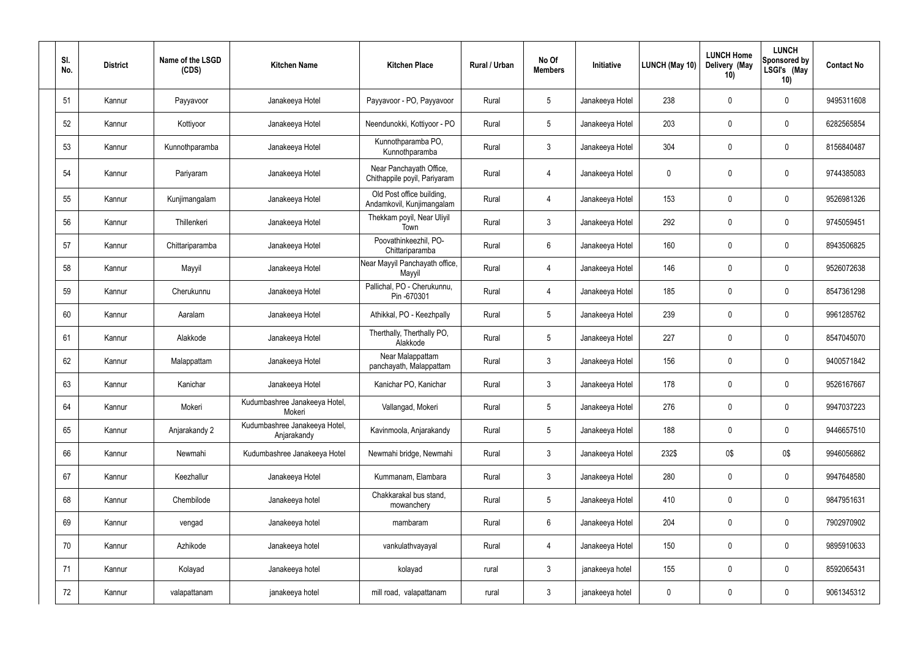| Sl. No. | District | Name of the LSGD (CDS) | Kitchen Name | Kitchen Place | Rural / Urban | No Of Members | Initiative | LUNCH (May 10) | LUNCH Home Delivery (May 10) | LUNCH Sponsored by LSGI's (May 10) | Contact No |
|---|---|---|---|---|---|---|---|---|---|---|---|
| 51 | Kannur | Payyavoor | Janakeeya Hotel | Payyavoor - PO, Payyavoor | Rural | 5 | Janakeeya Hotel | 238 | 0 | 0 | 9495311608 |
| 52 | Kannur | Kottiyoor | Janakeeya Hotel | Neendunokki, Kottiyoor - PO | Rural | 5 | Janakeeya Hotel | 203 | 0 | 0 | 6282565854 |
| 53 | Kannur | Kunnothparamba | Janakeeya Hotel | Kunnothparamba PO, Kunnothparamba | Rural | 3 | Janakeeya Hotel | 304 | 0 | 0 | 8156840487 |
| 54 | Kannur | Pariyaram | Janakeeya Hotel | Near Panchayath Office, Chithappile poyil, Pariyaram | Rural | 4 | Janakeeya Hotel | 0 | 0 | 0 | 9744385083 |
| 55 | Kannur | Kunjimangalam | Janakeeya Hotel | Old Post office building, Andamkovil, Kunjimangalam | Rural | 4 | Janakeeya Hotel | 153 | 0 | 0 | 9526981326 |
| 56 | Kannur | Thillenkeri | Janakeeya Hotel | Thekkam poyil, Near Uliyil Town | Rural | 3 | Janakeeya Hotel | 292 | 0 | 0 | 9745059451 |
| 57 | Kannur | Chittariparamba | Janakeeya Hotel | Poovathinkeezhil, PO-Chittariparamba | Rural | 6 | Janakeeya Hotel | 160 | 0 | 0 | 8943506825 |
| 58 | Kannur | Mayyil | Janakeeya Hotel | Near Mayyil Panchayath office, Mayyil | Rural | 4 | Janakeeya Hotel | 146 | 0 | 0 | 9526072638 |
| 59 | Kannur | Cherukunnu | Janakeeya Hotel | Pallichal, PO - Cherukunnu, Pin -670301 | Rural | 4 | Janakeeya Hotel | 185 | 0 | 0 | 8547361298 |
| 60 | Kannur | Aaralam | Janakeeya Hotel | Athikkal, PO - Keezhpally | Rural | 5 | Janakeeya Hotel | 239 | 0 | 0 | 9961285762 |
| 61 | Kannur | Alakkode | Janakeeya Hotel | Therthally, Therthally PO, Alakkode | Rural | 5 | Janakeeya Hotel | 227 | 0 | 0 | 8547045070 |
| 62 | Kannur | Malappattam | Janakeeya Hotel | Near Malappattam panchayath, Malappattam | Rural | 3 | Janakeeya Hotel | 156 | 0 | 0 | 9400571842 |
| 63 | Kannur | Kanichar | Janakeeya Hotel | Kanichar PO, Kanichar | Rural | 3 | Janakeeya Hotel | 178 | 0 | 0 | 9526167667 |
| 64 | Kannur | Mokeri | Kudumbashree Janakeeya Hotel, Mokeri | Vallangad, Mokeri | Rural | 5 | Janakeeya Hotel | 276 | 0 | 0 | 9947037223 |
| 65 | Kannur | Anjarakandy 2 | Kudumbashree Janakeeya Hotel, Anjarakandy | Kavinmoola, Anjarakandy | Rural | 5 | Janakeeya Hotel | 188 | 0 | 0 | 9446657510 |
| 66 | Kannur | Newmahi | Kudumbashree Janakeeya Hotel | Newmahi bridge, Newmahi | Rural | 3 | Janakeeya Hotel | 232$ | 0$ | 0$ | 9946056862 |
| 67 | Kannur | Keezhallur | Janakeeya Hotel | Kummanam, Elambara | Rural | 3 | Janakeeya Hotel | 280 | 0 | 0 | 9947648580 |
| 68 | Kannur | Chembilode | Janakeeya hotel | Chakkarakal bus stand, mowanchery | Rural | 5 | Janakeeya Hotel | 410 | 0 | 0 | 9847951631 |
| 69 | Kannur | vengad | Janakeeya hotel | mambaram | Rural | 6 | Janakeeya Hotel | 204 | 0 | 0 | 7902970902 |
| 70 | Kannur | Azhikode | Janakeeya hotel | vankulathvayayal | Rural | 4 | Janakeeya Hotel | 150 | 0 | 0 | 9895910633 |
| 71 | Kannur | Kolayad | Janakeeya hotel | kolayad | rural | 3 | janakeeya hotel | 155 | 0 | 0 | 8592065431 |
| 72 | Kannur | valapattanam | janakeeya hotel | mill road, valapattanam | rural | 3 | janakeeya hotel | 0 | 0 | 0 | 9061345312 |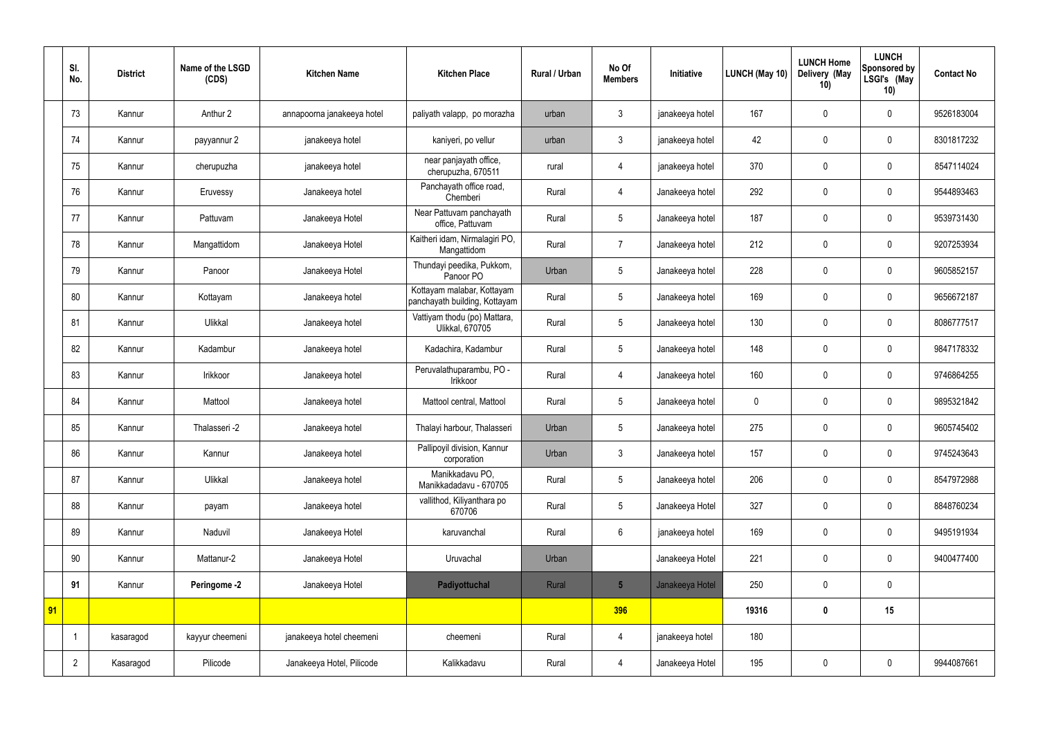| | Sl. No. | District | Name of the LSGD (CDS) | Kitchen Name | Kitchen Place | Rural / Urban | No Of Members | Initiative | LUNCH (May 10) | LUNCH Home Delivery (May 10) | LUNCH Sponsored by LSGI's (May 10) | Contact No |
|---|---|---|---|---|---|---|---|---|---|---|---|---|
| | 73 | Kannur | Anthur 2 | annapoorna janakeeya hotel | paliyath valapp, po morazha | urban | 3 | janakeeya hotel | 167 | 0 | 0 | 9526183004 |
| | 74 | Kannur | payyannur 2 | janakeeya hotel | kaniyeri, po vellur | urban | 3 | janakeeya hotel | 42 | 0 | 0 | 8301817232 |
| | 75 | Kannur | cherupuzha | janakeeya hotel | near panjayath office, cherupuzha, 670511 | rural | 4 | janakeeya hotel | 370 | 0 | 0 | 8547114024 |
| | 76 | Kannur | Eruvessy | Janakeeya hotel | Panchayath office road, Chemberi | Rural | 4 | Janakeeya hotel | 292 | 0 | 0 | 9544893463 |
| | 77 | Kannur | Pattuvam | Janakeeya Hotel | Near Pattuvam panchayath office, Pattuvam | Rural | 5 | Janakeeya hotel | 187 | 0 | 0 | 9539731430 |
| | 78 | Kannur | Mangattidom | Janakeeya Hotel | Kaitheri idam, Nirmalagiri PO, Mangattidom | Rural | 7 | Janakeeya hotel | 212 | 0 | 0 | 9207253934 |
| | 79 | Kannur | Panoor | Janakeeya Hotel | Thundayi peedika, Pukkom, Panoor PO | Urban | 5 | Janakeeya hotel | 228 | 0 | 0 | 9605852157 |
| | 80 | Kannur | Kottayam | Janakeeya hotel | Kottayam malabar, Kottayam panchayath building, Kottayam | Rural | 5 | Janakeeya hotel | 169 | 0 | 0 | 9656672187 |
| | 81 | Kannur | Ulikkal | Janakeeya hotel | Vattiyam thodu (po) Mattara, Ulikkal, 670705 | Rural | 5 | Janakeeya hotel | 130 | 0 | 0 | 8086777517 |
| | 82 | Kannur | Kadambur | Janakeeya hotel | Kadachira, Kadambur | Rural | 5 | Janakeeya hotel | 148 | 0 | 0 | 9847178332 |
| | 83 | Kannur | Irikkoor | Janakeeya hotel | Peruvalathuparambu, PO - Irikkoor | Rural | 4 | Janakeeya hotel | 160 | 0 | 0 | 9746864255 |
| | 84 | Kannur | Mattool | Janakeeya hotel | Mattool central, Mattool | Rural | 5 | Janakeeya hotel | 0 | 0 | 0 | 9895321842 |
| | 85 | Kannur | Thalasseri -2 | Janakeeya hotel | Thalayi harbour, Thalasseri | Urban | 5 | Janakeeya hotel | 275 | 0 | 0 | 9605745402 |
| | 86 | Kannur | Kannur | Janakeeya hotel | Pallipoyil division, Kannur corporation | Urban | 3 | Janakeeya hotel | 157 | 0 | 0 | 9745243643 |
| | 87 | Kannur | Ulikkal | Janakeeya hotel | Manikkadavu PO, Manikkadadavu - 670705 | Rural | 5 | Janakeeya hotel | 206 | 0 | 0 | 8547972988 |
| | 88 | Kannur | payam | Janakeeya hotel | vallithod, Kiliyanthara po 670706 | Rural | 5 | Janakeeya Hotel | 327 | 0 | 0 | 8848760234 |
| | 89 | Kannur | Naduvil | Janakeeya Hotel | karuvanchal | Rural | 6 | janakeeya hotel | 169 | 0 | 0 | 9495191934 |
| | 90 | Kannur | Mattanur-2 | Janakeeya Hotel | Uruvachal | Urban | | Janakeeya Hotel | 221 | 0 | 0 | 9400477400 |
| | **91** | Kannur | **Peringome -2** | Janakeeya Hotel | **Padiyottuchal** | Rural | **5** | Janakeeya Hotel | 250 | 0 | 0 | |
| **91** | | | | | | | **396** | | **19316** | **0** | **15** | |
| | 1 | kasaragod | kayyur cheemeni | janakeeya hotel cheemeni | cheemeni | Rural | 4 | janakeeya hotel | 180 | | | |
| | 2 | Kasaragod | Pilicode | Janakeeya Hotel, Pilicode | Kalikkadavu | Rural | 4 | Janakeeya Hotel | 195 | 0 | 0 | 9944087661 |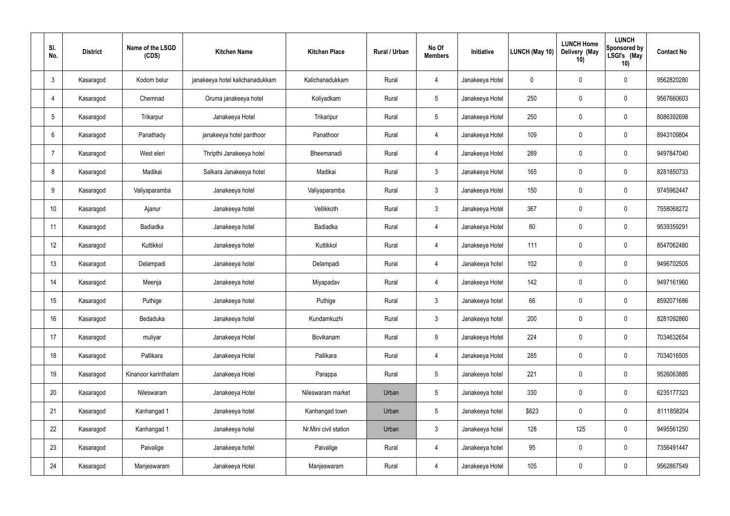| Sl. No. | District | Name of the LSGD (CDS) | Kitchen Name | Kitchen Place | Rural / Urban | No Of Members | Initiative | LUNCH (May 10) | LUNCH Home Delivery (May 10) | LUNCH Sponsored by LSGI's (May 10) | Contact No |
|---|---|---|---|---|---|---|---|---|---|---|---|
| 3 | Kasaragod | Kodom belur | janakeeya hotel kalichanadukkam | Kalichanadukkam | Rural | 4 | Janakeeya Hotel | 0 | 0 | 0 | 9562820280 |
| 4 | Kasaragod | Chemnad | Oruma janakeeya hotel | Koliyadkam | Rural | 5 | Janakeeya Hotel | 250 | 0 | 0 | 9567660603 |
| 5 | Kasaragod | Trikarpur | Janakeeya Hotel | Trikaripur | Rural | 5 | Janakeeya Hotel | 250 | 0 | 0 | 8086392698 |
| 6 | Kasaragod | Panathady | janakeeya hotel panthoor | Panathoor | Rural | 4 | Janakeeya Hotel | 109 | 0 | 0 | 8943109804 |
| 7 | Kasaragod | West eleri | Thripthi Janakeeya hotel | Bheemanadi | Rural | 4 | Janakeeya Hotel | 289 | 0 | 0 | 9497847040 |
| 8 | Kasaragod | Madikai | Salkara Janakeeya hotel | Madikai | Rural | 3 | Janakeeya Hotel | 165 | 0 | 0 | 8281850733 |
| 9 | Kasaragod | Valiyaparamba | Janakeeya hotel | Valiyaparamba | Rural | 3 | Janakeeya Hotel | 150 | 0 | 0 | 9745962447 |
| 10 | Kasaragod | Ajanur | Janakeeya hotel | Vellikkoth | Rural | 3 | Janakeeya Hotel | 367 | 0 | 0 | 7558068272 |
| 11 | Kasaragod | Badiadka | Janakeeya hotel | Badiadka | Rural | 4 | Janakeeya Hotel | 80 | 0 | 0 | 9539359291 |
| 12 | Kasaragod | Kuttikkol | Janakeeya hotel | Kuttikkol | Rural | 4 | Janakeeya Hotel | 111 | 0 | 0 | 8547062480 |
| 13 | Kasaragod | Delampadi | Janakeeya hotel | Delampadi | Rural | 4 | Janakeeya hotel | 102 | 0 | 0 | 9496702505 |
| 14 | Kasaragod | Meenja | Janakeeya hotel | Miyapadav | Rural | 4 | Janakeeya Hotel | 142 | 0 | 0 | 9497161960 |
| 15 | Kasaragod | Puthige | Janakeeya hotel | Puthige | Rural | 3 | Janakeeya hotel | 66 | 0 | 0 | 8592071686 |
| 16 | Kasaragod | Bedaduka | Janakeeya hotel | Kundamkuzhi | Rural | 3 | Janakeeya hotel | 200 | 0 | 0 | 8281092860 |
| 17 | Kasaragod | muliyar | Janakeeya Hotel | Bovikanam | Rural | 9 | Janakeeya Hotel | 224 | 0 | 0 | 7034632654 |
| 18 | Kasaragod | Pallikara | Janakeeya Hotel | Pallikara | Rural | 4 | Janakeeya Hotel | 285 | 0 | 0 | 7034016505 |
| 19 | Kasaragod | Kinanoor karinthalam | Janakeeya Hotel | Parappa | Rural | 5 | Janakeeya hotel | 221 | 0 | 0 | 9526063885 |
| 20 | Kasaragod | Nileswaram | Janakeeya Hotel | Nileswaram market | Urban | 5 | Janakeeya hotel | 330 | 0 | 0 | 6235177323 |
| 21 | Kasaragod | Kanhangad 1 | Janakeeya hotel | Kanhangad town | Urban | 5 | Janakeeya hotel | $623 | 0 | 0 | 8111858204 |
| 22 | Kasaragod | Kanhangad 1 | Janakeeya hotel | Nr.Mini civil station | Urban | 3 | Janakeeya hotel | 128 | 125 | 0 | 9495561250 |
| 23 | Kasaragod | Paivalige | Janakeeya hotel | Paivalige | Rural | 4 | Janakeeya hotel | 95 | 0 | 0 | 7356491447 |
| 24 | Kasaragod | Manjeswaram | Janakeeya Hotel | Manjeswaram | Rural | 4 | Janakeeya Hotel | 105 | 0 | 0 | 9562867549 |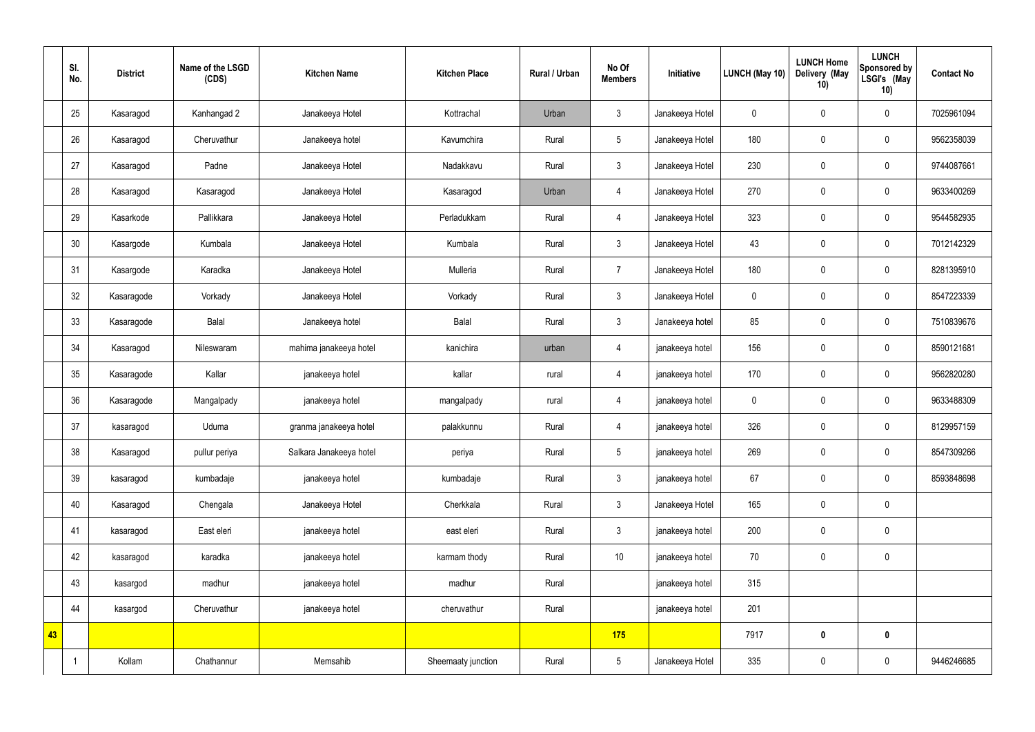| | Sl. No. | District | Name of the LSGD (CDS) | Kitchen Name | Kitchen Place | Rural / Urban | No Of Members | Initiative | LUNCH (May 10) | LUNCH Home Delivery (May 10) | LUNCH Sponsored by LSGI's (May 10) | Contact No |
|---|---|---|---|---|---|---|---|---|---|---|---|---|
| | 25 | Kasaragod | Kanhangad 2 | Janakeeya Hotel | Kottrachal | Urban | 3 | Janakeeya Hotel | 0 | 0 | 0 | 7025961094 |
| | 26 | Kasaragod | Cheruvathur | Janakeeya hotel | Kavumchira | Rural | 5 | Janakeeya Hotel | 180 | 0 | 0 | 9562358039 |
| | 27 | Kasaragod | Padne | Janakeeya Hotel | Nadakkavu | Rural | 3 | Janakeeya Hotel | 230 | 0 | 0 | 9744087661 |
| | 28 | Kasaragod | Kasaragod | Janakeeya Hotel | Kasaragod | Urban | 4 | Janakeeya Hotel | 270 | 0 | 0 | 9633400269 |
| | 29 | Kasarkode | Pallikkara | Janakeeya Hotel | Perladukkam | Rural | 4 | Janakeeya Hotel | 323 | 0 | 0 | 9544582935 |
| | 30 | Kasargode | Kumbala | Janakeeya Hotel | Kumbala | Rural | 3 | Janakeeya Hotel | 43 | 0 | 0 | 7012142329 |
| | 31 | Kasargode | Karadka | Janakeeya Hotel | Mulleria | Rural | 7 | Janakeeya Hotel | 180 | 0 | 0 | 8281395910 |
| | 32 | Kasaragode | Vorkady | Janakeeya Hotel | Vorkady | Rural | 3 | Janakeeya Hotel | 0 | 0 | 0 | 8547223339 |
| | 33 | Kasaragode | Balal | Janakeeya hotel | Balal | Rural | 3 | Janakeeya hotel | 85 | 0 | 0 | 7510839676 |
| | 34 | Kasaragod | Nileswaram | mahima janakeeya hotel | kanichira | urban | 4 | janakeeya hotel | 156 | 0 | 0 | 8590121681 |
| | 35 | Kasaragode | Kallar | janakeeya hotel | kallar | rural | 4 | janakeeya hotel | 170 | 0 | 0 | 9562820280 |
| | 36 | Kasaragode | Mangalpady | janakeeya hotel | mangalpady | rural | 4 | janakeeya hotel | 0 | 0 | 0 | 9633488309 |
| | 37 | kasaragod | Uduma | granma janakeeya hotel | palakkunnu | Rural | 4 | janakeeya hotel | 326 | 0 | 0 | 8129957159 |
| | 38 | Kasaragod | pullur periya | Salkara Janakeeya hotel | periya | Rural | 5 | janakeeya hotel | 269 | 0 | 0 | 8547309266 |
| | 39 | kasaragod | kumbadaje | janakeeya hotel | kumbadaje | Rural | 3 | janakeeya hotel | 67 | 0 | 0 | 8593848698 |
| | 40 | Kasaragod | Chengala | Janakeeya Hotel | Cherkkala | Rural | 3 | Janakeeya Hotel | 165 | 0 | 0 | |
| | 41 | kasaragod | East eleri | janakeeya hotel | east eleri | Rural | 3 | janakeeya hotel | 200 | 0 | 0 | |
| | 42 | kasaragod | karadka | janakeeya hotel | karmam thody | Rural | 10 | janakeeya hotel | 70 | 0 | 0 | |
| | 43 | kasargod | madhur | janakeeya hotel | madhur | Rural | | janakeeya hotel | 315 | | | |
| | 44 | kasargod | Cheruvathur | janakeeya hotel | cheruvathur | Rural | | janakeeya hotel | 201 | | | |
| **43** | | | | | | | **175** | | 7917 | **0** | **0** | |
| | 1 | Kollam | Chathannur | Memsahib | Sheemaaty junction | Rural | 5 | Janakeeya Hotel | 335 | 0 | 0 | 9446246685 |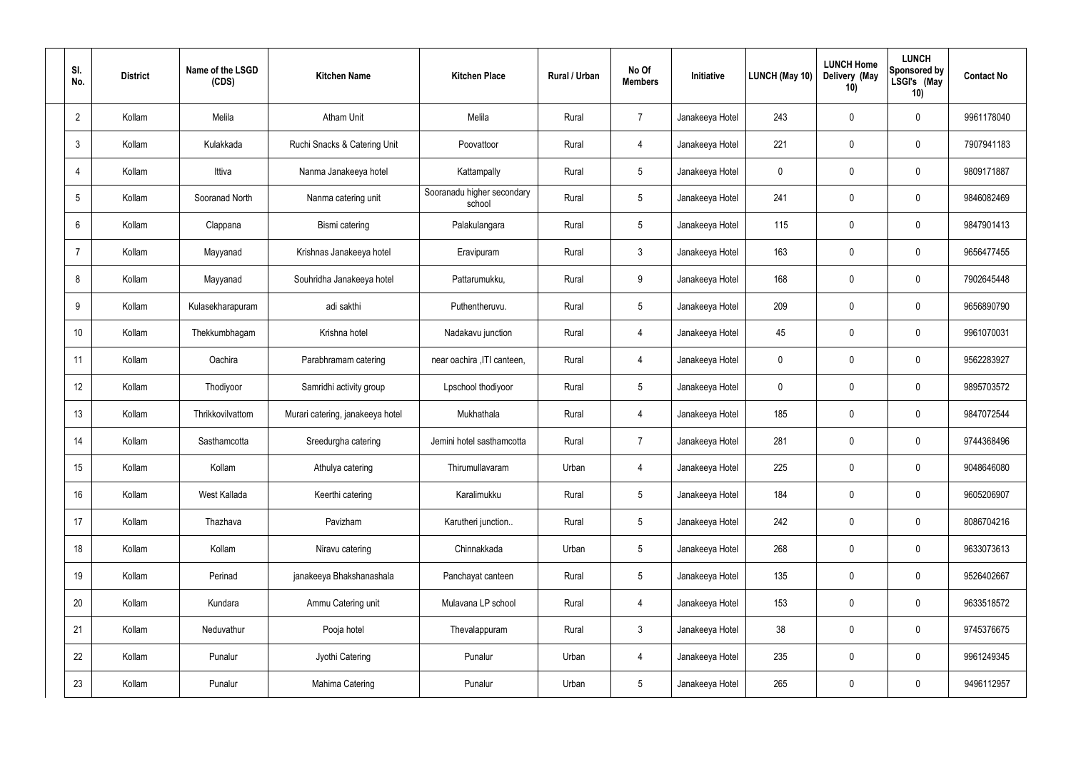| Sl. No. | District | Name of the LSGD (CDS) | Kitchen Name | Kitchen Place | Rural / Urban | No Of Members | Initiative | LUNCH (May 10) | LUNCH Home Delivery (May 10) | LUNCH Sponsored by LSGI's (May 10) | Contact No |
|---|---|---|---|---|---|---|---|---|---|---|---|
| 2 | Kollam | Melila | Atham Unit | Melila | Rural | 7 | Janakeeya Hotel | 243 | 0 | 0 | 9961178040 |
| 3 | Kollam | Kulakkada | Ruchi Snacks & Catering Unit | Poovattoor | Rural | 4 | Janakeeya Hotel | 221 | 0 | 0 | 7907941183 |
| 4 | Kollam | Ittiva | Nanma Janakeeya hotel | Kattampally | Rural | 5 | Janakeeya Hotel | 0 | 0 | 0 | 9809171887 |
| 5 | Kollam | Sooranad North | Nanma catering unit | Sooranadu higher secondary school | Rural | 5 | Janakeeya Hotel | 241 | 0 | 0 | 9846082469 |
| 6 | Kollam | Clappana | Bismi catering | Palakulangara | Rural | 5 | Janakeeya Hotel | 115 | 0 | 0 | 9847901413 |
| 7 | Kollam | Mayyanad | Krishnas Janakeeya hotel | Eravipuram | Rural | 3 | Janakeeya Hotel | 163 | 0 | 0 | 9656477455 |
| 8 | Kollam | Mayyanad | Souhridha Janakeeya hotel | Pattarumukku, | Rural | 9 | Janakeeya Hotel | 168 | 0 | 0 | 7902645448 |
| 9 | Kollam | Kulasekharapuram | adi sakthi | Puthentheruvu. | Rural | 5 | Janakeeya Hotel | 209 | 0 | 0 | 9656890790 |
| 10 | Kollam | Thekkumbhagam | Krishna hotel | Nadakavu junction | Rural | 4 | Janakeeya Hotel | 45 | 0 | 0 | 9961070031 |
| 11 | Kollam | Oachira | Parabhramam catering | near oachira ,ITI canteen, | Rural | 4 | Janakeeya Hotel | 0 | 0 | 0 | 9562283927 |
| 12 | Kollam | Thodiyoor | Samridhi activity group | Lpschool thodiyoor | Rural | 5 | Janakeeya Hotel | 0 | 0 | 0 | 9895703572 |
| 13 | Kollam | Thrikkovilvattom | Murari catering, janakeeya hotel | Mukhathala | Rural | 4 | Janakeeya Hotel | 185 | 0 | 0 | 9847072544 |
| 14 | Kollam | Sasthamcotta | Sreedurgha catering | Jemini hotel sasthamcotta | Rural | 7 | Janakeeya Hotel | 281 | 0 | 0 | 9744368496 |
| 15 | Kollam | Kollam | Athulya catering | Thirumullavaram | Urban | 4 | Janakeeya Hotel | 225 | 0 | 0 | 9048646080 |
| 16 | Kollam | West Kallada | Keerthi catering | Karalimukku | Rural | 5 | Janakeeya Hotel | 184 | 0 | 0 | 9605206907 |
| 17 | Kollam | Thazhava | Pavizham | Karutheri junction.. | Rural | 5 | Janakeeya Hotel | 242 | 0 | 0 | 8086704216 |
| 18 | Kollam | Kollam | Niravu catering | Chinnakkada | Urban | 5 | Janakeeya Hotel | 268 | 0 | 0 | 9633073613 |
| 19 | Kollam | Perinad | janakeeya Bhakshanashala | Panchayat canteen | Rural | 5 | Janakeeya Hotel | 135 | 0 | 0 | 9526402667 |
| 20 | Kollam | Kundara | Ammu Catering unit | Mulavana LP school | Rural | 4 | Janakeeya Hotel | 153 | 0 | 0 | 9633518572 |
| 21 | Kollam | Neduvathur | Pooja hotel | Thevalappuram | Rural | 3 | Janakeeya Hotel | 38 | 0 | 0 | 9745376675 |
| 22 | Kollam | Punalur | Jyothi Catering | Punalur | Urban | 4 | Janakeeya Hotel | 235 | 0 | 0 | 9961249345 |
| 23 | Kollam | Punalur | Mahima Catering | Punalur | Urban | 5 | Janakeeya Hotel | 265 | 0 | 0 | 9496112957 |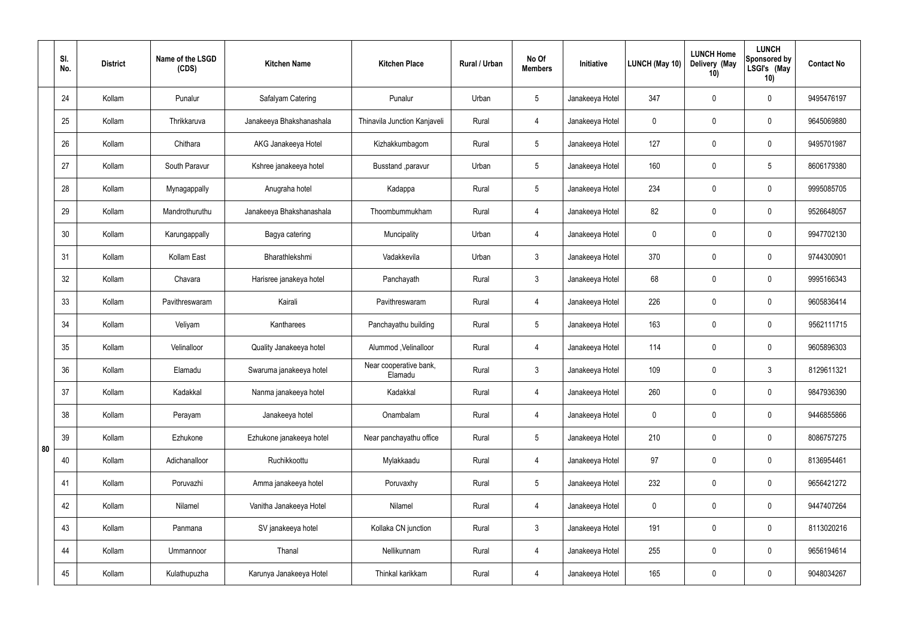|  | Sl. No. | District | Name of the LSGD (CDS) | Kitchen Name | Kitchen Place | Rural / Urban | No Of Members | Initiative | LUNCH (May 10) | LUNCH Home Delivery (May 10) | LUNCH Sponsored by LSGI's (May 10) | Contact No |
|---|---|---|---|---|---|---|---|---|---|---|---|---|
| 80 | 24 | Kollam | Punalur | Safalyam Catering | Punalur | Urban | 5 | Janakeeya Hotel | 347 | 0 | 0 | 9495476197 |
|  | 25 | Kollam | Thrikkaruva | Janakeeya Bhakshanashala | Thinavila Junction Kanjaveli | Rural | 4 | Janakeeya Hotel | 0 | 0 | 0 | 9645069880 |
|  | 26 | Kollam | Chithara | AKG Janakeeya Hotel | Kizhakkumbagom | Rural | 5 | Janakeeya Hotel | 127 | 0 | 0 | 9495701987 |
|  | 27 | Kollam | South Paravur | Kshree janakeeya hotel | Busstand ,paravur | Urban | 5 | Janakeeya Hotel | 160 | 0 | 5 | 8606179380 |
|  | 28 | Kollam | Mynagappally | Anugraha hotel | Kadappa | Rural | 5 | Janakeeya Hotel | 234 | 0 | 0 | 9995085705 |
|  | 29 | Kollam | Mandrothuruthu | Janakeeya Bhakshanashala | Thoombummukham | Rural | 4 | Janakeeya Hotel | 82 | 0 | 0 | 9526648057 |
|  | 30 | Kollam | Karungappally | Bagya catering | Muncipality | Urban | 4 | Janakeeya Hotel | 0 | 0 | 0 | 9947702130 |
|  | 31 | Kollam | Kollam East | Bharathlekshmi | Vadakkevila | Urban | 3 | Janakeeya Hotel | 370 | 0 | 0 | 9744300901 |
|  | 32 | Kollam | Chavara | Harisree janakeya hotel | Panchayath | Rural | 3 | Janakeeya Hotel | 68 | 0 | 0 | 9995166343 |
|  | 33 | Kollam | Pavithreswaram | Kairali | Pavithreswaram | Rural | 4 | Janakeeya Hotel | 226 | 0 | 0 | 9605836414 |
|  | 34 | Kollam | Veliyam | Kantharees | Panchayathu building | Rural | 5 | Janakeeya Hotel | 163 | 0 | 0 | 9562111715 |
|  | 35 | Kollam | Velinalloor | Quality Janakeeya hotel | Alummod ,Velinalloor | Rural | 4 | Janakeeya Hotel | 114 | 0 | 0 | 9605896303 |
|  | 36 | Kollam | Elamadu | Swaruma janakeeya hotel | Near cooperative bank, Elamadu | Rural | 3 | Janakeeya Hotel | 109 | 0 | 3 | 8129611321 |
|  | 37 | Kollam | Kadakkal | Nanma janakeeya hotel | Kadakkal | Rural | 4 | Janakeeya Hotel | 260 | 0 | 0 | 9847936390 |
|  | 38 | Kollam | Perayam | Janakeeya hotel | Onambalam | Rural | 4 | Janakeeya Hotel | 0 | 0 | 0 | 9446855866 |
|  | 39 | Kollam | Ezhukone | Ezhukone janakeeya hotel | Near panchayathu office | Rural | 5 | Janakeeya Hotel | 210 | 0 | 0 | 8086757275 |
|  | 40 | Kollam | Adichanalloor | Ruchikkoottu | Mylakkaadu | Rural | 4 | Janakeeya Hotel | 97 | 0 | 0 | 8136954461 |
|  | 41 | Kollam | Poruvazhi | Amma janakeeya hotel | Poruvaxhy | Rural | 5 | Janakeeya Hotel | 232 | 0 | 0 | 9656421272 |
|  | 42 | Kollam | Nilamel | Vanitha Janakeeya Hotel | Nilamel | Rural | 4 | Janakeeya Hotel | 0 | 0 | 0 | 9447407264 |
|  | 43 | Kollam | Panmana | SV janakeeya hotel | Kollaka CN junction | Rural | 3 | Janakeeya Hotel | 191 | 0 | 0 | 8113020216 |
|  | 44 | Kollam | Ummannoor | Thanal | Nellikunnam | Rural | 4 | Janakeeya Hotel | 255 | 0 | 0 | 9656194614 |
|  | 45 | Kollam | Kulathupuzha | Karunya Janakeeya Hotel | Thinkal karikkam | Rural | 4 | Janakeeya Hotel | 165 | 0 | 0 | 9048034267 |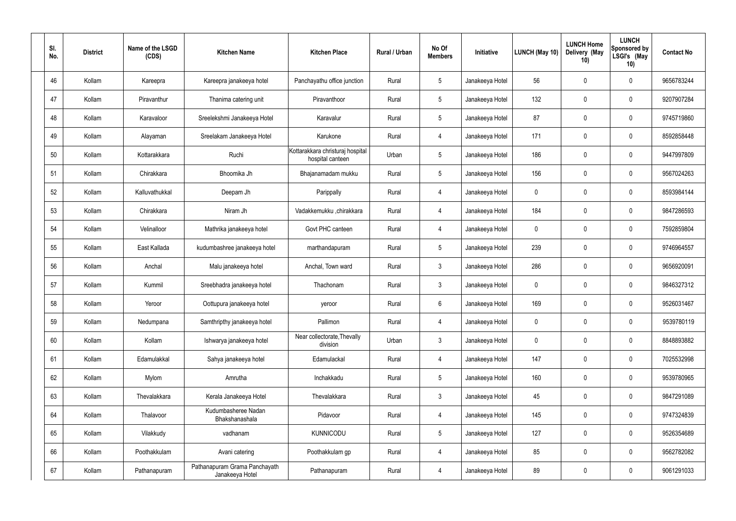| Sl. No. | District | Name of the LSGD (CDS) | Kitchen Name | Kitchen Place | Rural / Urban | No Of Members | Initiative | LUNCH (May 10) | LUNCH Home Delivery (May 10) | LUNCH Sponsored by LSGI's (May 10) | Contact No |
|---|---|---|---|---|---|---|---|---|---|---|---|
| 46 | Kollam | Kareepra | Kareepra janakeeya hotel | Panchayathu office junction | Rural | 5 | Janakeeya Hotel | 56 | 0 | 0 | 9656783244 |
| 47 | Kollam | Piravanthur | Thanima catering unit | Piravanthoor | Rural | 5 | Janakeeya Hotel | 132 | 0 | 0 | 9207907284 |
| 48 | Kollam | Karavaloor | Sreelekshmi Janakeeya Hotel | Karavalur | Rural | 5 | Janakeeya Hotel | 87 | 0 | 0 | 9745719860 |
| 49 | Kollam | Alayaman | Sreelakam Janakeeya Hotel | Karukone | Rural | 4 | Janakeeya Hotel | 171 | 0 | 0 | 8592858448 |
| 50 | Kollam | Kottarakkara | Ruchi | Kottarakkara christuraj hospital hospital canteen | Urban | 5 | Janakeeya Hotel | 186 | 0 | 0 | 9447997809 |
| 51 | Kollam | Chirakkara | Bhoomika Jh | Bhajanamadam mukku | Rural | 5 | Janakeeya Hotel | 156 | 0 | 0 | 9567024263 |
| 52 | Kollam | Kalluvathukkal | Deepam Jh | Parippally | Rural | 4 | Janakeeya Hotel | 0 | 0 | 0 | 8593984144 |
| 53 | Kollam | Chirakkara | Niram Jh | Vadakkemukku ,chirakkara | Rural | 4 | Janakeeya Hotel | 184 | 0 | 0 | 9847286593 |
| 54 | Kollam | Velinalloor | Mathrika janakeeya hotel | Govt PHC canteen | Rural | 4 | Janakeeya Hotel | 0 | 0 | 0 | 7592859804 |
| 55 | Kollam | East Kallada | kudumbashree janakeeya hotel | marthandapuram | Rural | 5 | Janakeeya Hotel | 239 | 0 | 0 | 9746964557 |
| 56 | Kollam | Anchal | Malu janakeeya hotel | Anchal, Town ward | Rural | 3 | Janakeeya Hotel | 286 | 0 | 0 | 9656920091 |
| 57 | Kollam | Kummil | Sreebhadra janakeeya hotel | Thachonam | Rural | 3 | Janakeeya Hotel | 0 | 0 | 0 | 9846327312 |
| 58 | Kollam | Yeroor | Oottupura janakeeya hotel | yeroor | Rural | 6 | Janakeeya Hotel | 169 | 0 | 0 | 9526031467 |
| 59 | Kollam | Nedumpana | Samthripthy janakeeya hotel | Pallimon | Rural | 4 | Janakeeya Hotel | 0 | 0 | 0 | 9539780119 |
| 60 | Kollam | Kollam | Ishwarya janakeeya hotel | Near collectorate,Thevally division | Urban | 3 | Janakeeya Hotel | 0 | 0 | 0 | 8848893882 |
| 61 | Kollam | Edamulakkal | Sahya janakeeya hotel | Edamulackal | Rural | 4 | Janakeeya Hotel | 147 | 0 | 0 | 7025532998 |
| 62 | Kollam | Mylom | Amrutha | Inchakkadu | Rural | 5 | Janakeeya Hotel | 160 | 0 | 0 | 9539780965 |
| 63 | Kollam | Thevalakkara | Kerala Janakeeya Hotel | Thevalakkara | Rural | 3 | Janakeeya Hotel | 45 | 0 | 0 | 9847291089 |
| 64 | Kollam | Thalavoor | Kudumbasheree Nadan Bhakshanashala | Pidavoor | Rural | 4 | Janakeeya Hotel | 145 | 0 | 0 | 9747324839 |
| 65 | Kollam | Vilakkudy | vadhanam | KUNNICODU | Rural | 5 | Janakeeya Hotel | 127 | 0 | 0 | 9526354689 |
| 66 | Kollam | Poothakkulam | Avani catering | Poothakkulam gp | Rural | 4 | Janakeeya Hotel | 85 | 0 | 0 | 9562782082 |
| 67 | Kollam | Pathanapuram | Pathanapuram Grama Panchayath Janakeeya Hotel | Pathanapuram | Rural | 4 | Janakeeya Hotel | 89 | 0 | 0 | 9061291033 |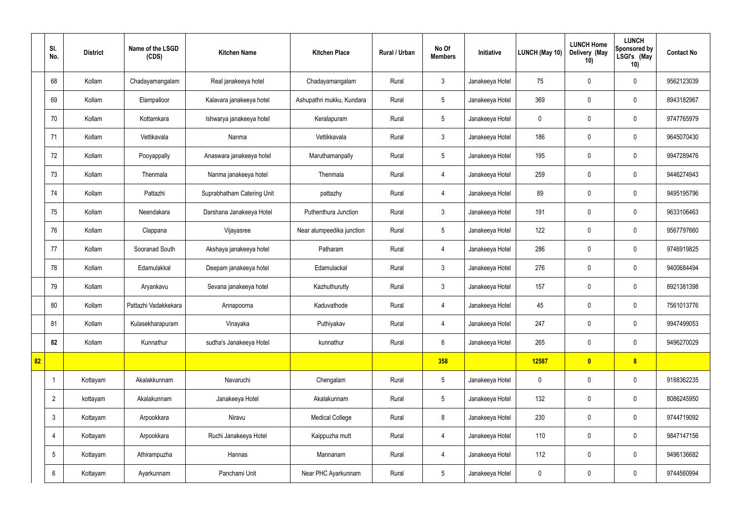| | Sl. No. | District | Name of the LSGD (CDS) | Kitchen Name | Kitchen Place | Rural / Urban | No Of Members | Initiative | LUNCH (May 10) | LUNCH Home Delivery (May 10) | LUNCH Sponsored by LSGI's (May 10) | Contact No |
|---|---|---|---|---|---|---|---|---|---|---|---|---|
| | 68 | Kollam | Chadayamangalam | Real janakeeya hotel | Chadayamangalam | Rural | 3 | Janakeeya Hotel | 75 | 0 | 0 | 9562123039 |
| | 69 | Kollam | Elampalloor | Kalavara janakeeya hotel | Ashupathri mukku, Kundara | Rural | 5 | Janakeeya Hotel | 369 | 0 | 0 | 8943182967 |
| | 70 | Kollam | Kottamkara | Ishwarya janakeeya hotel | Keralapuram | Rural | 5 | Janakeeya Hotel | 0 | 0 | 0 | 9747765979 |
| | 71 | Kollam | Vettikavala | Nanma | Vettikkavala | Rural | 3 | Janakeeya Hotel | 186 | 0 | 0 | 9645070430 |
| | 72 | Kollam | Pooyappally | Anaswara janakeeya hotel | Maruthamanpally | Rural | 5 | Janakeeya Hotel | 195 | 0 | 0 | 9947289476 |
| | 73 | Kollam | Thenmala | Nanma janakeeya hotel | Thenmala | Rural | 4 | Janakeeya Hotel | 259 | 0 | 0 | 9446274943 |
| | 74 | Kollam | Pattazhi | Suprabhatham Catering Unit | pattazhy | Rural | 4 | Janakeeya Hotel | 89 | 0 | 0 | 9495195796 |
| | 75 | Kollam | Neendakara | Darshana Janakeeya Hotel | Puthenthura Junction | Rural | 3 | Janakeeya Hotel | 191 | 0 | 0 | 9633106463 |
| | 76 | Kollam | Clappana | Vijayasree | Near alumpeedika junction | Rural | 5 | Janakeeya Hotel | 122 | 0 | 0 | 9567797660 |
| | 77 | Kollam | Sooranad South | Akshaya janakeeya hotel | Patharam | Rural | 4 | Janakeeya Hotel | 286 | 0 | 0 | 9746919825 |
| | 78 | Kollam | Edamulakkal | Deepam janakeeya hotel | Edamulackal | Rural | 3 | Janakeeya Hotel | 276 | 0 | 0 | 9400684494 |
| | 79 | Kollam | Aryankavu | Sevana janakeeya hotel | Kazhuthurutty | Rural | 3 | Janakeeya Hotel | 157 | 0 | 0 | 8921381398 |
| | 80 | Kollam | Pattazhi Vadakkekara | Annapoorna | Kaduvathode | Rural | 4 | Janakeeya Hotel | 45 | 0 | 0 | 7561013776 |
| | 81 | Kollam | Kulasekharapuram | Vinayaka | Puthiyakav | Rural | 4 | Janakeeya Hotel | 247 | 0 | 0 | 9947499053 |
| | **82** | Kollam | Kunnathur | sudha's Janakeeya Hotel | kunnathur | Rural | 6 | Janakeeya Hotel | 265 | 0 | 0 | 9496270029 |
| **82** | | | | | | | **358** | | **12587** | **0** | **8** | |
| | 1 | Kottayam | Akalakkunnam | Navaruchi | Chengalam | Rural | 5 | Janakeeya Hotel | 0 | 0 | 0 | 9188362235 |
| | 2 | kottayam | Akalakunnam | Janakeeya Hotel | Akalakunnam | Rural | 5 | Janakeeya Hotel | 132 | 0 | 0 | 8086245950 |
| | 3 | Kottayam | Arpookkara | Niravu | Medical College | Rural | 8 | Janakeeya Hotel | 230 | 0 | 0 | 9744719092 |
| | 4 | Kottayam | Arpookkara | Ruchi Janakeeya Hotel | Kaippuzha mutt | Rural | 4 | Janakeeya Hotel | 110 | 0 | 0 | 9847147156 |
| | 5 | Kottayam | Athirampuzha | Hannas | Mannanam | Rural | 4 | Janakeeya Hotel | 112 | 0 | 0 | 9496136682 |
| | 6 | Kottayam | Ayarkunnam | Panchami Unit | Near PHC Ayarkunnam | Rural | 5 | Janakeeya Hotel | 0 | 0 | 0 | 9744560994 |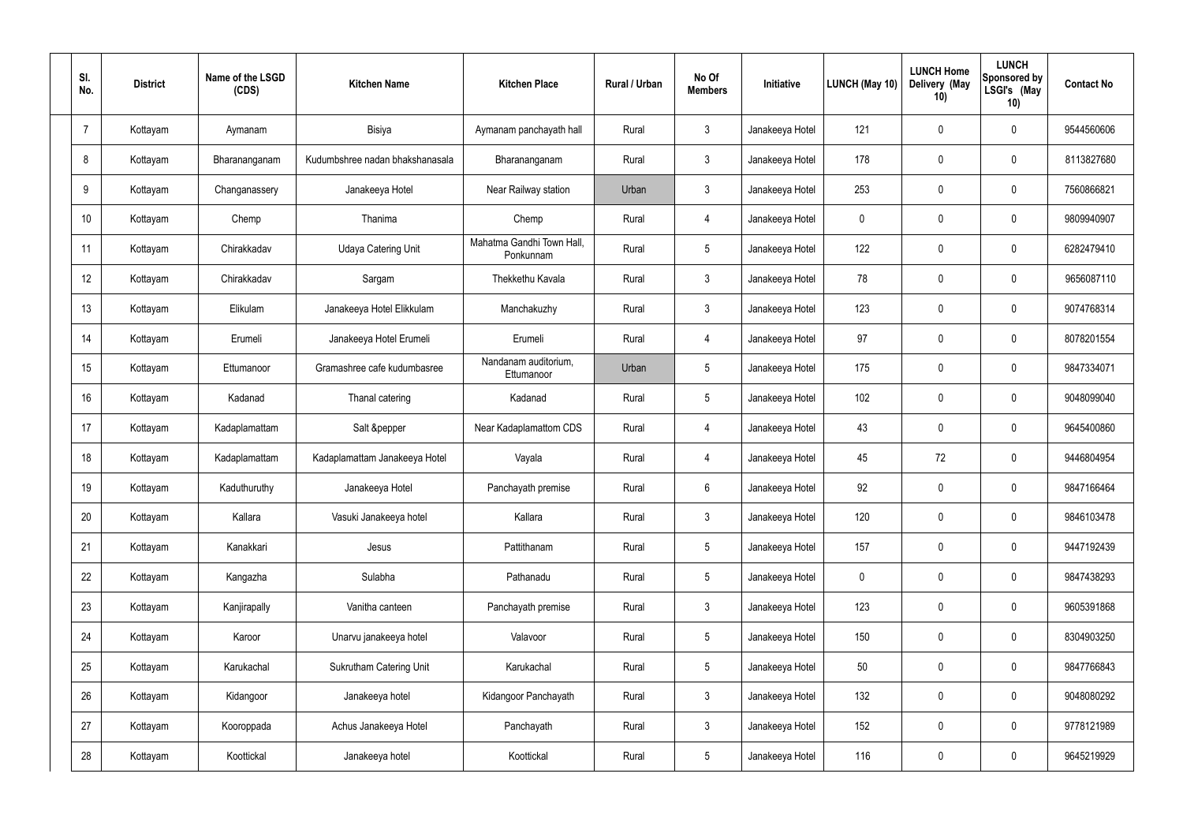| Sl. No. | District | Name of the LSGD (CDS) | Kitchen Name | Kitchen Place | Rural / Urban | No Of Members | Initiative | LUNCH (May 10) | LUNCH Home Delivery (May 10) | LUNCH Sponsored by LSGI's (May 10) | Contact No |
|---|---|---|---|---|---|---|---|---|---|---|---|
| 7 | Kottayam | Aymanam | Bisiya | Aymanam panchayath hall | Rural | 3 | Janakeeya Hotel | 121 | 0 | 0 | 9544560606 |
| 8 | Kottayam | Bharananganam | Kudumbshree nadan bhakshanasala | Bharananganam | Rural | 3 | Janakeeya Hotel | 178 | 0 | 0 | 8113827680 |
| 9 | Kottayam | Changanassery | Janakeeya Hotel | Near Railway station | Urban | 3 | Janakeeya Hotel | 253 | 0 | 0 | 7560866821 |
| 10 | Kottayam | Chemp | Thanima | Chemp | Rural | 4 | Janakeeya Hotel | 0 | 0 | 0 | 9809940907 |
| 11 | Kottayam | Chirakkadav | Udaya Catering Unit | Mahatma Gandhi Town Hall, Ponkunnam | Rural | 5 | Janakeeya Hotel | 122 | 0 | 0 | 6282479410 |
| 12 | Kottayam | Chirakkadav | Sargam | Thekkethu Kavala | Rural | 3 | Janakeeya Hotel | 78 | 0 | 0 | 9656087110 |
| 13 | Kottayam | Elikulam | Janakeeya Hotel Elikkulam | Manchakuzhy | Rural | 3 | Janakeeya Hotel | 123 | 0 | 0 | 9074768314 |
| 14 | Kottayam | Erumeli | Janakeeya Hotel Erumeli | Erumeli | Rural | 4 | Janakeeya Hotel | 97 | 0 | 0 | 8078201554 |
| 15 | Kottayam | Ettumanoor | Gramashree cafe kudumbasree | Nandanam auditorium, Ettumanoor | Urban | 5 | Janakeeya Hotel | 175 | 0 | 0 | 9847334071 |
| 16 | Kottayam | Kadanad | Thanal catering | Kadanad | Rural | 5 | Janakeeya Hotel | 102 | 0 | 0 | 9048099040 |
| 17 | Kottayam | Kadaplamattam | Salt &pepper | Near Kadaplamattom CDS | Rural | 4 | Janakeeya Hotel | 43 | 0 | 0 | 9645400860 |
| 18 | Kottayam | Kadaplamattam | Kadaplamattam Janakeeya Hotel | Vayala | Rural | 4 | Janakeeya Hotel | 45 | 72 | 0 | 9446804954 |
| 19 | Kottayam | Kaduthuruthy | Janakeeya Hotel | Panchayath premise | Rural | 6 | Janakeeya Hotel | 92 | 0 | 0 | 9847166464 |
| 20 | Kottayam | Kallara | Vasuki Janakeeya hotel | Kallara | Rural | 3 | Janakeeya Hotel | 120 | 0 | 0 | 9846103478 |
| 21 | Kottayam | Kanakkari | Jesus | Pattithanam | Rural | 5 | Janakeeya Hotel | 157 | 0 | 0 | 9447192439 |
| 22 | Kottayam | Kangazha | Sulabha | Pathanadu | Rural | 5 | Janakeeya Hotel | 0 | 0 | 0 | 9847438293 |
| 23 | Kottayam | Kanjirapally | Vanitha canteen | Panchayath premise | Rural | 3 | Janakeeya Hotel | 123 | 0 | 0 | 9605391868 |
| 24 | Kottayam | Karoor | Unarvu janakeeya hotel | Valavoor | Rural | 5 | Janakeeya Hotel | 150 | 0 | 0 | 8304903250 |
| 25 | Kottayam | Karukachal | Sukrutham Catering Unit | Karukachal | Rural | 5 | Janakeeya Hotel | 50 | 0 | 0 | 9847766843 |
| 26 | Kottayam | Kidangoor | Janakeeya hotel | Kidangoor Panchayath | Rural | 3 | Janakeeya Hotel | 132 | 0 | 0 | 9048080292 |
| 27 | Kottayam | Kooroppada | Achus Janakeeya Hotel | Panchayath | Rural | 3 | Janakeeya Hotel | 152 | 0 | 0 | 9778121989 |
| 28 | Kottayam | Koottickal | Janakeeya hotel | Koottickal | Rural | 5 | Janakeeya Hotel | 116 | 0 | 0 | 9645219929 |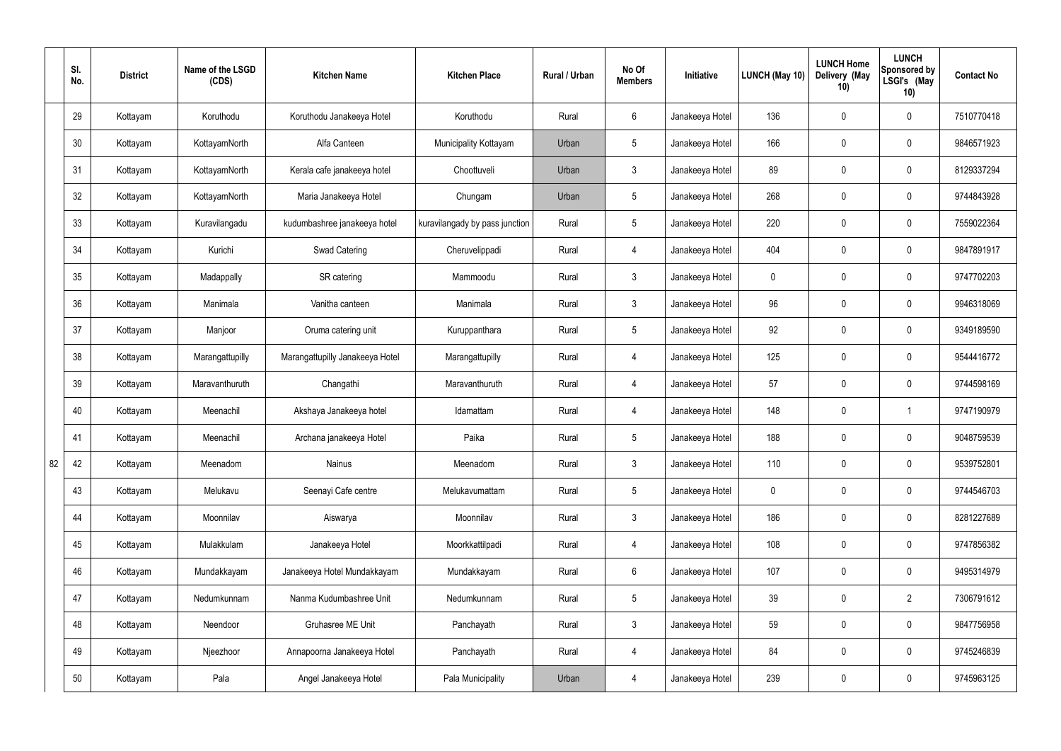| | Sl. No. | District | Name of the LSGD (CDS) | Kitchen Name | Kitchen Place | Rural / Urban | No Of Members | Initiative | LUNCH (May 10) | LUNCH Home Delivery (May 10) | LUNCH Sponsored by LSGI's (May 10) | Contact No |
|---|---|---|---|---|---|---|---|---|---|---|---|---|
| | 29 | Kottayam | Koruthodu | Koruthodu Janakeeya Hotel | Koruthodu | Rural | 6 | Janakeeya Hotel | 136 | 0 | 0 | 7510770418 |
| | 30 | Kottayam | KottayamNorth | Alfa Canteen | Municipality Kottayam | Urban | 5 | Janakeeya Hotel | 166 | 0 | 0 | 9846571923 |
| | 31 | Kottayam | KottayamNorth | Kerala cafe janakeeya hotel | Choottuveli | Urban | 3 | Janakeeya Hotel | 89 | 0 | 0 | 8129337294 |
| | 32 | Kottayam | KottayamNorth | Maria Janakeeya Hotel | Chungam | Urban | 5 | Janakeeya Hotel | 268 | 0 | 0 | 9744843928 |
| | 33 | Kottayam | Kuravilangadu | kudumbashree janakeeya hotel | kuravilangady by pass junction | Rural | 5 | Janakeeya Hotel | 220 | 0 | 0 | 7559022364 |
| | 34 | Kottayam | Kurichi | Swad Catering | Cheruvelippadi | Rural | 4 | Janakeeya Hotel | 404 | 0 | 0 | 9847891917 |
| | 35 | Kottayam | Madappally | SR catering | Mammoodu | Rural | 3 | Janakeeya Hotel | 0 | 0 | 0 | 9747702203 |
| | 36 | Kottayam | Manimala | Vanitha canteen | Manimala | Rural | 3 | Janakeeya Hotel | 96 | 0 | 0 | 9946318069 |
| | 37 | Kottayam | Manjoor | Oruma catering unit | Kuruppanthara | Rural | 5 | Janakeeya Hotel | 92 | 0 | 0 | 9349189590 |
| | 38 | Kottayam | Marangattupilly | Marangattupilly Janakeeya Hotel | Marangattupilly | Rural | 4 | Janakeeya Hotel | 125 | 0 | 0 | 9544416772 |
| | 39 | Kottayam | Maravanthuruth | Changathi | Maravanthuruth | Rural | 4 | Janakeeya Hotel | 57 | 0 | 0 | 9744598169 |
| | 40 | Kottayam | Meenachil | Akshaya Janakeeya hotel | Idamattam | Rural | 4 | Janakeeya Hotel | 148 | 0 | 1 | 9747190979 |
| | 41 | Kottayam | Meenachil | Archana janakeeya Hotel | Paika | Rural | 5 | Janakeeya Hotel | 188 | 0 | 0 | 9048759539 |
| 82 | 42 | Kottayam | Meenadom | Nainus | Meenadom | Rural | 3 | Janakeeya Hotel | 110 | 0 | 0 | 9539752801 |
| | 43 | Kottayam | Melukavu | Seenayi Cafe centre | Melukavumattam | Rural | 5 | Janakeeya Hotel | 0 | 0 | 0 | 9744546703 |
| | 44 | Kottayam | Moonnilav | Aiswarya | Moonnilav | Rural | 3 | Janakeeya Hotel | 186 | 0 | 0 | 8281227689 |
| | 45 | Kottayam | Mulakkulam | Janakeeya Hotel | Moorkkattilpadi | Rural | 4 | Janakeeya Hotel | 108 | 0 | 0 | 9747856382 |
| | 46 | Kottayam | Mundakkayam | Janakeeya Hotel Mundakkayam | Mundakkayam | Rural | 6 | Janakeeya Hotel | 107 | 0 | 0 | 9495314979 |
| | 47 | Kottayam | Nedumkunnam | Nanma Kudumbashree Unit | Nedumkunnam | Rural | 5 | Janakeeya Hotel | 39 | 0 | 2 | 7306791612 |
| | 48 | Kottayam | Neendoor | Gruhasree ME Unit | Panchayath | Rural | 3 | Janakeeya Hotel | 59 | 0 | 0 | 9847756958 |
| | 49 | Kottayam | Njeezhoor | Annapoorna Janakeeya Hotel | Panchayath | Rural | 4 | Janakeeya Hotel | 84 | 0 | 0 | 9745246839 |
| | 50 | Kottayam | Pala | Angel Janakeeya Hotel | Pala Municipality | Urban | 4 | Janakeeya Hotel | 239 | 0 | 0 | 9745963125 |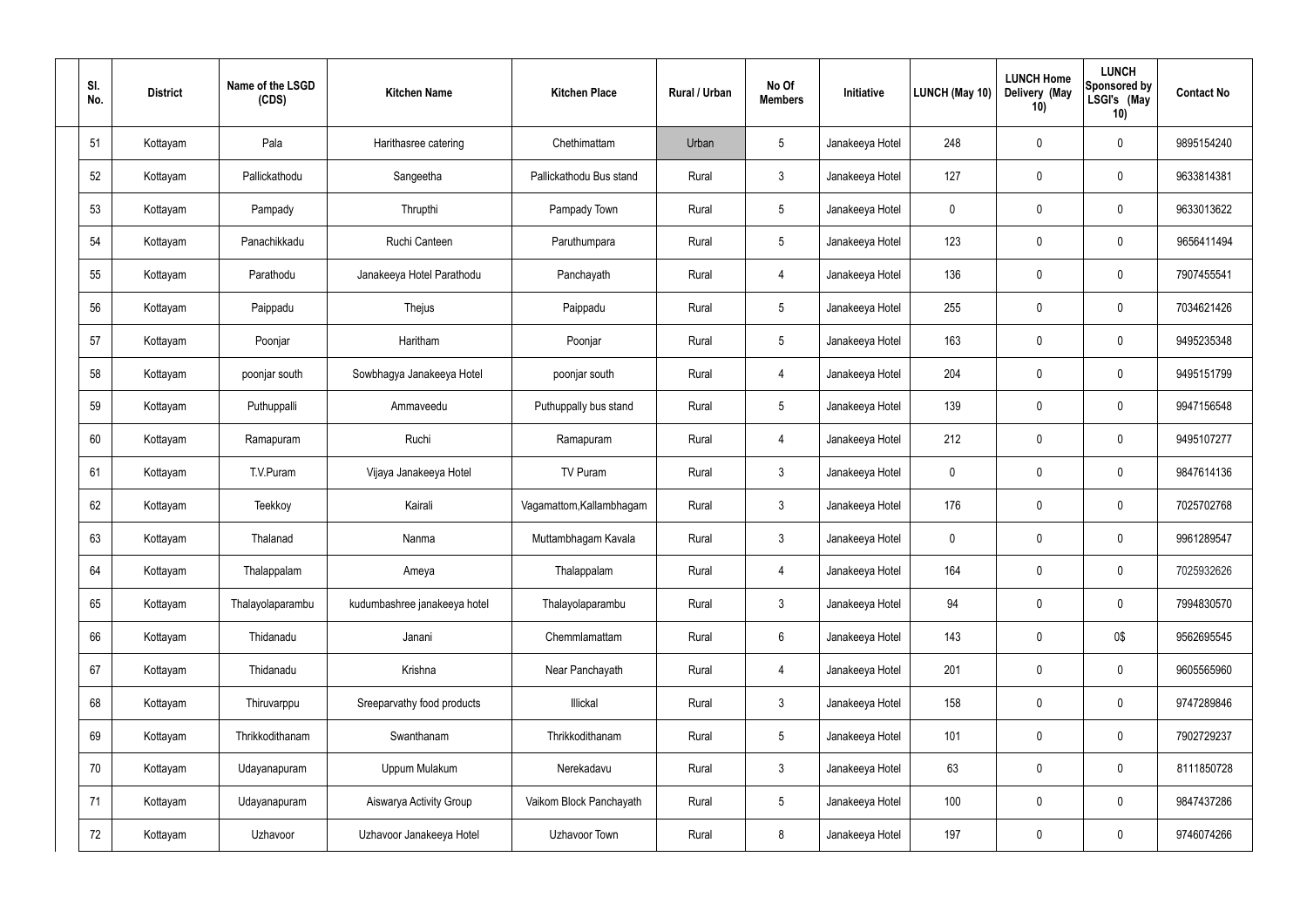| Sl. No. | District | Name of the LSGD (CDS) | Kitchen Name | Kitchen Place | Rural / Urban | No Of Members | Initiative | LUNCH (May 10) | LUNCH Home Delivery (May 10) | LUNCH Sponsored by LSGI's (May 10) | Contact No |
|---|---|---|---|---|---|---|---|---|---|---|---|
| 51 | Kottayam | Pala | Harithasree catering | Chethimattam | Urban | 5 | Janakeeya Hotel | 248 | 0 | 0 | 9895154240 |
| 52 | Kottayam | Pallickathodu | Sangeetha | Pallickathodu Bus stand | Rural | 3 | Janakeeya Hotel | 127 | 0 | 0 | 9633814381 |
| 53 | Kottayam | Pampady | Thrupthi | Pampady Town | Rural | 5 | Janakeeya Hotel | 0 | 0 | 0 | 9633013622 |
| 54 | Kottayam | Panachikkadu | Ruchi Canteen | Paruthumpara | Rural | 5 | Janakeeya Hotel | 123 | 0 | 0 | 9656411494 |
| 55 | Kottayam | Parathodu | Janakeeya Hotel Parathodu | Panchayath | Rural | 4 | Janakeeya Hotel | 136 | 0 | 0 | 7907455541 |
| 56 | Kottayam | Paippadu | Thejus | Paippadu | Rural | 5 | Janakeeya Hotel | 255 | 0 | 0 | 7034621426 |
| 57 | Kottayam | Poonjar | Haritham | Poonjar | Rural | 5 | Janakeeya Hotel | 163 | 0 | 0 | 9495235348 |
| 58 | Kottayam | poonjar south | Sowbhagya Janakeeya Hotel | poonjar south | Rural | 4 | Janakeeya Hotel | 204 | 0 | 0 | 9495151799 |
| 59 | Kottayam | Puthuppalli | Ammaveedu | Puthuppally bus stand | Rural | 5 | Janakeeya Hotel | 139 | 0 | 0 | 9947156548 |
| 60 | Kottayam | Ramapuram | Ruchi | Ramapuram | Rural | 4 | Janakeeya Hotel | 212 | 0 | 0 | 9495107277 |
| 61 | Kottayam | T.V.Puram | Vijaya Janakeeya Hotel | TV Puram | Rural | 3 | Janakeeya Hotel | 0 | 0 | 0 | 9847614136 |
| 62 | Kottayam | Teekkoy | Kairali | Vagamattom,Kallambhagam | Rural | 3 | Janakeeya Hotel | 176 | 0 | 0 | 7025702768 |
| 63 | Kottayam | Thalanad | Nanma | Muttambhagam Kavala | Rural | 3 | Janakeeya Hotel | 0 | 0 | 0 | 9961289547 |
| 64 | Kottayam | Thalappalam | Ameya | Thalappalam | Rural | 4 | Janakeeya Hotel | 164 | 0 | 0 | 7025932626 |
| 65 | Kottayam | Thalayolaparambu | kudumbashree janakeeya hotel | Thalayolaparambu | Rural | 3 | Janakeeya Hotel | 94 | 0 | 0 | 7994830570 |
| 66 | Kottayam | Thidanadu | Janani | Chemmlamattam | Rural | 6 | Janakeeya Hotel | 143 | 0 | 0$ | 9562695545 |
| 67 | Kottayam | Thidanadu | Krishna | Near Panchayath | Rural | 4 | Janakeeya Hotel | 201 | 0 | 0 | 9605565960 |
| 68 | Kottayam | Thiruvarppu | Sreeparvathy food products | Illickal | Rural | 3 | Janakeeya Hotel | 158 | 0 | 0 | 9747289846 |
| 69 | Kottayam | Thrikkodithanam | Swanthanam | Thrikkodithanam | Rural | 5 | Janakeeya Hotel | 101 | 0 | 0 | 7902729237 |
| 70 | Kottayam | Udayanapuram | Uppum Mulakum | Nerekadavu | Rural | 3 | Janakeeya Hotel | 63 | 0 | 0 | 8111850728 |
| 71 | Kottayam | Udayanapuram | Aiswarya Activity Group | Vaikom Block Panchayath | Rural | 5 | Janakeeya Hotel | 100 | 0 | 0 | 9847437286 |
| 72 | Kottayam | Uzhavoor | Uzhavoor Janakeeya Hotel | Uzhavoor Town | Rural | 8 | Janakeeya Hotel | 197 | 0 | 0 | 9746074266 |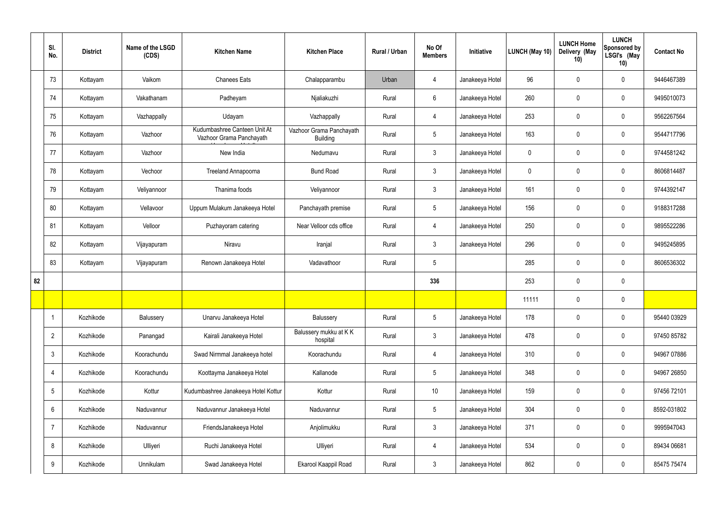|  | Sl. No. | District | Name of the LSGD (CDS) | Kitchen Name | Kitchen Place | Rural / Urban | No Of Members | Initiative | LUNCH (May 10) | LUNCH Home Delivery (May 10) | LUNCH Sponsored by LSGI's (May 10) | Contact No |
|---|---|---|---|---|---|---|---|---|---|---|---|---|
|  | 73 | Kottayam | Vaikom | Chanees Eats | Chalapparambu | Urban | 4 | Janakeeya Hotel | 96 | 0 | 0 | 9446467389 |
|  | 74 | Kottayam | Vakathanam | Padheyam | Njaliakuzhi | Rural | 6 | Janakeeya Hotel | 260 | 0 | 0 | 9495010073 |
|  | 75 | Kottayam | Vazhappally | Udayam | Vazhappally | Rural | 4 | Janakeeya Hotel | 253 | 0 | 0 | 9562267564 |
|  | 76 | Kottayam | Vazhoor | Kudumbashree Canteen Unit At Vazhoor Grama Panchayath | Vazhoor Grama Panchayath Building | Rural | 5 | Janakeeya Hotel | 163 | 0 | 0 | 9544717796 |
|  | 77 | Kottayam | Vazhoor | New India | Nedumavu | Rural | 3 | Janakeeya Hotel | 0 | 0 | 0 | 9744581242 |
|  | 78 | Kottayam | Vechoor | Treeland Annapoorna | Bund Road | Rural | 3 | Janakeeya Hotel | 0 | 0 | 0 | 8606814487 |
|  | 79 | Kottayam | Veliyannoor | Thanima foods | Veliyannoor | Rural | 3 | Janakeeya Hotel | 161 | 0 | 0 | 9744392147 |
|  | 80 | Kottayam | Vellavoor | Uppum Mulakum Janakeeya Hotel | Panchayath premise | Rural | 5 | Janakeeya Hotel | 156 | 0 | 0 | 9188317288 |
|  | 81 | Kottayam | Velloor | Puzhayoram catering | Near Velloor cds office | Rural | 4 | Janakeeya Hotel | 250 | 0 | 0 | 9895522286 |
|  | 82 | Kottayam | Vijayapuram | Niravu | Iranjal | Rural | 3 | Janakeeya Hotel | 296 | 0 | 0 | 9495245895 |
|  | 83 | Kottayam | Vijayapuram | Renown Janakeeya Hotel | Vadavathoor | Rural | 5 |  | 285 | 0 | 0 | 8606536302 |
| 82 |  |  |  |  |  |  | 336 |  | 253 | 0 | 0 |  |
|  |  |  |  |  |  |  |  |  | 11111 | 0 | 0 |  |
|  | 1 | Kozhikode | Balussery | Unarvu Janakeeya Hotel | Balussery | Rural | 5 | Janakeeya Hotel | 178 | 0 | 0 | 95440 03929 |
|  | 2 | Kozhikode | Panangad | Kairali Janakeeya Hotel | Balussery mukku at K K hospital | Rural | 3 | Janakeeya Hotel | 478 | 0 | 0 | 97450 85782 |
|  | 3 | Kozhikode | Koorachundu | Swad Nirmmal Janakeeya hotel | Koorachundu | Rural | 4 | Janakeeya Hotel | 310 | 0 | 0 | 94967 07886 |
|  | 4 | Kozhikode | Koorachundu | Koottayma Janakeeya Hotel | Kallanode | Rural | 5 | Janakeeya Hotel | 348 | 0 | 0 | 94967 26850 |
|  | 5 | Kozhikode | Kottur | Kudumbashree Janakeeya Hotel Kottur | Kottur | Rural | 10 | Janakeeya Hotel | 159 | 0 | 0 | 97456 72101 |
|  | 6 | Kozhikode | Naduvannur | Naduvannur Janakeeya Hotel | Naduvannur | Rural | 5 | Janakeeya Hotel | 304 | 0 | 0 | 8592-031802 |
|  | 7 | Kozhikode | Naduvannur | FriendsJanakeeya Hotel | Anjolimukku | Rural | 3 | Janakeeya Hotel | 371 | 0 | 0 | 9995947043 |
|  | 8 | Kozhikode | Ulliyeri | Ruchi Janakeeya Hotel | Ulliyeri | Rural | 4 | Janakeeya Hotel | 534 | 0 | 0 | 89434 06681 |
|  | 9 | Kozhikode | Unnikulam | Swad Janakeeya Hotel | Ekarool Kaappil Road | Rural | 3 | Janakeeya Hotel | 862 | 0 | 0 | 85475 75474 |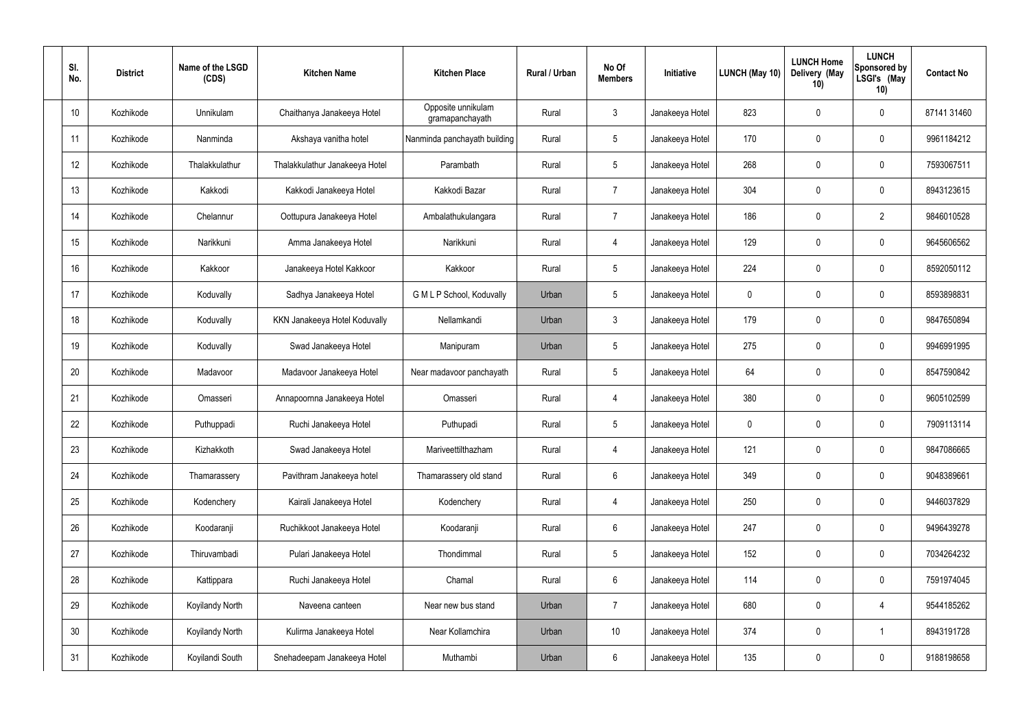| Sl. No. | District | Name of the LSGD (CDS) | Kitchen Name | Kitchen Place | Rural / Urban | No Of Members | Initiative | LUNCH (May 10) | LUNCH Home Delivery (May 10) | LUNCH Sponsored by LSGI's (May 10) | Contact No |
|---|---|---|---|---|---|---|---|---|---|---|---|
| 10 | Kozhikode | Unnikulam | Chaithanya Janakeeya Hotel | Opposite unnikulam gramapanchayath | Rural | 3 | Janakeeya Hotel | 823 | 0 | 0 | 87141 31460 |
| 11 | Kozhikode | Nanminda | Akshaya vanitha hotel | Nanminda panchayath building | Rural | 5 | Janakeeya Hotel | 170 | 0 | 0 | 9961184212 |
| 12 | Kozhikode | Thalakkulathur | Thalakkulathur Janakeeya Hotel | Parambath | Rural | 5 | Janakeeya Hotel | 268 | 0 | 0 | 7593067511 |
| 13 | Kozhikode | Kakkodi | Kakkodi Janakeeya Hotel | Kakkodi Bazar | Rural | 7 | Janakeeya Hotel | 304 | 0 | 0 | 8943123615 |
| 14 | Kozhikode | Chelannur | Oottupura Janakeeya Hotel | Ambalathukulangara | Rural | 7 | Janakeeya Hotel | 186 | 0 | 2 | 9846010528 |
| 15 | Kozhikode | Narikkuni | Amma Janakeeya Hotel | Narikkuni | Rural | 4 | Janakeeya Hotel | 129 | 0 | 0 | 9645606562 |
| 16 | Kozhikode | Kakkoor | Janakeeya Hotel Kakkoor | Kakkoor | Rural | 5 | Janakeeya Hotel | 224 | 0 | 0 | 8592050112 |
| 17 | Kozhikode | Koduvally | Sadhya Janakeeya Hotel | G M L P School, Koduvally | Urban | 5 | Janakeeya Hotel | 0 | 0 | 0 | 8593898831 |
| 18 | Kozhikode | Koduvally | KKN Janakeeya Hotel Koduvally | Nellamkandi | Urban | 3 | Janakeeya Hotel | 179 | 0 | 0 | 9847650894 |
| 19 | Kozhikode | Koduvally | Swad Janakeeya Hotel | Manipuram | Urban | 5 | Janakeeya Hotel | 275 | 0 | 0 | 9946991995 |
| 20 | Kozhikode | Madavoor | Madavoor Janakeeya Hotel | Near madavoor panchayath | Rural | 5 | Janakeeya Hotel | 64 | 0 | 0 | 8547590842 |
| 21 | Kozhikode | Omasseri | Annapoornna Janakeeya Hotel | Omasseri | Rural | 4 | Janakeeya Hotel | 380 | 0 | 0 | 9605102599 |
| 22 | Kozhikode | Puthuppadi | Ruchi Janakeeya Hotel | Puthupadi | Rural | 5 | Janakeeya Hotel | 0 | 0 | 0 | 7909113114 |
| 23 | Kozhikode | Kizhakkoth | Swad Janakeeya Hotel | Mariveettilthazham | Rural | 4 | Janakeeya Hotel | 121 | 0 | 0 | 9847086665 |
| 24 | Kozhikode | Thamarassery | Pavithram Janakeeya hotel | Thamarassery old stand | Rural | 6 | Janakeeya Hotel | 349 | 0 | 0 | 9048389661 |
| 25 | Kozhikode | Kodenchery | Kairali Janakeeya Hotel | Kodenchery | Rural | 4 | Janakeeya Hotel | 250 | 0 | 0 | 9446037829 |
| 26 | Kozhikode | Koodaranji | Ruchikkoot Janakeeya Hotel | Koodaranji | Rural | 6 | Janakeeya Hotel | 247 | 0 | 0 | 9496439278 |
| 27 | Kozhikode | Thiruvambadi | Pulari Janakeeya Hotel | Thondimmal | Rural | 5 | Janakeeya Hotel | 152 | 0 | 0 | 7034264232 |
| 28 | Kozhikode | Kattippara | Ruchi Janakeeya Hotel | Chamal | Rural | 6 | Janakeeya Hotel | 114 | 0 | 0 | 7591974045 |
| 29 | Kozhikode | Koyilandy North | Naveena canteen | Near new bus stand | Urban | 7 | Janakeeya Hotel | 680 | 0 | 4 | 9544185262 |
| 30 | Kozhikode | Koyilandy North | Kulirma Janakeeya Hotel | Near Kollamchira | Urban | 10 | Janakeeya Hotel | 374 | 0 | 1 | 8943191728 |
| 31 | Kozhikode | Koyilandi South | Snehadeepam Janakeeya Hotel | Muthambi | Urban | 6 | Janakeeya Hotel | 135 | 0 | 0 | 9188198658 |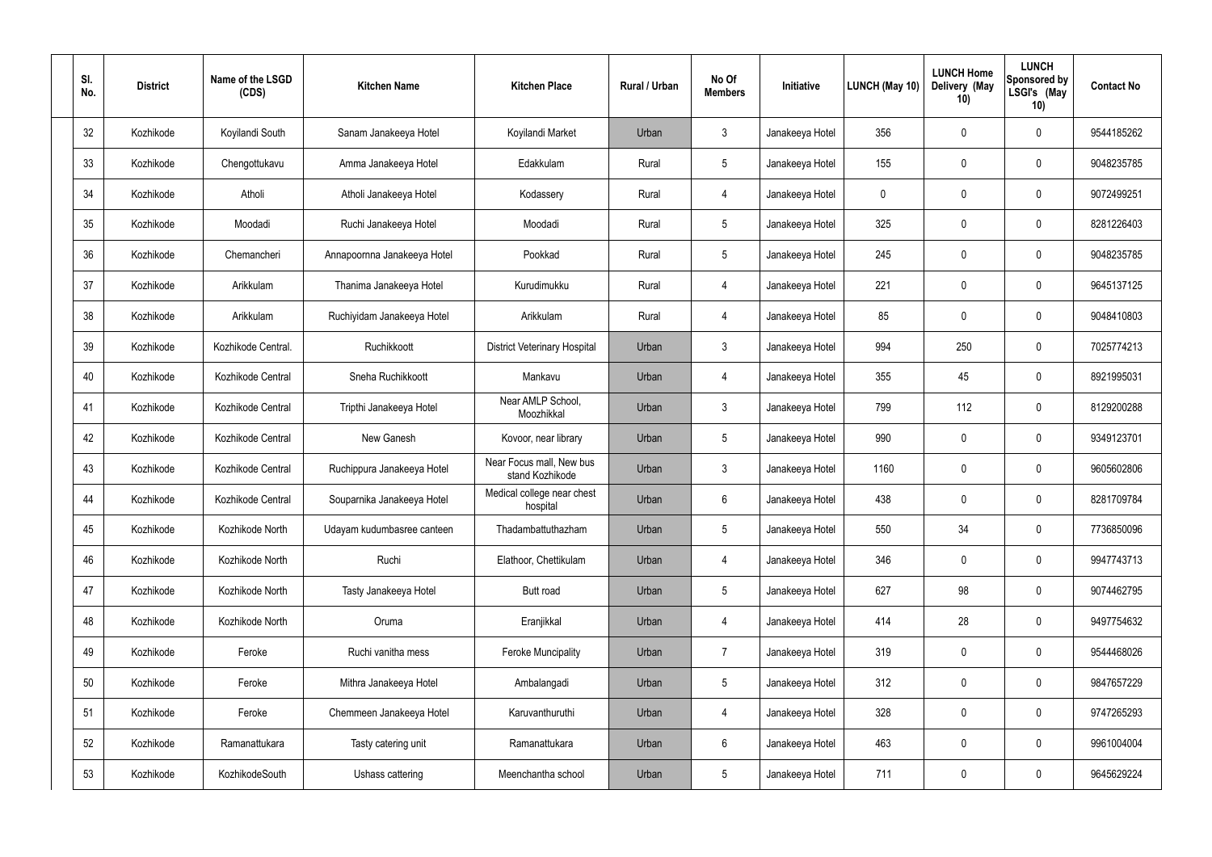| Sl. No. | District | Name of the LSGD (CDS) | Kitchen Name | Kitchen Place | Rural / Urban | No Of Members | Initiative | LUNCH (May 10) | LUNCH Home Delivery (May 10) | LUNCH Sponsored by LSGI's (May 10) | Contact No |
|---|---|---|---|---|---|---|---|---|---|---|---|
| 32 | Kozhikode | Koyilandi South | Sanam Janakeeya Hotel | Koyilandi Market | Urban | 3 | Janakeeya Hotel | 356 | 0 | 0 | 9544185262 |
| 33 | Kozhikode | Chengottukavu | Amma Janakeeya Hotel | Edakkulam | Rural | 5 | Janakeeya Hotel | 155 | 0 | 0 | 9048235785 |
| 34 | Kozhikode | Atholi | Atholi Janakeeya Hotel | Kodassery | Rural | 4 | Janakeeya Hotel | 0 | 0 | 0 | 9072499251 |
| 35 | Kozhikode | Moodadi | Ruchi Janakeeya Hotel | Moodadi | Rural | 5 | Janakeeya Hotel | 325 | 0 | 0 | 8281226403 |
| 36 | Kozhikode | Chemancheri | Annapoornna Janakeeya Hotel | Pookkad | Rural | 5 | Janakeeya Hotel | 245 | 0 | 0 | 9048235785 |
| 37 | Kozhikode | Arikkulam | Thanima Janakeeya Hotel | Kurudimukku | Rural | 4 | Janakeeya Hotel | 221 | 0 | 0 | 9645137125 |
| 38 | Kozhikode | Arikkulam | Ruchiyidam Janakeeya Hotel | Arikkulam | Rural | 4 | Janakeeya Hotel | 85 | 0 | 0 | 9048410803 |
| 39 | Kozhikode | Kozhikode Central. | Ruchikkoott | District Veterinary Hospital | Urban | 3 | Janakeeya Hotel | 994 | 250 | 0 | 7025774213 |
| 40 | Kozhikode | Kozhikode Central | Sneha Ruchikkoott | Mankavu | Urban | 4 | Janakeeya Hotel | 355 | 45 | 0 | 8921995031 |
| 41 | Kozhikode | Kozhikode Central | Tripthi Janakeeya Hotel | Near AMLP School, Moozhikkal | Urban | 3 | Janakeeya Hotel | 799 | 112 | 0 | 8129200288 |
| 42 | Kozhikode | Kozhikode Central | New Ganesh | Kovoor, near library | Urban | 5 | Janakeeya Hotel | 990 | 0 | 0 | 9349123701 |
| 43 | Kozhikode | Kozhikode Central | Ruchippura Janakeeya Hotel | Near Focus mall, New bus stand Kozhikode | Urban | 3 | Janakeeya Hotel | 1160 | 0 | 0 | 9605602806 |
| 44 | Kozhikode | Kozhikode Central | Souparnika Janakeeya Hotel | Medical college near chest hospital | Urban | 6 | Janakeeya Hotel | 438 | 0 | 0 | 8281709784 |
| 45 | Kozhikode | Kozhikode North | Udayam kudumbasree canteen | Thadambattuthazham | Urban | 5 | Janakeeya Hotel | 550 | 34 | 0 | 7736850096 |
| 46 | Kozhikode | Kozhikode North | Ruchi | Elathoor, Chettikulam | Urban | 4 | Janakeeya Hotel | 346 | 0 | 0 | 9947743713 |
| 47 | Kozhikode | Kozhikode North | Tasty Janakeeya Hotel | Butt road | Urban | 5 | Janakeeya Hotel | 627 | 98 | 0 | 9074462795 |
| 48 | Kozhikode | Kozhikode North | Oruma | Eranjikkal | Urban | 4 | Janakeeya Hotel | 414 | 28 | 0 | 9497754632 |
| 49 | Kozhikode | Feroke | Ruchi vanitha mess | Feroke Muncipality | Urban | 7 | Janakeeya Hotel | 319 | 0 | 0 | 9544468026 |
| 50 | Kozhikode | Feroke | Mithra Janakeeya Hotel | Ambalangadi | Urban | 5 | Janakeeya Hotel | 312 | 0 | 0 | 9847657229 |
| 51 | Kozhikode | Feroke | Chemmeen Janakeeya Hotel | Karuvanthuruthi | Urban | 4 | Janakeeya Hotel | 328 | 0 | 0 | 9747265293 |
| 52 | Kozhikode | Ramanattukara | Tasty catering unit | Ramanattukara | Urban | 6 | Janakeeya Hotel | 463 | 0 | 0 | 9961004004 |
| 53 | Kozhikode | KozhikodeSouth | Ushass cattering | Meenchantha school | Urban | 5 | Janakeeya Hotel | 711 | 0 | 0 | 9645629224 |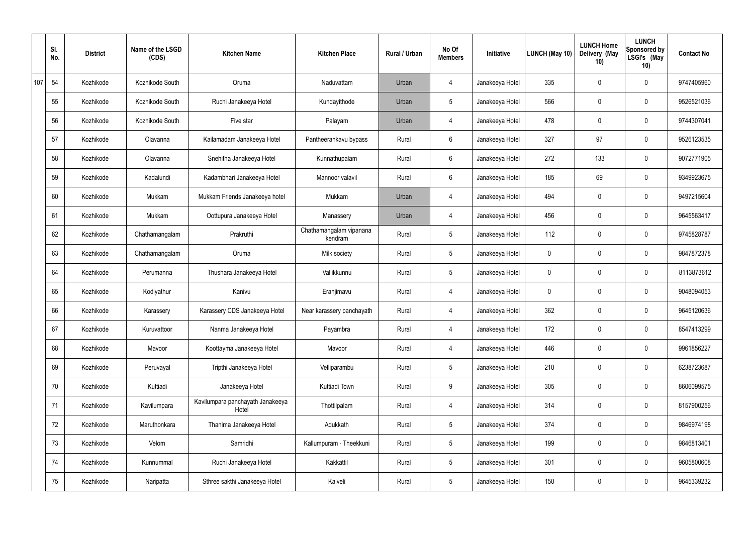| | Sl. No. | District | Name of the LSGD (CDS) | Kitchen Name | Kitchen Place | Rural / Urban | No Of Members | Initiative | LUNCH (May 10) | LUNCH Home Delivery (May 10) | LUNCH Sponsored by LSGI's (May 10) | Contact No |
|---|---|---|---|---|---|---|---|---|---|---|---|---|
| 107 | 54 | Kozhikode | Kozhikode South | Oruma | Naduvattam | Urban | 4 | Janakeeya Hotel | 335 | 0 | 0 | 9747405960 |
| | 55 | Kozhikode | Kozhikode South | Ruchi Janakeeya Hotel | Kundayithode | Urban | 5 | Janakeeya Hotel | 566 | 0 | 0 | 9526521036 |
| | 56 | Kozhikode | Kozhikode South | Five star | Palayam | Urban | 4 | Janakeeya Hotel | 478 | 0 | 0 | 9744307041 |
| | 57 | Kozhikode | Olavanna | Kailamadam Janakeeya Hotel | Pantheerankavu bypass | Rural | 6 | Janakeeya Hotel | 327 | 97 | 0 | 9526123535 |
| | 58 | Kozhikode | Olavanna | Snehitha Janakeeya Hotel | Kunnathupalam | Rural | 6 | Janakeeya Hotel | 272 | 133 | 0 | 9072771905 |
| | 59 | Kozhikode | Kadalundi | Kadambhari Janakeeya Hotel | Mannoor valavil | Rural | 6 | Janakeeya Hotel | 185 | 69 | 0 | 9349923675 |
| | 60 | Kozhikode | Mukkam | Mukkam Friends Janakeeya hotel | Mukkam | Urban | 4 | Janakeeya Hotel | 494 | 0 | 0 | 9497215604 |
| | 61 | Kozhikode | Mukkam | Oottupura Janakeeya Hotel | Manassery | Urban | 4 | Janakeeya Hotel | 456 | 0 | 0 | 9645563417 |
| | 62 | Kozhikode | Chathamangalam | Prakruthi | Chathamangalam vipanana kendram | Rural | 5 | Janakeeya Hotel | 112 | 0 | 0 | 9745828787 |
| | 63 | Kozhikode | Chathamangalam | Oruma | Milk society | Rural | 5 | Janakeeya Hotel | 0 | 0 | 0 | 9847872378 |
| | 64 | Kozhikode | Perumanna | Thushara Janakeeya Hotel | Vallikkunnu | Rural | 5 | Janakeeya Hotel | 0 | 0 | 0 | 8113873612 |
| | 65 | Kozhikode | Kodiyathur | Kanivu | Eranjimavu | Rural | 4 | Janakeeya Hotel | 0 | 0 | 0 | 9048094053 |
| | 66 | Kozhikode | Karassery | Karassery CDS Janakeeya Hotel | Near karassery panchayath | Rural | 4 | Janakeeya Hotel | 362 | 0 | 0 | 9645120636 |
| | 67 | Kozhikode | Kuruvattoor | Nanma Janakeeya Hotel | Payambra | Rural | 4 | Janakeeya Hotel | 172 | 0 | 0 | 8547413299 |
| | 68 | Kozhikode | Mavoor | Koottayma Janakeeya Hotel | Mavoor | Rural | 4 | Janakeeya Hotel | 446 | 0 | 0 | 9961856227 |
| | 69 | Kozhikode | Peruvayal | Tripthi Janakeeya Hotel | Velliparambu | Rural | 5 | Janakeeya Hotel | 210 | 0 | 0 | 6238723687 |
| | 70 | Kozhikode | Kuttiadi | Janakeeya Hotel | Kuttiadi Town | Rural | 9 | Janakeeya Hotel | 305 | 0 | 0 | 8606099575 |
| | 71 | Kozhikode | Kavilumpara | Kavilumpara panchayath Janakeeya Hotel | Thottilpalam | Rural | 4 | Janakeeya Hotel | 314 | 0 | 0 | 8157900256 |
| | 72 | Kozhikode | Maruthonkara | Thanima Janakeeya Hotel | Adukkath | Rural | 5 | Janakeeya Hotel | 374 | 0 | 0 | 9846974198 |
| | 73 | Kozhikode | Velom | Samridhi | Kallumpuram - Theekkuni | Rural | 5 | Janakeeya Hotel | 199 | 0 | 0 | 9846813401 |
| | 74 | Kozhikode | Kunnummal | Ruchi Janakeeya Hotel | Kakkattil | Rural | 5 | Janakeeya Hotel | 301 | 0 | 0 | 9605800608 |
| | 75 | Kozhikode | Naripatta | Sthree sakthi Janakeeya Hotel | Kaiveli | Rural | 5 | Janakeeya Hotel | 150 | 0 | 0 | 9645339232 |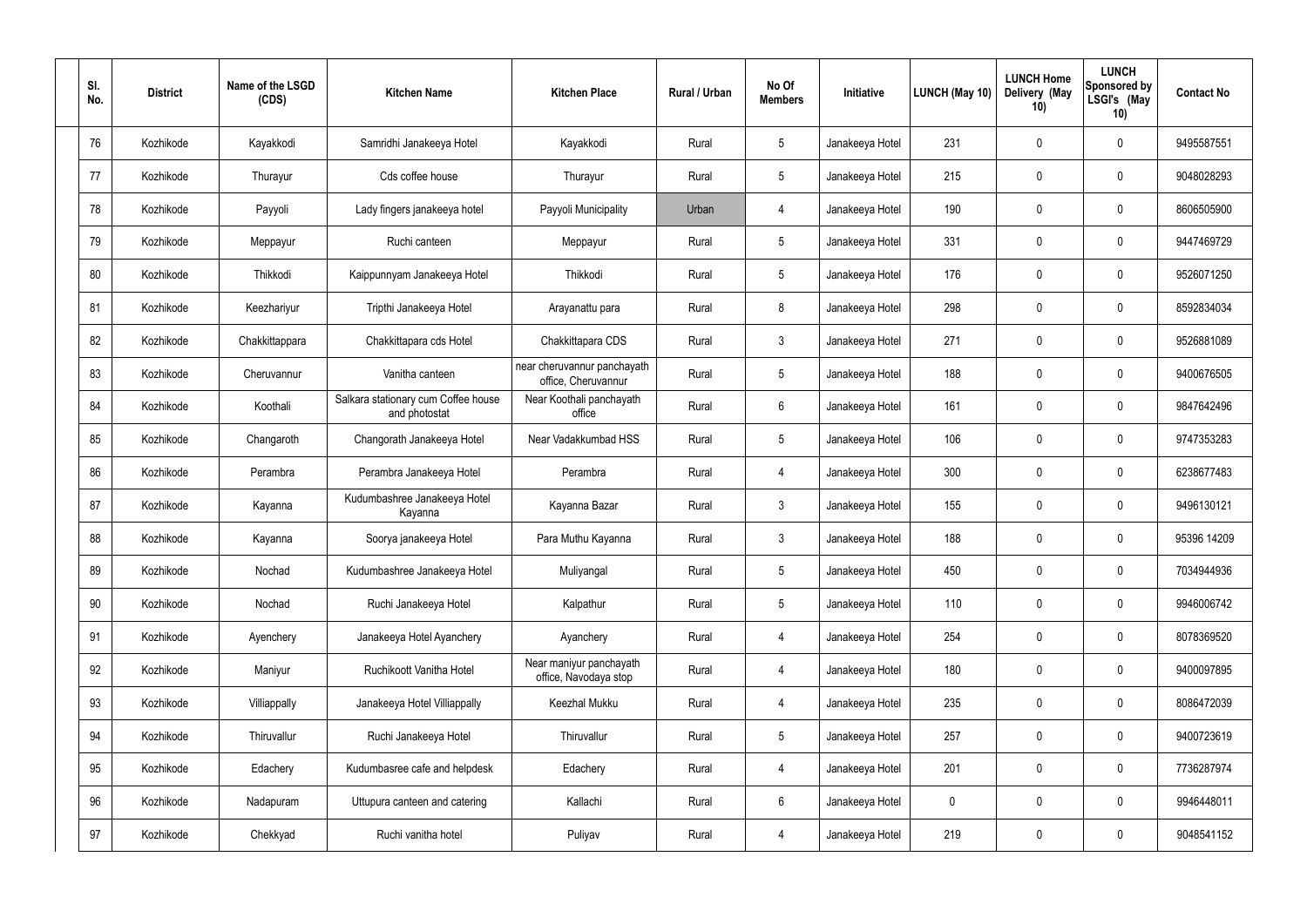| Sl. No. | District | Name of the LSGD (CDS) | Kitchen Name | Kitchen Place | Rural / Urban | No Of Members | Initiative | LUNCH (May 10) | LUNCH Home Delivery (May 10) | LUNCH Sponsored by LSGI's (May 10) | Contact No |
|---|---|---|---|---|---|---|---|---|---|---|---|
| 76 | Kozhikode | Kayakkodi | Samridhi Janakeeya Hotel | Kayakkodi | Rural | 5 | Janakeeya Hotel | 231 | 0 | 0 | 9495587551 |
| 77 | Kozhikode | Thurayur | Cds coffee house | Thurayur | Rural | 5 | Janakeeya Hotel | 215 | 0 | 0 | 9048028293 |
| 78 | Kozhikode | Payyoli | Lady fingers janakeeya hotel | Payyoli Municipality | Urban | 4 | Janakeeya Hotel | 190 | 0 | 0 | 8606505900 |
| 79 | Kozhikode | Meppayur | Ruchi canteen | Meppayur | Rural | 5 | Janakeeya Hotel | 331 | 0 | 0 | 9447469729 |
| 80 | Kozhikode | Thikkodi | Kaippunnyam Janakeeya Hotel | Thikkodi | Rural | 5 | Janakeeya Hotel | 176 | 0 | 0 | 9526071250 |
| 81 | Kozhikode | Keezhariyur | Tripthi Janakeeya Hotel | Arayanattu para | Rural | 8 | Janakeeya Hotel | 298 | 0 | 0 | 8592834034 |
| 82 | Kozhikode | Chakkittappara | Chakkittapara cds Hotel | Chakkittapara CDS | Rural | 3 | Janakeeya Hotel | 271 | 0 | 0 | 9526881089 |
| 83 | Kozhikode | Cheruvannur | Vanitha canteen | near cheruvannur panchayath office, Cheruvannur | Rural | 5 | Janakeeya Hotel | 188 | 0 | 0 | 9400676505 |
| 84 | Kozhikode | Koothali | Salkara stationary cum Coffee house and photostat | Near Koothali panchayath office | Rural | 6 | Janakeeya Hotel | 161 | 0 | 0 | 9847642496 |
| 85 | Kozhikode | Changaroth | Changorath Janakeeya Hotel | Near Vadakkumbad HSS | Rural | 5 | Janakeeya Hotel | 106 | 0 | 0 | 9747353283 |
| 86 | Kozhikode | Perambra | Perambra Janakeeya Hotel | Perambra | Rural | 4 | Janakeeya Hotel | 300 | 0 | 0 | 6238677483 |
| 87 | Kozhikode | Kayanna | Kudumbashree Janakeeya Hotel Kayanna | Kayanna Bazar | Rural | 3 | Janakeeya Hotel | 155 | 0 | 0 | 9496130121 |
| 88 | Kozhikode | Kayanna | Soorya janakeeya Hotel | Para Muthu Kayanna | Rural | 3 | Janakeeya Hotel | 188 | 0 | 0 | 95396 14209 |
| 89 | Kozhikode | Nochad | Kudumbashree Janakeeya Hotel | Muliyangal | Rural | 5 | Janakeeya Hotel | 450 | 0 | 0 | 7034944936 |
| 90 | Kozhikode | Nochad | Ruchi Janakeeya Hotel | Kalpathur | Rural | 5 | Janakeeya Hotel | 110 | 0 | 0 | 9946006742 |
| 91 | Kozhikode | Ayenchery | Janakeeya Hotel Ayanchery | Ayanchery | Rural | 4 | Janakeeya Hotel | 254 | 0 | 0 | 8078369520 |
| 92 | Kozhikode | Maniyur | Ruchikoott Vanitha Hotel | Near maniyur panchayath office, Navodaya stop | Rural | 4 | Janakeeya Hotel | 180 | 0 | 0 | 9400097895 |
| 93 | Kozhikode | Villiappally | Janakeeya Hotel Villiappally | Keezhal Mukku | Rural | 4 | Janakeeya Hotel | 235 | 0 | 0 | 8086472039 |
| 94 | Kozhikode | Thiruvallur | Ruchi Janakeeya Hotel | Thiruvallur | Rural | 5 | Janakeeya Hotel | 257 | 0 | 0 | 9400723619 |
| 95 | Kozhikode | Edachery | Kudumbasree cafe and helpdesk | Edachery | Rural | 4 | Janakeeya Hotel | 201 | 0 | 0 | 7736287974 |
| 96 | Kozhikode | Nadapuram | Uttupura canteen and catering | Kallachi | Rural | 6 | Janakeeya Hotel | 0 | 0 | 0 | 9946448011 |
| 97 | Kozhikode | Chekkyad | Ruchi vanitha hotel | Puliyav | Rural | 4 | Janakeeya Hotel | 219 | 0 | 0 | 9048541152 |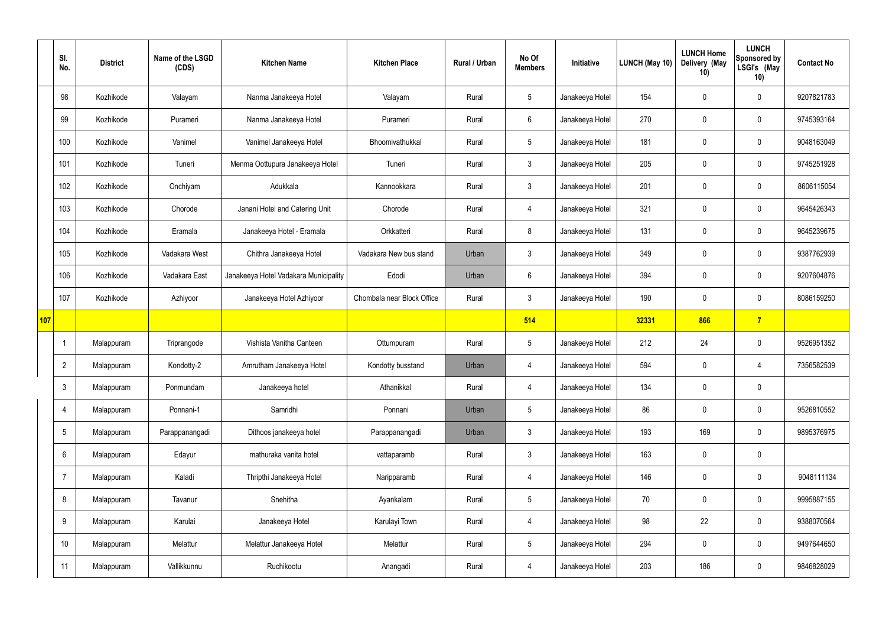| | Sl. No. | District | Name of the LSGD (CDS) | Kitchen Name | Kitchen Place | Rural / Urban | No Of Members | Initiative | LUNCH (May 10) | LUNCH Home Delivery (May 10) | LUNCH Sponsored by LSGI's (May 10) | Contact No |
|---|---|---|---|---|---|---|---|---|---|---|---|---|
| | 98 | Kozhikode | Valayam | Nanma Janakeeya Hotel | Valayam | Rural | 5 | Janakeeya Hotel | 154 | 0 | 0 | 9207821783 |
| | 99 | Kozhikode | Purameri | Nanma Janakeeya Hotel | Purameri | Rural | 6 | Janakeeya Hotel | 270 | 0 | 0 | 9745393164 |
| | 100 | Kozhikode | Vanimel | Vanimel Janakeeya Hotel | Bhoomivathukkal | Rural | 5 | Janakeeya Hotel | 181 | 0 | 0 | 9048163049 |
| | 101 | Kozhikode | Tuneri | Menma Oottupura Janakeeya Hotel | Tuneri | Rural | 3 | Janakeeya Hotel | 205 | 0 | 0 | 9745251928 |
| | 102 | Kozhikode | Onchiyam | Adukkala | Kannookkara | Rural | 3 | Janakeeya Hotel | 201 | 0 | 0 | 8606115054 |
| | 103 | Kozhikode | Chorode | Janani Hotel and Catering Unit | Chorode | Rural | 4 | Janakeeya Hotel | 321 | 0 | 0 | 9645426343 |
| | 104 | Kozhikode | Eramala | Janakeeya Hotel - Eramala | Orkkatteri | Rural | 8 | Janakeeya Hotel | 131 | 0 | 0 | 9645239675 |
| | 105 | Kozhikode | Vadakara West | Chithra Janakeeya Hotel | Vadakara New bus stand | Urban | 3 | Janakeeya Hotel | 349 | 0 | 0 | 9387762939 |
| | 106 | Kozhikode | Vadakara East | Janakeeya Hotel Vadakara Municipality | Edodi | Urban | 6 | Janakeeya Hotel | 394 | 0 | 0 | 9207604876 |
| | 107 | Kozhikode | Azhiyoor | Janakeeya Hotel Azhiyoor | Chombala near Block Office | Rural | 3 | Janakeeya Hotel | 190 | 0 | 0 | 8086159250 |
| 107 | | | | | | | 514 | | 32331 | 866 | 7 | |
| | 1 | Malappuram | Triprangode | Vishista Vanitha Canteen | Ottumpuram | Rural | 5 | Janakeeya Hotel | 212 | 24 | 0 | 9526951352 |
| | 2 | Malappuram | Kondotty-2 | Amrutham Janakeeya Hotel | Kondotty busstand | Urban | 4 | Janakeeya Hotel | 594 | 0 | 4 | 7356582539 |
| | 3 | Malappuram | Ponmundam | Janakeeya hotel | Athanikkal | Rural | 4 | Janakeeya Hotel | 134 | 0 | 0 | |
| | 4 | Malappuram | Ponnani-1 | Samridhi | Ponnani | Urban | 5 | Janakeeya Hotel | 86 | 0 | 0 | 9526810552 |
| | 5 | Malappuram | Parappanangadi | Dithoos janakeeya hotel | Parappanangadi | Urban | 3 | Janakeeya Hotel | 193 | 169 | 0 | 9895376975 |
| | 6 | Malappuram | Edayur | mathuraka vanita hotel | vattaparamb | Rural | 3 | Janakeeya Hotel | 163 | 0 | 0 | |
| | 7 | Malappuram | Kaladi | Thripthi Janakeeya Hotel | Naripparamb | Rural | 4 | Janakeeya Hotel | 146 | 0 | 0 | 9048111134 |
| | 8 | Malappuram | Tavanur | Snehitha | Ayankalam | Rural | 5 | Janakeeya Hotel | 70 | 0 | 0 | 9995887155 |
| | 9 | Malappuram | Karulai | Janakeeya Hotel | Karulayi Town | Rural | 4 | Janakeeya Hotel | 98 | 22 | 0 | 9388070564 |
| | 10 | Malappuram | Melattur | Melattur Janakeeya Hotel | Melattur | Rural | 5 | Janakeeya Hotel | 294 | 0 | 0 | 9497644650 |
| | 11 | Malappuram | Vallikkunnu | Ruchikootu | Anangadi | Rural | 4 | Janakeeya Hotel | 203 | 186 | 0 | 9846828029 |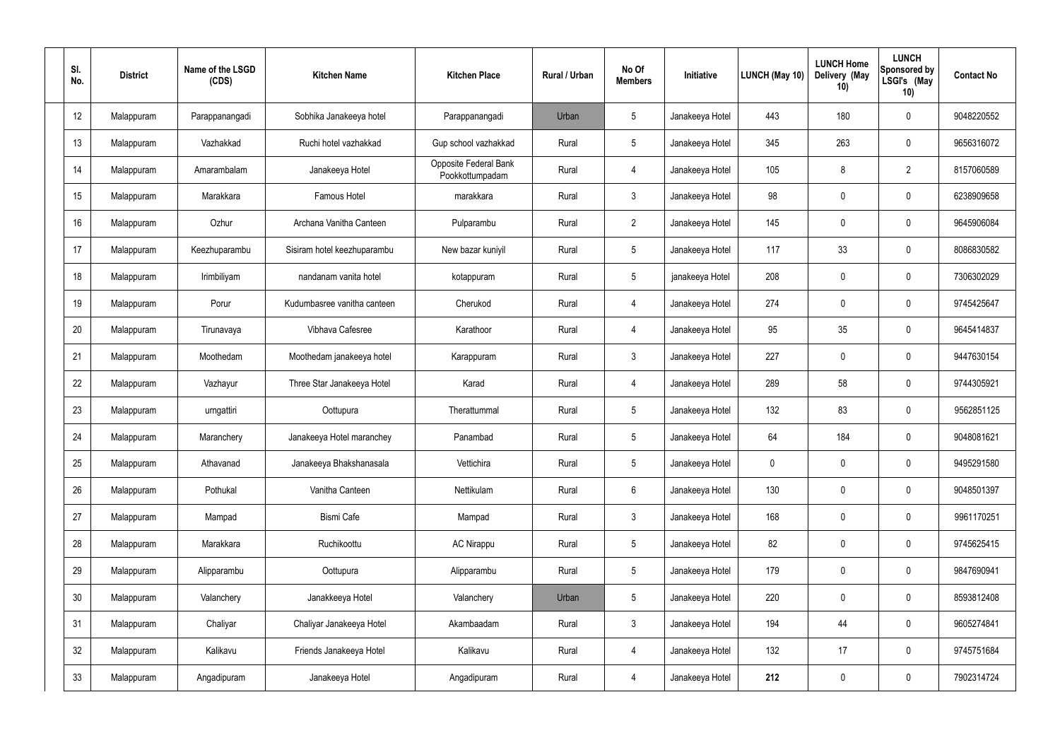| Sl. No. | District | Name of the LSGD (CDS) | Kitchen Name | Kitchen Place | Rural / Urban | No Of Members | Initiative | LUNCH (May 10) | LUNCH Home Delivery (May 10) | LUNCH Sponsored by LSGI's (May 10) | Contact No |
|---|---|---|---|---|---|---|---|---|---|---|---|
| 12 | Malappuram | Parappanangadi | Sobhika Janakeeya hotel | Parappanangadi | Urban | 5 | Janakeeya Hotel | 443 | 180 | 0 | 9048220552 |
| 13 | Malappuram | Vazhakkad | Ruchi hotel vazhakkad | Gup school vazhakkad | Rural | 5 | Janakeeya Hotel | 345 | 263 | 0 | 9656316072 |
| 14 | Malappuram | Amarambalam | Janakeeya Hotel | Opposite Federal Bank Pookkottumpadam | Rural | 4 | Janakeeya Hotel | 105 | 8 | 2 | 8157060589 |
| 15 | Malappuram | Marakkara | Famous Hotel | marakkara | Rural | 3 | Janakeeya Hotel | 98 | 0 | 0 | 6238909658 |
| 16 | Malappuram | Ozhur | Archana Vanitha Canteen | Pulparambu | Rural | 2 | Janakeeya Hotel | 145 | 0 | 0 | 9645906084 |
| 17 | Malappuram | Keezhuparambu | Sisiram hotel keezhuparambu | New bazar kuniyil | Rural | 5 | Janakeeya Hotel | 117 | 33 | 0 | 8086830582 |
| 18 | Malappuram | Irimbiliyam | nandanam vanita hotel | kotappuram | Rural | 5 | janakeeya Hotel | 208 | 0 | 0 | 7306302029 |
| 19 | Malappuram | Porur | Kudumbasree vanitha canteen | Cherukod | Rural | 4 | Janakeeya Hotel | 274 | 0 | 0 | 9745425647 |
| 20 | Malappuram | Tirunavaya | Vibhava Cafesree | Karathoor | Rural | 4 | Janakeeya Hotel | 95 | 35 | 0 | 9645414837 |
| 21 | Malappuram | Moothedam | Moothedam janakeeya hotel | Karappuram | Rural | 3 | Janakeeya Hotel | 227 | 0 | 0 | 9447630154 |
| 22 | Malappuram | Vazhayur | Three Star Janakeeya Hotel | Karad | Rural | 4 | Janakeeya Hotel | 289 | 58 | 0 | 9744305921 |
| 23 | Malappuram | urngattiri | Oottupura | Therattummal | Rural | 5 | Janakeeya Hotel | 132 | 83 | 0 | 9562851125 |
| 24 | Malappuram | Maranchery | Janakeeya Hotel maranchey | Panambad | Rural | 5 | Janakeeya Hotel | 64 | 184 | 0 | 9048081621 |
| 25 | Malappuram | Athavanad | Janakeeya Bhakshanasala | Vettichira | Rural | 5 | Janakeeya Hotel | 0 | 0 | 0 | 9495291580 |
| 26 | Malappuram | Pothukal | Vanitha Canteen | Nettikulam | Rural | 6 | Janakeeya Hotel | 130 | 0 | 0 | 9048501397 |
| 27 | Malappuram | Mampad | Bismi Cafe | Mampad | Rural | 3 | Janakeeya Hotel | 168 | 0 | 0 | 9961170251 |
| 28 | Malappuram | Marakkara | Ruchikoottu | AC Nirappu | Rural | 5 | Janakeeya Hotel | 82 | 0 | 0 | 9745625415 |
| 29 | Malappuram | Alipparambu | Oottupura | Alipparambu | Rural | 5 | Janakeeya Hotel | 179 | 0 | 0 | 9847690941 |
| 30 | Malappuram | Valanchery | Janakkeeya Hotel | Valanchery | Urban | 5 | Janakeeya Hotel | 220 | 0 | 0 | 8593812408 |
| 31 | Malappuram | Chaliyar | Chaliyar Janakeeya Hotel | Akambaadam | Rural | 3 | Janakeeya Hotel | 194 | 44 | 0 | 9605274841 |
| 32 | Malappuram | Kalikavu | Friends Janakeeya Hotel | Kalikavu | Rural | 4 | Janakeeya Hotel | 132 | 17 | 0 | 9745751684 |
| 33 | Malappuram | Angadipuram | Janakeeya Hotel | Angadipuram | Rural | 4 | Janakeeya Hotel | **212** | 0 | 0 | 7902314724 |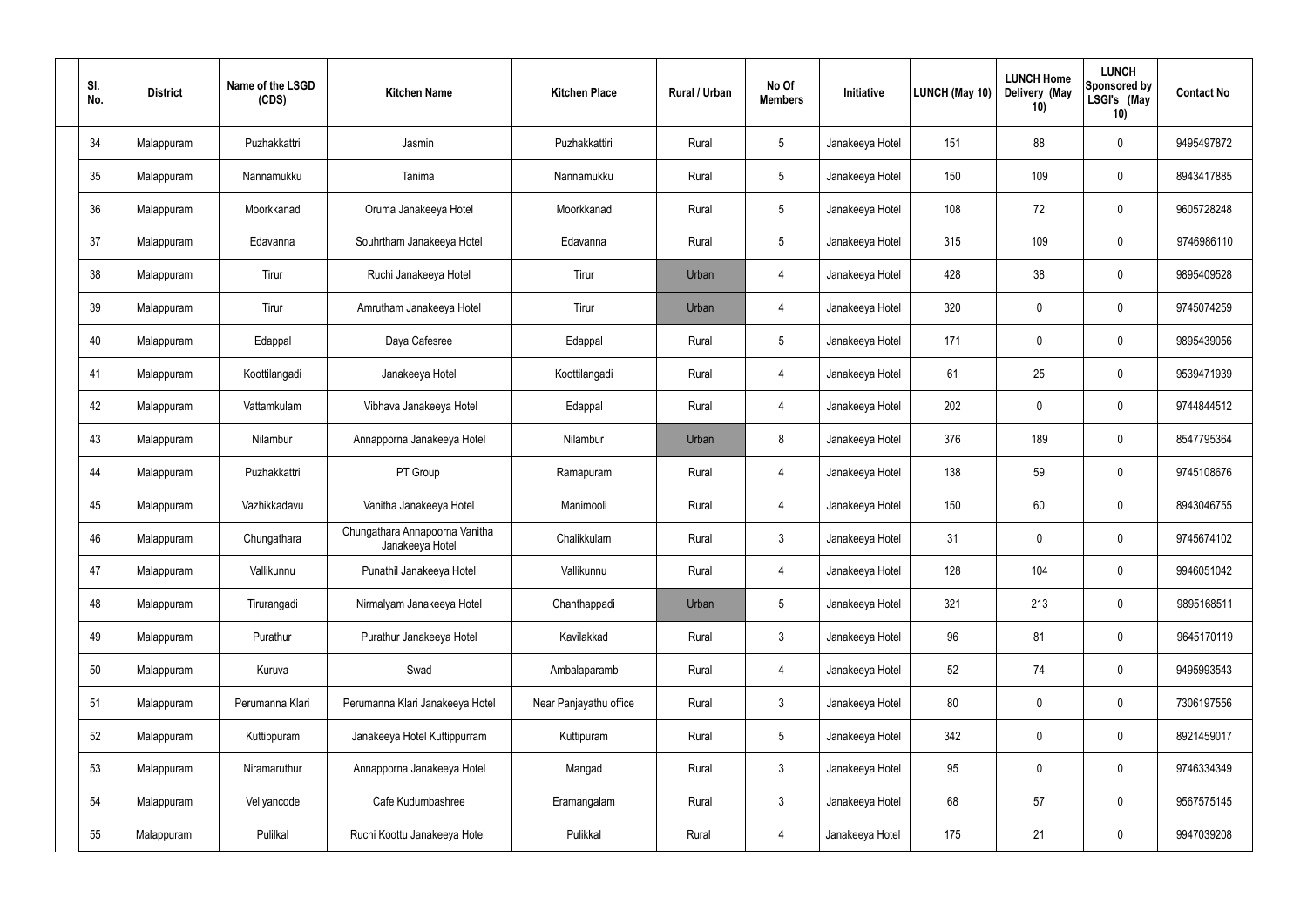| Sl. No. | District | Name of the LSGD (CDS) | Kitchen Name | Kitchen Place | Rural / Urban | No Of Members | Initiative | LUNCH (May 10) | LUNCH Home Delivery (May 10) | LUNCH Sponsored by LSGI's (May 10) | Contact No |
|---|---|---|---|---|---|---|---|---|---|---|---|
| 34 | Malappuram | Puzhakkattri | Jasmin | Puzhakkattiri | Rural | 5 | Janakeeya Hotel | 151 | 88 | 0 | 9495497872 |
| 35 | Malappuram | Nannamukku | Tanima | Nannamukku | Rural | 5 | Janakeeya Hotel | 150 | 109 | 0 | 8943417885 |
| 36 | Malappuram | Moorkkanad | Oruma Janakeeya Hotel | Moorkkanad | Rural | 5 | Janakeeya Hotel | 108 | 72 | 0 | 9605728248 |
| 37 | Malappuram | Edavanna | Souhrtham Janakeeya Hotel | Edavanna | Rural | 5 | Janakeeya Hotel | 315 | 109 | 0 | 9746986110 |
| 38 | Malappuram | Tirur | Ruchi Janakeeya Hotel | Tirur | Urban | 4 | Janakeeya Hotel | 428 | 38 | 0 | 9895409528 |
| 39 | Malappuram | Tirur | Amrutham Janakeeya Hotel | Tirur | Urban | 4 | Janakeeya Hotel | 320 | 0 | 0 | 9745074259 |
| 40 | Malappuram | Edappal | Daya Cafesree | Edappal | Rural | 5 | Janakeeya Hotel | 171 | 0 | 0 | 9895439056 |
| 41 | Malappuram | Koottilangadi | Janakeeya Hotel | Koottilangadi | Rural | 4 | Janakeeya Hotel | 61 | 25 | 0 | 9539471939 |
| 42 | Malappuram | Vattamkulam | Vibhava Janakeeya Hotel | Edappal | Rural | 4 | Janakeeya Hotel | 202 | 0 | 0 | 9744844512 |
| 43 | Malappuram | Nilambur | Annapporna Janakeeya Hotel | Nilambur | Urban | 8 | Janakeeya Hotel | 376 | 189 | 0 | 8547795364 |
| 44 | Malappuram | Puzhakkattri | PT Group | Ramapuram | Rural | 4 | Janakeeya Hotel | 138 | 59 | 0 | 9745108676 |
| 45 | Malappuram | Vazhikkadavu | Vanitha Janakeeya Hotel | Manimooli | Rural | 4 | Janakeeya Hotel | 150 | 60 | 0 | 8943046755 |
| 46 | Malappuram | Chungathara | Chungathara Annapoorna Vanitha Janakeeya Hotel | Chalikkulam | Rural | 3 | Janakeeya Hotel | 31 | 0 | 0 | 9745674102 |
| 47 | Malappuram | Vallikunnu | Punathil Janakeeya Hotel | Vallikunnu | Rural | 4 | Janakeeya Hotel | 128 | 104 | 0 | 9946051042 |
| 48 | Malappuram | Tirurangadi | Nirmalyam Janakeeya Hotel | Chanthappadi | Urban | 5 | Janakeeya Hotel | 321 | 213 | 0 | 9895168511 |
| 49 | Malappuram | Purathur | Purathur Janakeeya Hotel | Kavilakkad | Rural | 3 | Janakeeya Hotel | 96 | 81 | 0 | 9645170119 |
| 50 | Malappuram | Kuruva | Swad | Ambalaparamb | Rural | 4 | Janakeeya Hotel | 52 | 74 | 0 | 9495993543 |
| 51 | Malappuram | Perumanna Klari | Perumanna Klari Janakeeya Hotel | Near Panjayathu office | Rural | 3 | Janakeeya Hotel | 80 | 0 | 0 | 7306197556 |
| 52 | Malappuram | Kuttippuram | Janakeeya Hotel Kuttippurram | Kuttipuram | Rural | 5 | Janakeeya Hotel | 342 | 0 | 0 | 8921459017 |
| 53 | Malappuram | Niramaruthur | Annapporna Janakeeya Hotel | Mangad | Rural | 3 | Janakeeya Hotel | 95 | 0 | 0 | 9746334349 |
| 54 | Malappuram | Veliyancode | Cafe Kudumbashree | Eramangalam | Rural | 3 | Janakeeya Hotel | 68 | 57 | 0 | 9567575145 |
| 55 | Malappuram | Pulilkal | Ruchi Koottu Janakeeya Hotel | Pulikkal | Rural | 4 | Janakeeya Hotel | 175 | 21 | 0 | 9947039208 |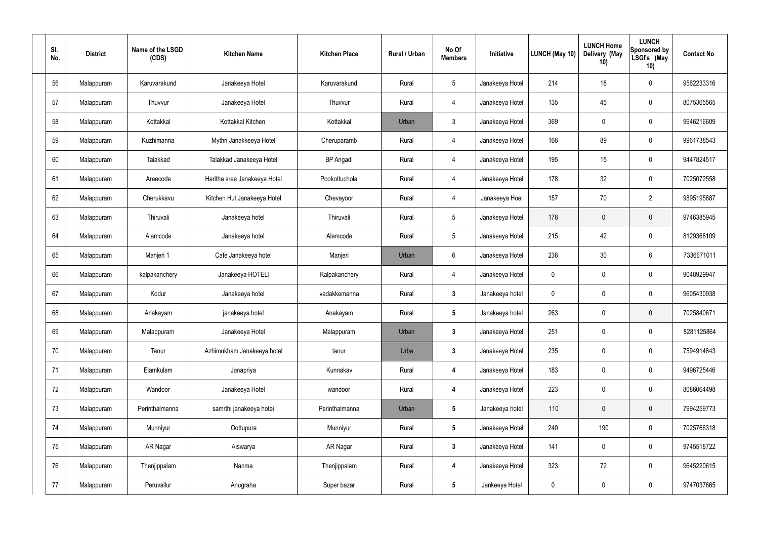| Sl. No. | District | Name of the LSGD (CDS) | Kitchen Name | Kitchen Place | Rural / Urban | No Of Members | Initiative | LUNCH (May 10) | LUNCH Home Delivery (May 10) | LUNCH Sponsored by LSGI's (May 10) | Contact No |
|---|---|---|---|---|---|---|---|---|---|---|---|
| 56 | Malappuram | Karuvarakund | Janakeeya Hotel | Karuvarakund | Rural | 5 | Janakeeya Hotel | 214 | 18 | 0 | 9562233316 |
| 57 | Malappuram | Thuvvur | Janakeeya Hotel | Thuvvur | Rural | 4 | Janakeeya Hotel | 135 | 45 | 0 | 8075365565 |
| 58 | Malappuram | Kottakkal | Kottakkal Kitchen | Kottakkal | Urban | 3 | Janakeeya Hotel | 369 | 0 | 0 | 9946216609 |
| 59 | Malappuram | Kuzhimanna | Mythri Janakkeeya Hotel | Cheruparamb | Rural | 4 | Janakeeya Hotel | 168 | 89 | 0 | 9961738543 |
| 60 | Malappuram | Talakkad | Talakkad Janakeeya Hotel | BP Angadi | Rural | 4 | Janakeeya Hotel | 195 | 15 | 0 | 9447824517 |
| 61 | Malappuram | Areecode | Haritha sree Janakeeya Hotel | Pookottuchola | Rural | 4 | Janakeeya Hotel | 178 | 32 | 0 | 7025072558 |
| 62 | Malappuram | Cherukkavu | Kitchen Hut Janakeeya Hotel | Chevayoor | Rural | 4 | Janakeeya Hoel | 157 | 70 | 2 | 9895195887 |
| 63 | Malappuram | Thiruvali | Janakeeya hotel | Thiruvali | Rural | 5 | Janakeeya Hotel | 178 | 0 | 0 | 9746385945 |
| 64 | Malappuram | Alamcode | Janakeeya hotel | Alamcode | Rural | 5 | Janakeeya Hotel | 215 | 42 | 0 | 8129368109 |
| 65 | Malappuram | Manjeri 1 | Cafe Janakeeya hotel | Manjeri | Urban | 6 | Janakeeya Hotel | 236 | 30 | 6 | 7336671011 |
| 66 | Malappuram | kalpakanchery | Janakeeya HOTELI | Kalpakanchery | Rural | 4 | Janakeeya Hotel | 0 | 0 | 0 | 9048929947 |
| 67 | Malappuram | Kodur | Janakeeya hotel | vadakkemanna | Rural | 3 | Janakeeya hotel | 0 | 0 | 0 | 9605430938 |
| 68 | Malappuram | Anakayam | janakeeya hotel | Anakayam | Rural | 5 | Janakeeya hotel | 263 | 0 | 0 | 7025840671 |
| 69 | Malappuram | Malappuram | Janakeeya Hotel | Malappuram | Urban | 3 | Janakeeya Hotel | 251 | 0 | 0 | 8281125864 |
| 70 | Malappuram | Tanur | Azhimukham Janakeeya hotel | tanur | Urba | 3 | Janakeeya Hotel | 235 | 0 | 0 | 7594914843 |
| 71 | Malappuram | Elamkulam | Janapriya | Kunnakav | Rural | 4 | Janakeeya Hotel | 183 | 0 | 0 | 9496725446 |
| 72 | Malappuram | Wandoor | Janakeeya Hotel | wandoor | Rural | 4 | Janakeeya Hotel | 223 | 0 | 0 | 8086064498 |
| 73 | Malappuram | Perinthalmanna | samrthi janakeeya hotei | Perinthalmanna | Urban | 5 | Janakeeya hotel | 110 | 0 | 0 | 7994259773 |
| 74 | Malappuram | Munniyur | Oottupura | Munniyur | Rural | 5 | Janakeeya Hotel | 240 | 190 | 0 | 7025766318 |
| 75 | Malappuram | AR Nagar | Aiswarya | AR Nagar | Rural | 3 | Janakeeya Hotel | 141 | 0 | 0 | 9745518722 |
| 76 | Malappuram | Thenjippalam | Nanma | Thenjippalam | Rural | 4 | Janakeeya Hotel | 323 | 72 | 0 | 9645220615 |
| 77 | Malappuram | Peruvallur | Anugraha | Super bazar | Rural | 5 | Jankeeya Hotel | 0 | 0 | 0 | 9747037665 |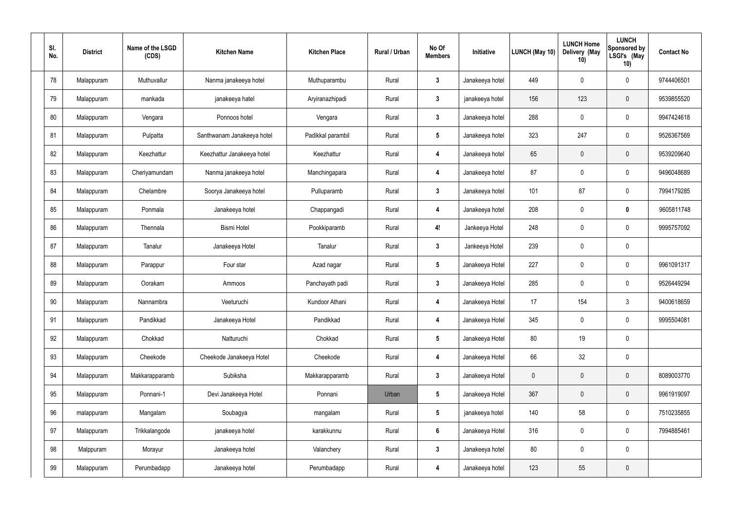| Sl. No. | District | Name of the LSGD (CDS) | Kitchen Name | Kitchen Place | Rural / Urban | No Of Members | Initiative | LUNCH (May 10) | LUNCH Home Delivery (May 10) | LUNCH Sponsored by LSGI's (May 10) | Contact No |
|---|---|---|---|---|---|---|---|---|---|---|---|
| 78 | Malappuram | Muthuvallur | Nanma janakeeya hotel | Muthuparambu | Rural | **3** | Janakeeya hotel | 449 | 0 | 0 | 9744406501 |
| 79 | Malappuram | mankada | janakeeya hatel | Aryiranazhipadi | Rural | **3** | janakeeya hotel | 156 | 123 | 0 | 9539855520 |
| 80 | Malappuram | Vengara | Ponnoos hotel | Vengara | Rural | **3** | Janakeeya hotel | 288 | 0 | 0 | 9947424618 |
| 81 | Malappuram | Pulpatta | Santhwanam Janakeeya hotel | Padikkal parambil | Rural | **5** | Janakeeya hotel | 323 | 247 | 0 | 9526367569 |
| 82 | Malappuram | Keezhattur | Keezhattur Janakeeya hotel | Keezhattur | Rural | **4** | Janakeeya hotel | 65 | 0 | 0 | 9539209640 |
| 83 | Malappuram | Cheriyamundam | Nanma janakeeya hotel | Manchingapara | Rural | **4** | Janakeeya hotel | 87 | 0 | 0 | 9496048689 |
| 84 | Malappuram | Chelambre | Soorya Janakeeya hotel | Pulluparamb | Rural | **3** | Janakeeya hotel | 101 | 87 | 0 | 7994179285 |
| 85 | Malappuram | Ponmala | Janakeeya hotel | Chappangadi | Rural | **4** | Janakeeya hotel | 208 | 0 | **0** | 9605811748 |
| 86 | Malappuram | Thennala | Bismi Hotel | Pookkiparamb | Rural | **4!** | Jankeeya Hotel | 248 | 0 | 0 | 9995757092 |
| 87 | Malappuram | Tanalur | Janakeeya Hotel | Tanalur | Rural | **3** | Jankeeya Hotel | 239 | 0 | 0 | |
| 88 | Malappuram | Parappur | Four star | Azad nagar | Rural | **5** | Janakeeya Hotel | 227 | 0 | 0 | 9961091317 |
| 89 | Malappuram | Oorakam | Ammoos | Panchayath padi | Rural | **3** | Janakeeya Hotel | 285 | 0 | 0 | 9526449294 |
| 90 | Malappuram | Nannambra | Veeturuchi | Kundoor Athani | Rural | **4** | Janakeeya Hotel | 17 | 154 | 3 | 9400618659 |
| 91 | Malappuram | Pandikkad | Janakeeya Hotel | Pandikkad | Rural | **4** | Janakeeya Hotel | 345 | 0 | 0 | 9995504081 |
| 92 | Malappuram | Chokkad | Natturuchi | Chokkad | Rural | **5** | Janakeeya Hotel | 80 | 19 | 0 | |
| 93 | Malappuram | Cheekode | Cheekode Janakeeya Hotel | Cheekode | Rural | **4** | Janakeeya Hotel | 66 | 32 | 0 | |
| 94 | Malappuram | Makkarapparamb | Subiksha | Makkarapparamb | Rural | **3** | Janakeeya Hotel | 0 | 0 | 0 | 8089003770 |
| 95 | Malappuram | Ponnani-1 | Devi Janakeeya Hotel | Ponnani | Urban | **5** | Janakeeya Hotel | 367 | 0 | 0 | 9961919097 |
| 96 | malappuram | Mangalam | Soubagya | mangalam | Rural | **5** | janakeeya hotel | 140 | 58 | 0 | 7510235855 |
| 97 | Malappuram | Trikkalangode | janakeeya hotel | karakkunnu | Rural | **6** | Janakeeya Hotel | 316 | 0 | 0 | 7994885461 |
| 98 | Malppuram | Morayur | Janakeeya hotel | Valanchery | Rural | **3** | Janakeeya hotel | 80 | 0 | 0 | |
| 99 | Malappuram | Perumbadapp | Janakeeya hotel | Perumbadapp | Rural | **4** | Janakeeya hotel | 123 | 55 | 0 | |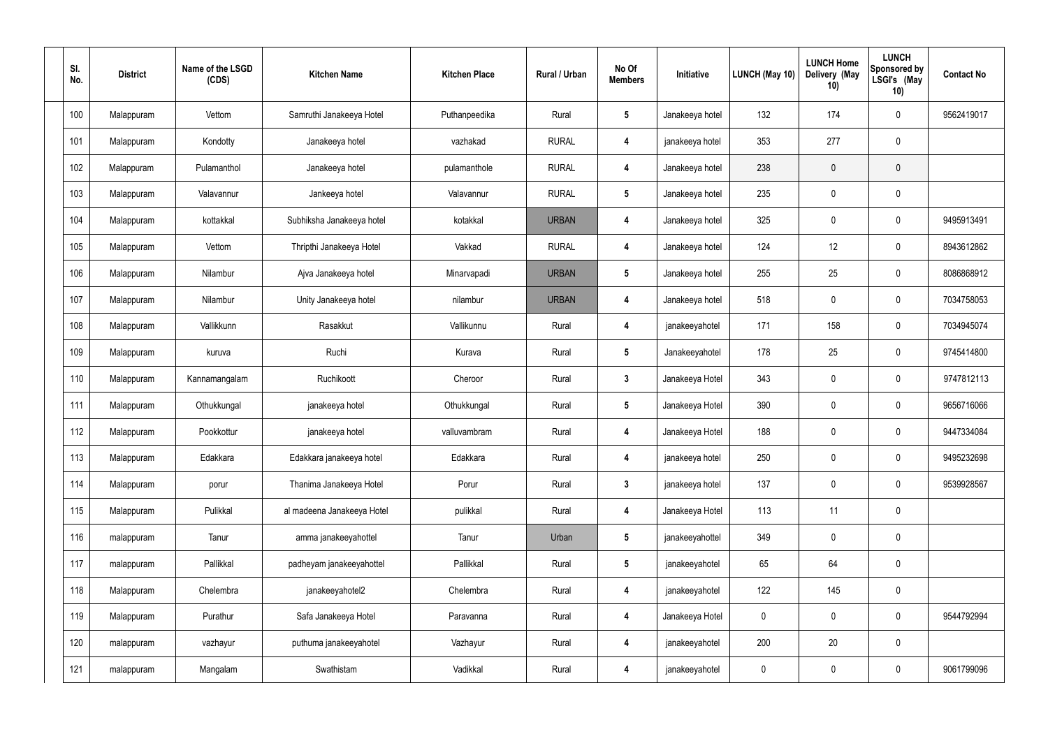| Sl. No. | District | Name of the LSGD (CDS) | Kitchen Name | Kitchen Place | Rural / Urban | No Of Members | Initiative | LUNCH (May 10) | LUNCH Home Delivery (May 10) | LUNCH Sponsored by LSGI's (May 10) | Contact No |
|---|---|---|---|---|---|---|---|---|---|---|---|
| 100 | Malappuram | Vettom | Samruthi Janakeeya Hotel | Puthanpeedika | Rural | 5 | Janakeeya hotel | 132 | 174 | 0 | 9562419017 |
| 101 | Malappuram | Kondotty | Janakeeya hotel | vazhakad | RURAL | 4 | janakeeya hotel | 353 | 277 | 0 | |
| 102 | Malappuram | Pulamanthol | Janakeeya hotel | pulamanthole | RURAL | 4 | Janakeeya hotel | 238 | 0 | 0 | |
| 103 | Malappuram | Valavannur | Jankeeya hotel | Valavannur | RURAL | 5 | Janakeeya hotel | 235 | 0 | 0 | |
| 104 | Malappuram | kottakkal | Subhiksha Janakeeya hotel | kotakkal | URBAN | 4 | Janakeeya hotel | 325 | 0 | 0 | 9495913491 |
| 105 | Malappuram | Vettom | Thripthi Janakeeya Hotel | Vakkad | RURAL | 4 | Janakeeya hotel | 124 | 12 | 0 | 8943612862 |
| 106 | Malappuram | Nilambur | Ajva Janakeeya hotel | Minarvapadi | URBAN | 5 | Janakeeya hotel | 255 | 25 | 0 | 8086868912 |
| 107 | Malappuram | Nilambur | Unity Janakeeya hotel | nilambur | URBAN | 4 | Janakeeya hotel | 518 | 0 | 0 | 7034758053 |
| 108 | Malappuram | Vallikkunn | Rasakkut | Vallikunnu | Rural | 4 | janakeeyahotel | 171 | 158 | 0 | 7034945074 |
| 109 | Malappuram | kuruva | Ruchi | Kurava | Rural | 5 | Janakeeyahotel | 178 | 25 | 0 | 9745414800 |
| 110 | Malappuram | Kannamangalam | Ruchikoott | Cheroor | Rural | 3 | Janakeeya Hotel | 343 | 0 | 0 | 9747812113 |
| 111 | Malappuram | Othukkungal | janakeeya hotel | Othukkungal | Rural | 5 | Janakeeya Hotel | 390 | 0 | 0 | 9656716066 |
| 112 | Malappuram | Pookkottur | janakeeya hotel | valluvambram | Rural | 4 | Janakeeya Hotel | 188 | 0 | 0 | 9447334084 |
| 113 | Malappuram | Edakkara | Edakkara janakeeya hotel | Edakkara | Rural | 4 | janakeeya hotel | 250 | 0 | 0 | 9495232698 |
| 114 | Malappuram | porur | Thanima Janakeeya Hotel | Porur | Rural | 3 | janakeeya hotel | 137 | 0 | 0 | 9539928567 |
| 115 | Malappuram | Pulikkal | al madeena Janakeeya Hotel | pulikkal | Rural | 4 | Janakeeya Hotel | 113 | 11 | 0 | |
| 116 | malappuram | Tanur | amma janakeeyahottel | Tanur | Urban | 5 | janakeeyahottel | 349 | 0 | 0 | |
| 117 | malappuram | Pallikkal | padheyam janakeeyahottel | Pallikkal | Rural | 5 | janakeeyahotel | 65 | 64 | 0 | |
| 118 | Malappuram | Chelembra | janakeeyahotel2 | Chelembra | Rural | 4 | janakeeyahotel | 122 | 145 | 0 | |
| 119 | Malappuram | Purathur | Safa Janakeeya Hotel | Paravanna | Rural | 4 | Janakeeya Hotel | 0 | 0 | 0 | 9544792994 |
| 120 | malappuram | vazhayur | puthuma janakeeyahotel | Vazhayur | Rural | 4 | janakeeyahotel | 200 | 20 | 0 | |
| 121 | malappuram | Mangalam | Swathistam | Vadikkal | Rural | 4 | janakeeyahotel | 0 | 0 | 0 | 9061799096 |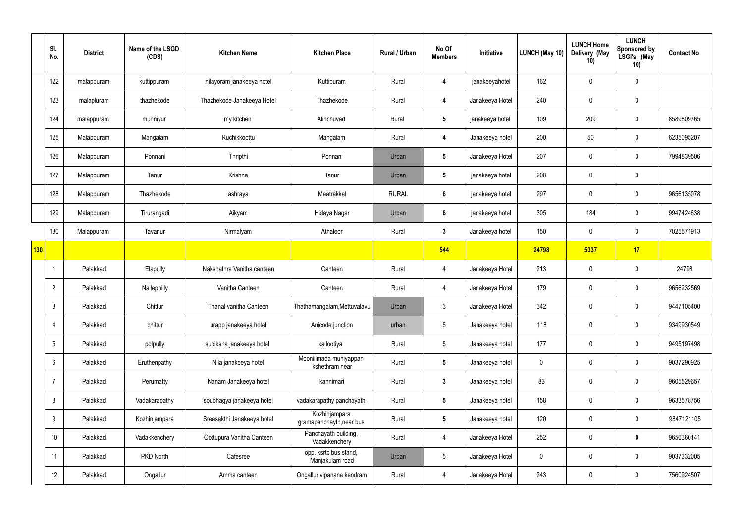| | Sl. No. | District | Name of the LSGD (CDS) | Kitchen Name | Kitchen Place | Rural / Urban | No Of Members | Initiative | LUNCH (May 10) | LUNCH Home Delivery (May 10) | LUNCH Sponsored by LSGI's (May 10) | Contact No |
|---|---|---|---|---|---|---|---|---|---|---|---|---|
| | 122 | malappuram | kuttippuram | nilayoram janakeeya hotel | Kuttipuram | Rural | 4 | janakeeyahotel | 162 | 0 | 0 | |
| | 123 | malapluram | thazhekode | Thazhekode Janakeeya Hotel | Thazhekode | Rural | 4 | Janakeeya Hotel | 240 | 0 | 0 | |
| | 124 | malappuram | munniyur | my kitchen | Alinchuvad | Rural | 5 | janakeeya hotel | 109 | 209 | 0 | 8589809765 |
| | 125 | Malappuram | Mangalam | Ruchikkoottu | Mangalam | Rural | 4 | Janakeeya hotel | 200 | 50 | 0 | 6235095207 |
| | 126 | Malappuram | Ponnani | Thripthi | Ponnani | Urban | 5 | Janakeeya Hotel | 207 | 0 | 0 | 7994839506 |
| | 127 | Malappuram | Tanur | Krishna | Tanur | Urban | 5 | janakeeya hotel | 208 | 0 | 0 | |
| | 128 | Malappuram | Thazhekode | ashraya | Maatrakkal | RURAL | 6 | janakeeya hotel | 297 | 0 | 0 | 9656135078 |
| | 129 | Malappuram | Tirurangadi | Aikyam | Hidaya Nagar | Urban | 6 | janakeeya hotel | 305 | 184 | 0 | 9947424638 |
| | 130 | Malappuram | Tavanur | Nirmalyam | Athaloor | Rural | 3 | Janakeeya hotel | 150 | 0 | 0 | 7025571913 |
| **130** | | | | | | | **544** | | **24798** | **5337** | **17** | |
| | 1 | Palakkad | Elapully | Nakshathra Vanitha canteen | Canteen | Rural | 4 | Janakeeya Hotel | 213 | 0 | 0 | 24798 |
| | 2 | Palakkad | Nalleppilly | Vanitha Canteen | Canteen | Rural | 4 | Janakeeya Hotel | 179 | 0 | 0 | 9656232569 |
| | 3 | Palakkad | Chittur | Thanal vanitha Canteen | Thathamangalam,Mettuvalavu | Urban | 3 | Janakeeya Hotel | 342 | 0 | 0 | 9447105400 |
| | 4 | Palakkad | chittur | urapp janakeeya hotel | Anicode junction | urban | 5 | Janakeeya hotel | 118 | 0 | 0 | 9349930549 |
| | 5 | Palakkad | polpully | subiksha janakeeya hotel | kallootiyal | Rural | 5 | Janakeeya hotel | 177 | 0 | 0 | 9495197498 |
| | 6 | Palakkad | Eruthenpathy | Nila janakeeya hotel | Mooniilmada muniyappan kshethram near | Rural | 5 | Janakeeya hotel | 0 | 0 | 0 | 9037290925 |
| | 7 | Palakkad | Perumatty | Nanam Janakeeya hotel | kannimari | Rural | 3 | Janakeeya hotel | 83 | 0 | 0 | 9605529657 |
| | 8 | Palakkad | Vadakarapathy | soubhagya janakeeya hotel | vadakarapathy panchayath | Rural | 5 | Janakeeya hotel | 158 | 0 | 0 | 9633578756 |
| | 9 | Palakkad | Kozhinjampara | Sreesakthi Janakeeya hotel | Kozhinjampara gramapanchayth,near bus | Rural | 5 | Janakeeya hotel | 120 | 0 | 0 | 9847121105 |
| | 10 | Palakkad | Vadakkenchery | Oottupura Vanitha Canteen | Panchayath building, Vadakkenchery | Rural | 4 | Janakeeya Hotel | 252 | 0 | **0** | 9656360141 |
| | 11 | Palakkad | PKD North | Cafesree | opp. ksrtc bus stand, Manjakulam road | Urban | 5 | Janakeeya Hotel | 0 | 0 | 0 | 9037332005 |
| | 12 | Palakkad | Ongallur | Amma canteen | Ongallur vipanana kendram | Rural | 4 | Janakeeya Hotel | 243 | 0 | 0 | 7560924507 |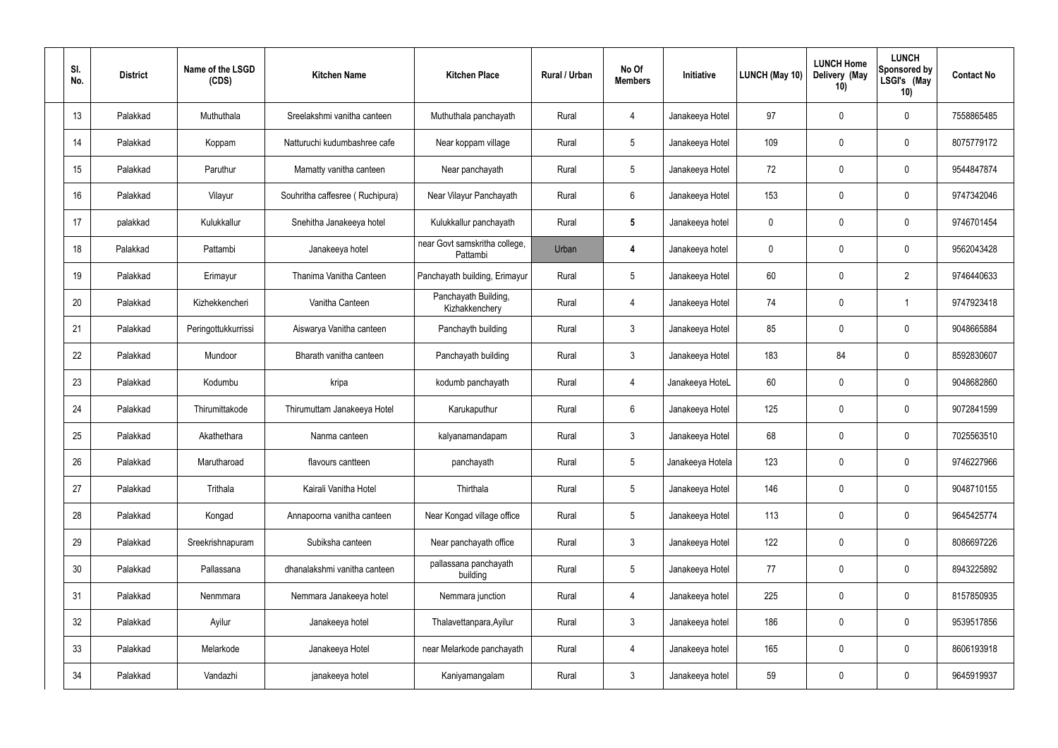| Sl. No. | District | Name of the LSGD (CDS) | Kitchen Name | Kitchen Place | Rural / Urban | No Of Members | Initiative | LUNCH (May 10) | LUNCH Home Delivery (May 10) | LUNCH Sponsored by LSGI's (May 10) | Contact No |
|---|---|---|---|---|---|---|---|---|---|---|---|
| 13 | Palakkad | Muthuthala | Sreelakshmi vanitha canteen | Muthuthala panchayath | Rural | 4 | Janakeeya Hotel | 97 | 0 | 0 | 7558865485 |
| 14 | Palakkad | Koppam | Natturuchi kudumbashree cafe | Near koppam village | Rural | 5 | Janakeeya Hotel | 109 | 0 | 0 | 8075779172 |
| 15 | Palakkad | Paruthur | Mamatty vanitha canteen | Near panchayath | Rural | 5 | Janakeeya Hotel | 72 | 0 | 0 | 9544847874 |
| 16 | Palakkad | Vilayur | Souhritha caffesree ( Ruchipura) | Near Vilayur Panchayath | Rural | 6 | Janakeeya Hotel | 153 | 0 | 0 | 9747342046 |
| 17 | palakkad | Kulukkallur | Snehitha Janakeeya hotel | Kulukkallur panchayath | Rural | 5 | Janakeeya hotel | 0 | 0 | 0 | 9746701454 |
| 18 | Palakkad | Pattambi | Janakeeya hotel | near Govt samskritha college, Pattambi | Urban | 4 | Janakeeya hotel | 0 | 0 | 0 | 9562043428 |
| 19 | Palakkad | Erimayur | Thanima Vanitha Canteen | Panchayath building, Erimayur | Rural | 5 | Janakeeya Hotel | 60 | 0 | 2 | 9746440633 |
| 20 | Palakkad | Kizhekkencheri | Vanitha Canteen | Panchayath Building, Kizhakkenchery | Rural | 4 | Janakeeya Hotel | 74 | 0 | 1 | 9747923418 |
| 21 | Palakkad | Peringottukkurrissi | Aiswarya Vanitha canteen | Panchayth building | Rural | 3 | Janakeeya Hotel | 85 | 0 | 0 | 9048665884 |
| 22 | Palakkad | Mundoor | Bharath vanitha canteen | Panchayath building | Rural | 3 | Janakeeya Hotel | 183 | 84 | 0 | 8592830607 |
| 23 | Palakkad | Kodumbu | kripa | kodumb panchayath | Rural | 4 | Janakeeya HoteL | 60 | 0 | 0 | 9048682860 |
| 24 | Palakkad | Thirumittakode | Thirumuttam Janakeeya Hotel | Karukaputhur | Rural | 6 | Janakeeya Hotel | 125 | 0 | 0 | 9072841599 |
| 25 | Palakkad | Akathethara | Nanma canteen | kalyanamandapam | Rural | 3 | Janakeeya Hotel | 68 | 0 | 0 | 7025563510 |
| 26 | Palakkad | Marutharoad | flavours cantteen | panchayath | Rural | 5 | Janakeeya Hotela | 123 | 0 | 0 | 9746227966 |
| 27 | Palakkad | Trithala | Kairali Vanitha Hotel | Thirthala | Rural | 5 | Janakeeya Hotel | 146 | 0 | 0 | 9048710155 |
| 28 | Palakkad | Kongad | Annapoorna vanitha canteen | Near Kongad village office | Rural | 5 | Janakeeya Hotel | 113 | 0 | 0 | 9645425774 |
| 29 | Palakkad | Sreekrishnapuram | Subiksha canteen | Near panchayath office | Rural | 3 | Janakeeya Hotel | 122 | 0 | 0 | 8086697226 |
| 30 | Palakkad | Pallassana | dhanalakshmi vanitha canteen | pallassana panchayath building | Rural | 5 | Janakeeya Hotel | 77 | 0 | 0 | 8943225892 |
| 31 | Palakkad | Nenmmara | Nemmara Janakeeya hotel | Nemmara junction | Rural | 4 | Janakeeya hotel | 225 | 0 | 0 | 8157850935 |
| 32 | Palakkad | Ayilur | Janakeeya hotel | Thalavettanpara,Ayilur | Rural | 3 | Janakeeya hotel | 186 | 0 | 0 | 9539517856 |
| 33 | Palakkad | Melarkode | Janakeeya Hotel | near Melarkode panchayath | Rural | 4 | Janakeeya hotel | 165 | 0 | 0 | 8606193918 |
| 34 | Palakkad | Vandazhi | janakeeya hotel | Kaniyamangalam | Rural | 3 | Janakeeya hotel | 59 | 0 | 0 | 9645919937 |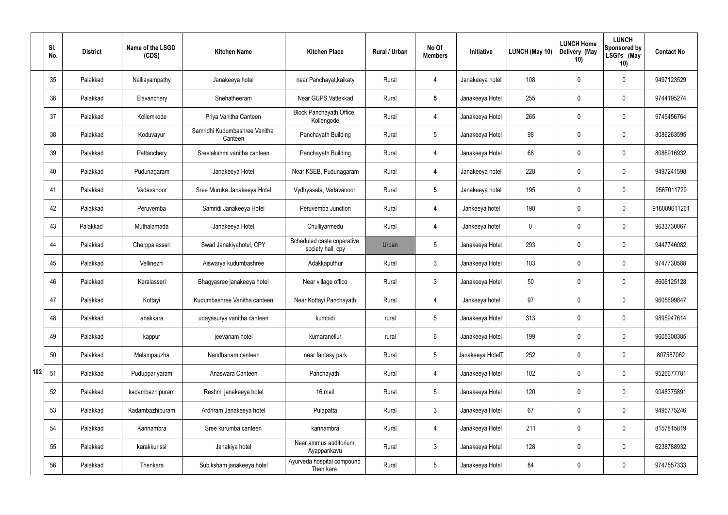|  | Sl. No. | District | Name of the LSGD (CDS) | Kitchen Name | Kitchen Place | Rural / Urban | No Of Members | Initiative | LUNCH (May 10) | LUNCH Home Delivery (May 10) | LUNCH Sponsored by LSGI's (May 10) | Contact No |
|---|---|---|---|---|---|---|---|---|---|---|---|---|
|  | 35 | Palakkad | Nelliayampathy | Janakeeya hotel | near Panchayat,kaikaty | Rural | 4 | Janakeeya hotel | 108 | 0 | 0 | 9497123529 |
|  | 36 | Palakkad | Elavanchery | Snehatheeram | Near GUPS,Vattekkad | Rural | **5** | Janakeeya Hotel | 255 | 0 | 0 | 9744195274 |
|  | 37 | Palakkad | Kollemkode | Priya Vanitha Canteen | Block Panchayath Office, Kollengode | Rural | 4 | Janakeeya Hotel | 265 | 0 | 0 | 9745456764 |
|  | 38 | Palakkad | Koduvayur | Samridhi Kudumbashree Vanitha Canteen | Panchayath Building | Rural | 5 | Janakeeya Hotel | 98 | 0 | 0 | 8086263595 |
|  | 39 | Palakkad | Pattanchery | Sreelakshmi vanitha canteen | Panchayath Building | Rural | 4 | Janakeeya Hotel | 68 | 0 | 0 | 8086916932 |
|  | 40 | Palakkad | Pudunagaram | Janakeeya Hotel | Near KSEB, Pudunagaram | Rural | **4** | Janakeeya hotel | 228 | 0 | 0 | 9497241598 |
|  | 41 | Palakkad | Vadavanoor | Sree Muruka Janakeeya Hotel | Vydhyasala, Vadavanoor | Rural | **5** | Janakeeya hotel | 195 | 0 | 0 | 9567011729 |
|  | 42 | Palakkad | Peruvemba | Samridi Janakeeya Hotel | Peruvemba Junction | Rural | **4** | Jankeeya hotel | 190 | 0 | 0 | 918089611261 |
|  | 43 | Palakkad | Muthalamada | Janakeeya Hotel | Chulliyarmedu | Rural | **4** | Jankeeya hotel | 0 | 0 | 0 | 9633730067 |
|  | 44 | Palakkad | Cherppalasseri | Swad Janakiyahotel, CPY | Scheduled caste coperative society hall, cpy | Urban | 5 | Janakeeya Hotel | 293 | 0 | 0 | 9447746082 |
|  | 45 | Palakkad | Vellinezhi | Aiswarya kudumbashree | Adakkaputhur | Rural | 3 | Janakeeya Hotel | 103 | 0 | 0 | 9747730588 |
|  | 46 | Palakkad | Keralasseri | Bhagyasree janakeeya hotel | Near village office | Rural | 3 | Janakeeya Hotel | 50 | 0 | 0 | 8606125128 |
|  | 47 | Palakkad | Kottayi | Kudumbashree Vanitha canteen | Near Kottayi Panchayath | Rural | 4 | Jankeeya hotel | 97 | 0 | 0 | 9605699847 |
|  | 48 | Palakkad | anakkara | udayasurya vanitha canteen | kumbidi | rural | 5 | Janakeeya Hotel | 313 | 0 | 0 | 9895947614 |
|  | 49 | Palakkad | kappur | jeevanam hotel | kumaranellur | rural | 6 | Janakeeya Hotel | 199 | 0 | 0 | 9605308385 |
|  | 50 | Palakkad | Malampauzha | Nandhanam canteen | near fantasy park | Rural | 5 | Janakeeya HotelT | 252 | 0 | 0 | 807587062 |
| **102** | 51 | Palakkad | Puduppariyaram | Anaswara Canteen | Panchayath | Rural | 4 | Janakeeya Hotel | 102 | 0 | 0 | 9526677781 |
|  | 52 | Palakkad | kadambazhipuram | Reshmi janakeeya hotel | 16 mail | Rural | 5 | Janakeeya Hotel | 120 | 0 | 0 | 9048375891 |
|  | 53 | Palakkad | Kadambazhipuram | Ardhram Janakeeya hotel | Pulapatta | Rural | 3 | Janakeeya Hotel | 67 | 0 | 0 | 9495775246 |
|  | 54 | Palakkad | Kannambra | Sree kurumba canteen | kannambra | Rural | 4 | Janakeeya Hotel | 211 | 0 | 0 | 8157815819 |
|  | 55 | Palakkad | karakkurissi | Janakiya hotel | Near ammus auditorium, Ayappankavu | Rural | 3 | Janakeeya Hotel | 128 | 0 | 0 | 6238788932 |
|  | 56 | Palakkad | Thenkara | Subiksham janakeeya hotel | Ayurveda hospital compound Then kara | Rural | 5 | Janakeeya Hotel | 84 | 0 | 0 | 9747557333 |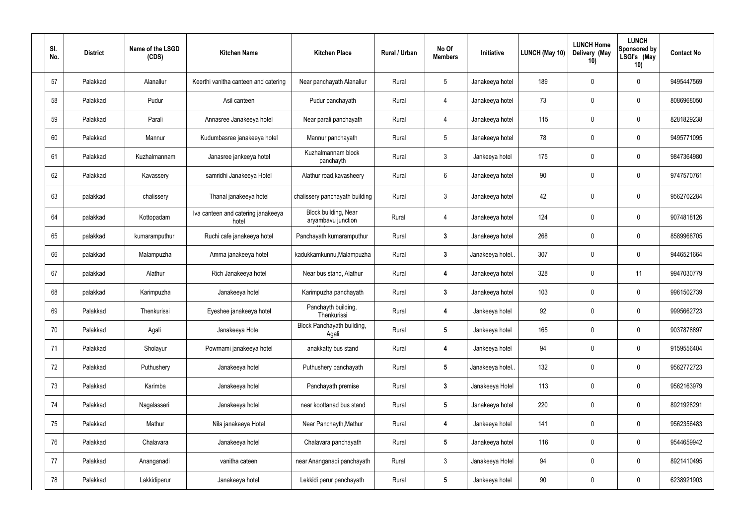| Sl. No. | District | Name of the LSGD (CDS) | Kitchen Name | Kitchen Place | Rural / Urban | No Of Members | Initiative | LUNCH (May 10) | LUNCH Home Delivery (May 10) | LUNCH Sponsored by LSGI's (May 10) | Contact No |
|---|---|---|---|---|---|---|---|---|---|---|---|
| 57 | Palakkad | Alanallur | Keerthi vanitha canteen and catering | Near panchayath Alanallur | Rural | 5 | Janakeeya hotel | 189 | 0 | 0 | 9495447569 |
| 58 | Palakkad | Pudur | Asil canteen | Pudur panchayath | Rural | 4 | Janakeeya hotel | 73 | 0 | 0 | 8086968050 |
| 59 | Palakkad | Parali | Annasree Janakeeya hotel | Near parali panchayath | Rural | 4 | Janakeeya hotel | 115 | 0 | 0 | 8281829238 |
| 60 | Palakkad | Mannur | Kudumbasree janakeeya hotel | Mannur panchayath | Rural | 5 | Janakeeya hotel | 78 | 0 | 0 | 9495771095 |
| 61 | Palakkad | Kuzhalmannam | Janasree jankeeya hotel | Kuzhalmannam block panchayth | Rural | 3 | Jankeeya hotel | 175 | 0 | 0 | 9847364980 |
| 62 | Palakkad | Kavassery | samridhi Janakeeya Hotel | Alathur road,kavasheery | Rural | 6 | Janakeeya hotel | 90 | 0 | 0 | 9747570761 |
| 63 | palakkad | chalissery | Thanal janakeeya hotel | chalissery panchayath building | Rural | 3 | Janakeeya hotel | 42 | 0 | 0 | 9562702284 |
| 64 | palakkad | Kottopadam | Iva canteen and catering janakeeya hotel | Block building, Near aryambavu junction | Rural | 4 | Janakeeya hotel | 124 | 0 | 0 | 9074818126 |
| 65 | palakkad | kumaramputhur | Ruchi cafe janakeeya hotel | Panchayath kumaramputhur | Rural | 3 | Janakeeya hotel | 268 | 0 | 0 | 8589968705 |
| 66 | palakkad | Malampuzha | Amma janakeeya hotel | kadukkamkunnu,Malampuzha | Rural | 3 | Janakeeya hotel.. | 307 | 0 | 0 | 9446521664 |
| 67 | palakkad | Alathur | Rich Janakeeya hotel | Near bus stand, Alathur | Rural | 4 | Janakeeya hotel | 328 | 0 | 11 | 9947030779 |
| 68 | palakkad | Karimpuzha | Janakeeya hotel | Karimpuzha panchayath | Rural | 3 | Janakeeya hotel | 103 | 0 | 0 | 9961502739 |
| 69 | Palakkad | Thenkurissi | Eyeshee janakeeya hotel | Panchayth building, Thenkurissi | Rural | 4 | Jankeeya hotel | 92 | 0 | 0 | 9995662723 |
| 70 | Palakkad | Agali | Janakeeya Hotel | Block Panchayath building, Agali | Rural | 5 | Jankeeya hotel | 165 | 0 | 0 | 9037878897 |
| 71 | Palakkad | Sholayur | Powrnami janakeeya hotel | anakkatty bus stand | Rural | 4 | Jankeeya hotel | 94 | 0 | 0 | 9159556404 |
| 72 | Palakkad | Puthushery | Janakeeya hotel | Puthushery panchayath | Rural | 5 | Janakeeya hotel.. | 132 | 0 | 0 | 9562772723 |
| 73 | Palakkad | Karimba | Janakeeya hotel | Panchayath premise | Rural | 3 | Janakeeya Hotel | 113 | 0 | 0 | 9562163979 |
| 74 | Palakkad | Nagalasseri | Janakeeya hotel | near koottanad bus stand | Rural | 5 | Janakeeya hotel | 220 | 0 | 0 | 8921928291 |
| 75 | Palakkad | Mathur | Nila janakeeya Hotel | Near Panchayth,Mathur | Rural | 4 | Jankeeya hotel | 141 | 0 | 0 | 9562356483 |
| 76 | Palakkad | Chalavara | Janakeeya hotel | Chalavara panchayath | Rural | 5 | Janakeeya hotel | 116 | 0 | 0 | 9544659942 |
| 77 | Palakkad | Ananganadi | vanitha cateen | near Ananganadi panchayath | Rural | 3 | Janakeeya Hotel | 94 | 0 | 0 | 8921410495 |
| 78 | Palakkad | Lakkidiperur | Janakeeya hotel, | Lekkidi perur panchayath | Rural | 5 | Jankeeya hotel | 90 | 0 | 0 | 6238921903 |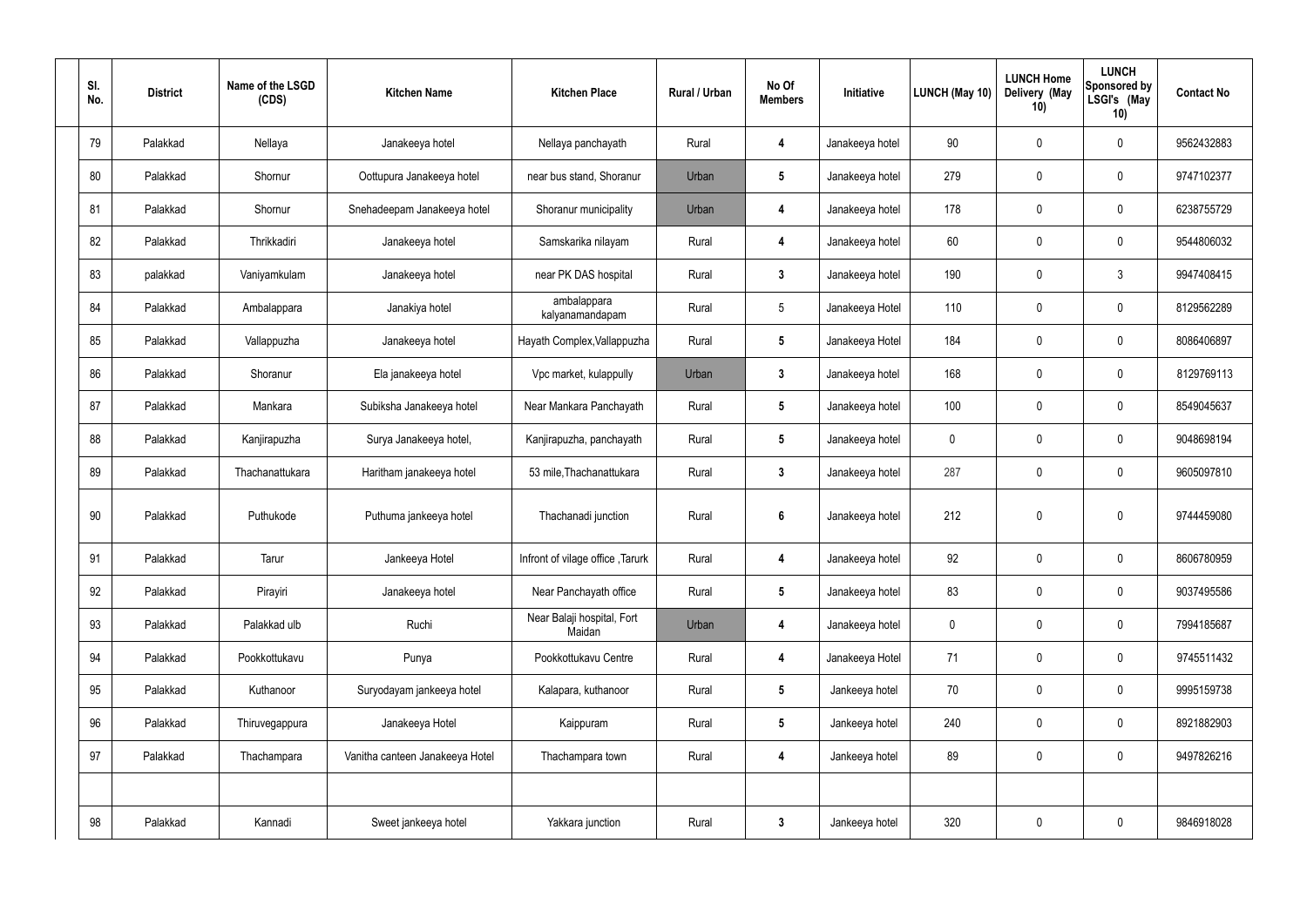| Sl. No. | District | Name of the LSGD (CDS) | Kitchen Name | Kitchen Place | Rural / Urban | No Of Members | Initiative | LUNCH (May 10) | LUNCH Home Delivery (May 10) | LUNCH Sponsored by LSGI's (May 10) | Contact No |
|---|---|---|---|---|---|---|---|---|---|---|---|
| 79 | Palakkad | Nellaya | Janakeeya hotel | Nellaya panchayath | Rural | 4 | Janakeeya hotel | 90 | 0 | 0 | 9562432883 |
| 80 | Palakkad | Shornur | Oottupura Janakeeya hotel | near bus stand, Shoranur | Urban | 5 | Janakeeya hotel | 279 | 0 | 0 | 9747102377 |
| 81 | Palakkad | Shornur | Snehadeepam Janakeeya hotel | Shoranur municipality | Urban | 4 | Janakeeya hotel | 178 | 0 | 0 | 6238755729 |
| 82 | Palakkad | Thrikkadiri | Janakeeya hotel | Samskarika nilayam | Rural | 4 | Janakeeya hotel | 60 | 0 | 0 | 9544806032 |
| 83 | palakkad | Vaniyamkulam | Janakeeya hotel | near PK DAS hospital | Rural | 3 | Janakeeya hotel | 190 | 0 | 3 | 9947408415 |
| 84 | Palakkad | Ambalappara | Janakiya hotel | ambalappara kalyanamandapam | Rural | 5 | Janakeeya Hotel | 110 | 0 | 0 | 8129562289 |
| 85 | Palakkad | Vallappuzha | Janakeeya hotel | Hayath Complex,Vallappuzha | Rural | 5 | Janakeeya Hotel | 184 | 0 | 0 | 8086406897 |
| 86 | Palakkad | Shoranur | Ela janakeeya hotel | Vpc market, kulappully | Urban | 3 | Janakeeya hotel | 168 | 0 | 0 | 8129769113 |
| 87 | Palakkad | Mankara | Subiksha Janakeeya hotel | Near Mankara Panchayath | Rural | 5 | Janakeeya hotel | 100 | 0 | 0 | 8549045637 |
| 88 | Palakkad | Kanjirapuzha | Surya Janakeeya hotel, | Kanjirapuzha, panchayath | Rural | 5 | Janakeeya hotel | 0 | 0 | 0 | 9048698194 |
| 89 | Palakkad | Thachanattukara | Haritham janakeeya hotel | 53 mile,Thachanattukara | Rural | 3 | Janakeeya hotel | 287 | 0 | 0 | 9605097810 |
| 90 | Palakkad | Puthukode | Puthuma jankeeya hotel | Thachanadi junction | Rural | 6 | Janakeeya hotel | 212 | 0 | 0 | 9744459080 |
| 91 | Palakkad | Tarur | Jankeeya Hotel | Infront of vilage office ,Tarurk | Rural | 4 | Janakeeya hotel | 92 | 0 | 0 | 8606780959 |
| 92 | Palakkad | Pirayiri | Janakeeya hotel | Near Panchayath office | Rural | 5 | Janakeeya hotel | 83 | 0 | 0 | 9037495586 |
| 93 | Palakkad | Palakkad ulb | Ruchi | Near Balaji hospital, Fort Maidan | Urban | 4 | Janakeeya hotel | 0 | 0 | 0 | 7994185687 |
| 94 | Palakkad | Pookkottukavu | Punya | Pookkottukavu Centre | Rural | 4 | Janakeeya Hotel | 71 | 0 | 0 | 9745511432 |
| 95 | Palakkad | Kuthanoor | Suryodayam jankeeya hotel | Kalapara, kuthanoor | Rural | 5 | Jankeeya hotel | 70 | 0 | 0 | 9995159738 |
| 96 | Palakkad | Thiruvegappura | Janakeeya Hotel | Kaippuram | Rural | 5 | Jankeeya hotel | 240 | 0 | 0 | 8921882903 |
| 97 | Palakkad | Thachampara | Vanitha canteen Janakeeya Hotel | Thachampara town | Rural | 4 | Jankeeya hotel | 89 | 0 | 0 | 9497826216 |
| | | | | | | | | | | | |
| 98 | Palakkad | Kannadi | Sweet jankeeya hotel | Yakkara junction | Rural | 3 | Jankeeya hotel | 320 | 0 | 0 | 9846918028 |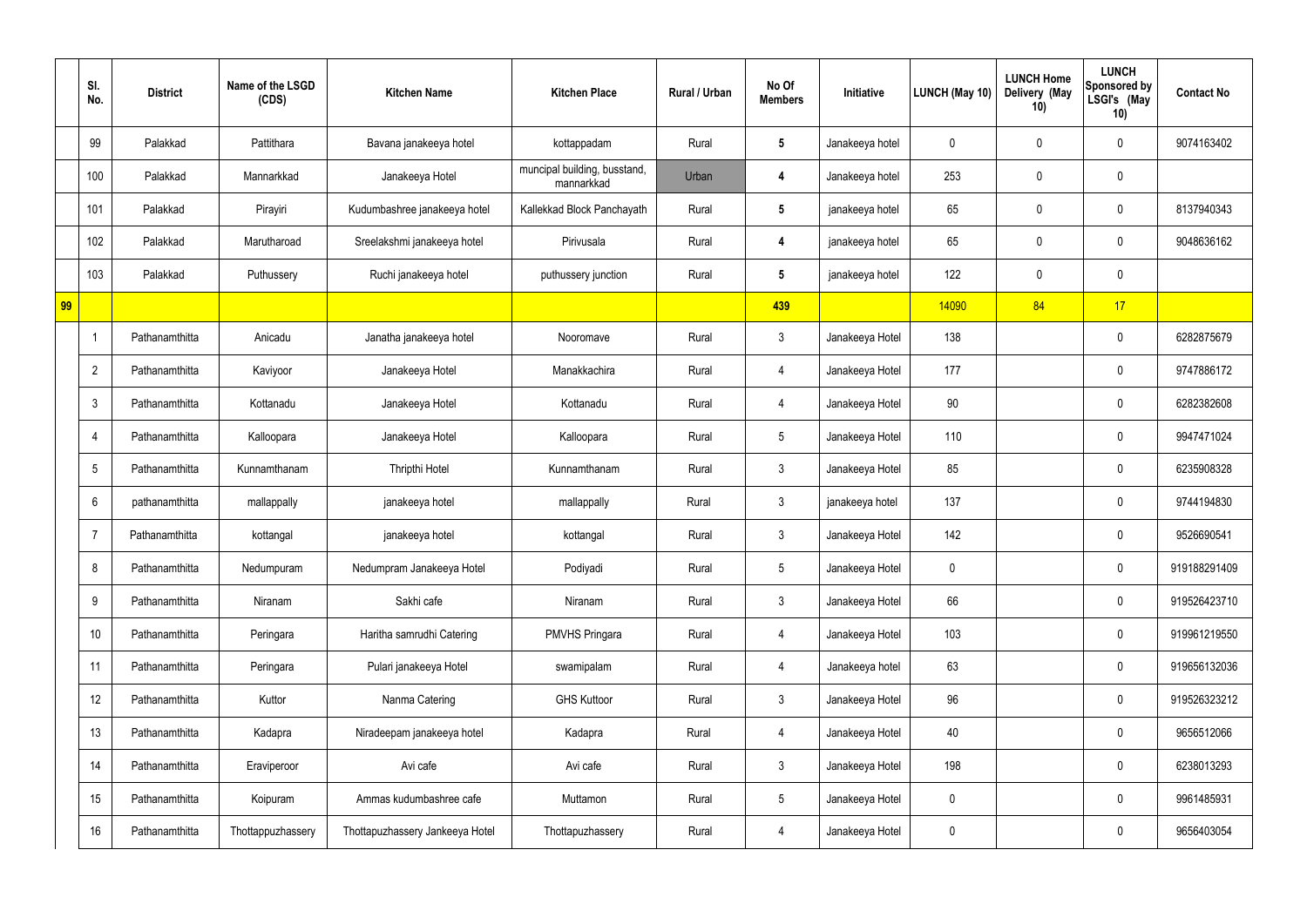| | Sl. No. | District | Name of the LSGD (CDS) | Kitchen Name | Kitchen Place | Rural / Urban | No Of Members | Initiative | LUNCH (May 10) | LUNCH Home Delivery (May 10) | LUNCH Sponsored by LSGI's (May 10) | Contact No |
|---|---|---|---|---|---|---|---|---|---|---|---|---|
| | 99 | Palakkad | Pattithara | Bavana janakeeya hotel | kottappadam | Rural | 5 | Janakeeya hotel | 0 | 0 | 0 | 9074163402 |
| | 100 | Palakkad | Mannarkkad | Janakeeya Hotel | muncipal building, busstand, mannarkkad | Urban | 4 | Janakeeya hotel | 253 | 0 | 0 | |
| | 101 | Palakkad | Pirayiri | Kudumbashree janakeeya hotel | Kallekkad Block Panchayath | Rural | 5 | janakeeya hotel | 65 | 0 | 0 | 8137940343 |
| | 102 | Palakkad | Marutharoad | Sreelakshmi janakeeya hotel | Pirivusala | Rural | 4 | janakeeya hotel | 65 | 0 | 0 | 9048636162 |
| | 103 | Palakkad | Puthussery | Ruchi janakeeya hotel | puthussery junction | Rural | 5 | janakeeya hotel | 122 | 0 | 0 | |
| 99 | | | | | | | 439 | | 14090 | 84 | 17 | |
| | 1 | Pathanamthitta | Anicadu | Janatha janakeeya hotel | Nooromave | Rural | 3 | Janakeeya Hotel | 138 | | 0 | 6282875679 |
| | 2 | Pathanamthitta | Kaviyoor | Janakeeya Hotel | Manakkachira | Rural | 4 | Janakeeya Hotel | 177 | | 0 | 9747886172 |
| | 3 | Pathanamthitta | Kottanadu | Janakeeya Hotel | Kottanadu | Rural | 4 | Janakeeya Hotel | 90 | | 0 | 6282382608 |
| | 4 | Pathanamthitta | Kalloopara | Janakeeya Hotel | Kalloopara | Rural | 5 | Janakeeya Hotel | 110 | | 0 | 9947471024 |
| | 5 | Pathanamthitta | Kunnamthanam | Thripthi Hotel | Kunnamthanam | Rural | 3 | Janakeeya Hotel | 85 | | 0 | 6235908328 |
| | 6 | pathanamthitta | mallappally | janakeeya hotel | mallappally | Rural | 3 | janakeeya hotel | 137 | | 0 | 9744194830 |
| | 7 | Pathanamthitta | kottangal | janakeeya hotel | kottangal | Rural | 3 | Janakeeya Hotel | 142 | | 0 | 9526690541 |
| | 8 | Pathanamthitta | Nedumpuram | Nedumpram Janakeeya Hotel | Podiyadi | Rural | 5 | Janakeeya Hotel | 0 | | 0 | 919188291409 |
| | 9 | Pathanamthitta | Niranam | Sakhi cafe | Niranam | Rural | 3 | Janakeeya Hotel | 66 | | 0 | 919526423710 |
| | 10 | Pathanamthitta | Peringara | Haritha samrudhi Catering | PMVHS Pringara | Rural | 4 | Janakeeya Hotel | 103 | | 0 | 919961219550 |
| | 11 | Pathanamthitta | Peringara | Pulari janakeeya Hotel | swamipalam | Rural | 4 | Janakeeya hotel | 63 | | 0 | 919656132036 |
| | 12 | Pathanamthitta | Kuttor | Nanma Catering | GHS Kuttoor | Rural | 3 | Janakeeya Hotel | 96 | | 0 | 919526323212 |
| | 13 | Pathanamthitta | Kadapra | Niradeepam janakeeya hotel | Kadapra | Rural | 4 | Janakeeya Hotel | 40 | | 0 | 9656512066 |
| | 14 | Pathanamthitta | Eraviperoor | Avi cafe | Avi cafe | Rural | 3 | Janakeeya Hotel | 198 | | 0 | 6238013293 |
| | 15 | Pathanamthitta | Koipuram | Ammas kudumbashree cafe | Muttamon | Rural | 5 | Janakeeya Hotel | 0 | | 0 | 9961485931 |
| | 16 | Pathanamthitta | Thottappuzhassery | Thottapuzhassery Jankeeya Hotel | Thottapuzhassery | Rural | 4 | Janakeeya Hotel | 0 | | 0 | 9656403054 |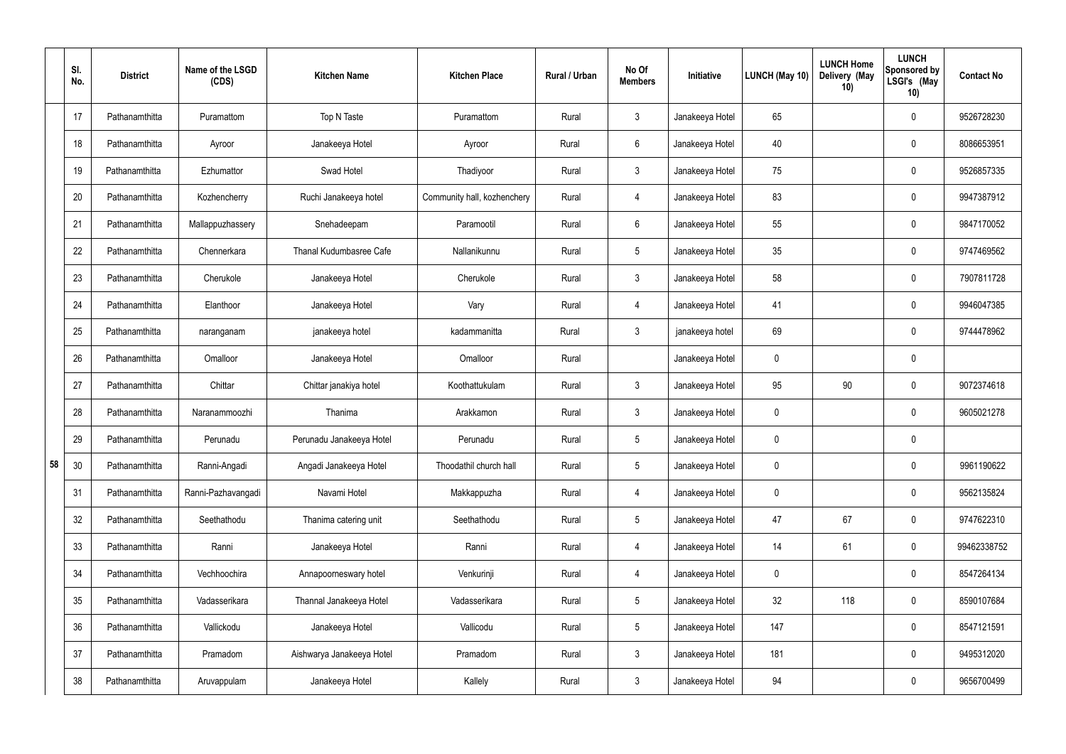|  | Sl. No. | District | Name of the LSGD (CDS) | Kitchen Name | Kitchen Place | Rural / Urban | No Of Members | Initiative | LUNCH (May 10) | LUNCH Home Delivery (May 10) | LUNCH Sponsored by LSGI's (May 10) | Contact No |
|---|---|---|---|---|---|---|---|---|---|---|---|---|
| 58 | 17 | Pathanamthitta | Puramattom | Top N Taste | Puramattom | Rural | 3 | Janakeeya Hotel | 65 |  | 0 | 9526728230 |
|  | 18 | Pathanamthitta | Ayroor | Janakeeya Hotel | Ayroor | Rural | 6 | Janakeeya Hotel | 40 |  | 0 | 8086653951 |
|  | 19 | Pathanamthitta | Ezhumattor | Swad Hotel | Thadiyoor | Rural | 3 | Janakeeya Hotel | 75 |  | 0 | 9526857335 |
|  | 20 | Pathanamthitta | Kozhencherry | Ruchi Janakeeya hotel | Community hall, kozhenchery | Rural | 4 | Janakeeya Hotel | 83 |  | 0 | 9947387912 |
|  | 21 | Pathanamthitta | Mallappuzhassery | Snehadeepam | Paramootil | Rural | 6 | Janakeeya Hotel | 55 |  | 0 | 9847170052 |
|  | 22 | Pathanamthitta | Chennerkara | Thanal Kudumbasree Cafe | Nallanikunnu | Rural | 5 | Janakeeya Hotel | 35 |  | 0 | 9747469562 |
|  | 23 | Pathanamthitta | Cherukole | Janakeeya Hotel | Cherukole | Rural | 3 | Janakeeya Hotel | 58 |  | 0 | 7907811728 |
|  | 24 | Pathanamthitta | Elanthoor | Janakeeya Hotel | Vary | Rural | 4 | Janakeeya Hotel | 41 |  | 0 | 9946047385 |
|  | 25 | Pathanamthitta | naranganam | janakeeya hotel | kadammanitta | Rural | 3 | janakeeya hotel | 69 |  | 0 | 9744478962 |
|  | 26 | Pathanamthitta | Omalloor | Janakeeya Hotel | Omalloor | Rural |  | Janakeeya Hotel | 0 |  | 0 |  |
|  | 27 | Pathanamthitta | Chittar | Chittar janakiya hotel | Koothattukulam | Rural | 3 | Janakeeya Hotel | 95 | 90 | 0 | 9072374618 |
|  | 28 | Pathanamthitta | Naranammoozhi | Thanima | Arakkamon | Rural | 3 | Janakeeya Hotel | 0 |  | 0 | 9605021278 |
|  | 29 | Pathanamthitta | Perunadu | Perunadu Janakeeya Hotel | Perunadu | Rural | 5 | Janakeeya Hotel | 0 |  | 0 |  |
|  | 30 | Pathanamthitta | Ranni-Angadi | Angadi Janakeeya Hotel | Thoodathil church hall | Rural | 5 | Janakeeya Hotel | 0 |  | 0 | 9961190622 |
|  | 31 | Pathanamthitta | Ranni-Pazhavangadi | Navami Hotel | Makkappuzha | Rural | 4 | Janakeeya Hotel | 0 |  | 0 | 9562135824 |
|  | 32 | Pathanamthitta | Seethathodu | Thanima catering unit | Seethathodu | Rural | 5 | Janakeeya Hotel | 47 | 67 | 0 | 9747622310 |
|  | 33 | Pathanamthitta | Ranni | Janakeeya Hotel | Ranni | Rural | 4 | Janakeeya Hotel | 14 | 61 | 0 | 99462338752 |
|  | 34 | Pathanamthitta | Vechhoochira | Annapoorneswary hotel | Venkurinji | Rural | 4 | Janakeeya Hotel | 0 |  | 0 | 8547264134 |
|  | 35 | Pathanamthitta | Vadasserikara | Thannal Janakeeya Hotel | Vadasserikara | Rural | 5 | Janakeeya Hotel | 32 | 118 | 0 | 8590107684 |
|  | 36 | Pathanamthitta | Vallickodu | Janakeeya Hotel | Vallicodu | Rural | 5 | Janakeeya Hotel | 147 |  | 0 | 8547121591 |
|  | 37 | Pathanamthitta | Pramadom | Aishwarya Janakeeya Hotel | Pramadom | Rural | 3 | Janakeeya Hotel | 181 |  | 0 | 9495312020 |
|  | 38 | Pathanamthitta | Aruvappulam | Janakeeya Hotel | Kallely | Rural | 3 | Janakeeya Hotel | 94 |  | 0 | 9656700499 |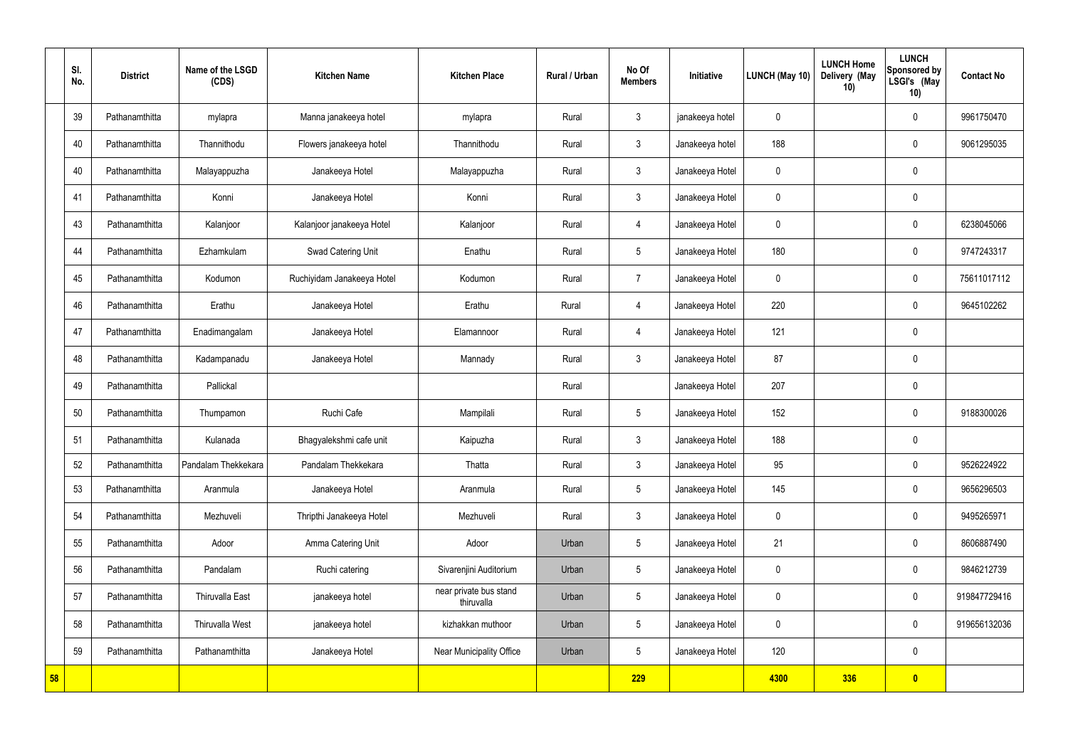| | Sl. No. | District | Name of the LSGD (CDS) | Kitchen Name | Kitchen Place | Rural / Urban | No Of Members | Initiative | LUNCH (May 10) | LUNCH Home Delivery (May 10) | LUNCH Sponsored by LSGI's (May 10) | Contact No |
|---|---|---|---|---|---|---|---|---|---|---|---|---|
| | 39 | Pathanamthitta | mylapra | Manna janakeeya hotel | mylapra | Rural | 3 | janakeeya hotel | 0 | | 0 | 9961750470 |
| | 40 | Pathanamthitta | Thannithodu | Flowers janakeeya hotel | Thannithodu | Rural | 3 | Janakeeya hotel | 188 | | 0 | 9061295035 |
| | 40 | Pathanamthitta | Malayappuzha | Janakeeya Hotel | Malayappuzha | Rural | 3 | Janakeeya Hotel | 0 | | 0 | |
| | 41 | Pathanamthitta | Konni | Janakeeya Hotel | Konni | Rural | 3 | Janakeeya Hotel | 0 | | 0 | |
| | 43 | Pathanamthitta | Kalanjoor | Kalanjoor janakeeya Hotel | Kalanjoor | Rural | 4 | Janakeeya Hotel | 0 | | 0 | 6238045066 |
| | 44 | Pathanamthitta | Ezhamkulam | Swad Catering Unit | Enathu | Rural | 5 | Janakeeya Hotel | 180 | | 0 | 9747243317 |
| | 45 | Pathanamthitta | Kodumon | Ruchiyidam Janakeeya Hotel | Kodumon | Rural | 7 | Janakeeya Hotel | 0 | | 0 | 75611017112 |
| | 46 | Pathanamthitta | Erathu | Janakeeya Hotel | Erathu | Rural | 4 | Janakeeya Hotel | 220 | | 0 | 9645102262 |
| | 47 | Pathanamthitta | Enadimangalam | Janakeeya Hotel | Elamannoor | Rural | 4 | Janakeeya Hotel | 121 | | 0 | |
| | 48 | Pathanamthitta | Kadampanadu | Janakeeya Hotel | Mannady | Rural | 3 | Janakeeya Hotel | 87 | | 0 | |
| | 49 | Pathanamthitta | Pallickal | | | Rural | | Janakeeya Hotel | 207 | | 0 | |
| | 50 | Pathanamthitta | Thumpamon | Ruchi Cafe | Mampilali | Rural | 5 | Janakeeya Hotel | 152 | | 0 | 9188300026 |
| | 51 | Pathanamthitta | Kulanada | Bhagyalekshmi cafe unit | Kaipuzha | Rural | 3 | Janakeeya Hotel | 188 | | 0 | |
| | 52 | Pathanamthitta | Pandalam Thekkekara | Pandalam Thekkekara | Thatta | Rural | 3 | Janakeeya Hotel | 95 | | 0 | 9526224922 |
| | 53 | Pathanamthitta | Aranmula | Janakeeya Hotel | Aranmula | Rural | 5 | Janakeeya Hotel | 145 | | 0 | 9656296503 |
| | 54 | Pathanamthitta | Mezhuveli | Thripthi Janakeeya Hotel | Mezhuveli | Rural | 3 | Janakeeya Hotel | 0 | | 0 | 9495265971 |
| | 55 | Pathanamthitta | Adoor | Amma Catering Unit | Adoor | Urban | 5 | Janakeeya Hotel | 21 | | 0 | 8606887490 |
| | 56 | Pathanamthitta | Pandalam | Ruchi catering | Sivarenjini Auditorium | Urban | 5 | Janakeeya Hotel | 0 | | 0 | 9846212739 |
| | 57 | Pathanamthitta | Thiruvalla East | janakeeya hotel | near private bus stand thiruvalla | Urban | 5 | Janakeeya Hotel | 0 | | 0 | 919847729416 |
| | 58 | Pathanamthitta | Thiruvalla West | janakeeya hotel | kizhakkan muthoor | Urban | 5 | Janakeeya Hotel | 0 | | 0 | 919656132036 |
| | 59 | Pathanamthitta | Pathanamthitta | Janakeeya Hotel | Near Municipality Office | Urban | 5 | Janakeeya Hotel | 120 | | 0 | |
| **58** | | | | | | | **229** | | **4300** | **336** | **0** | |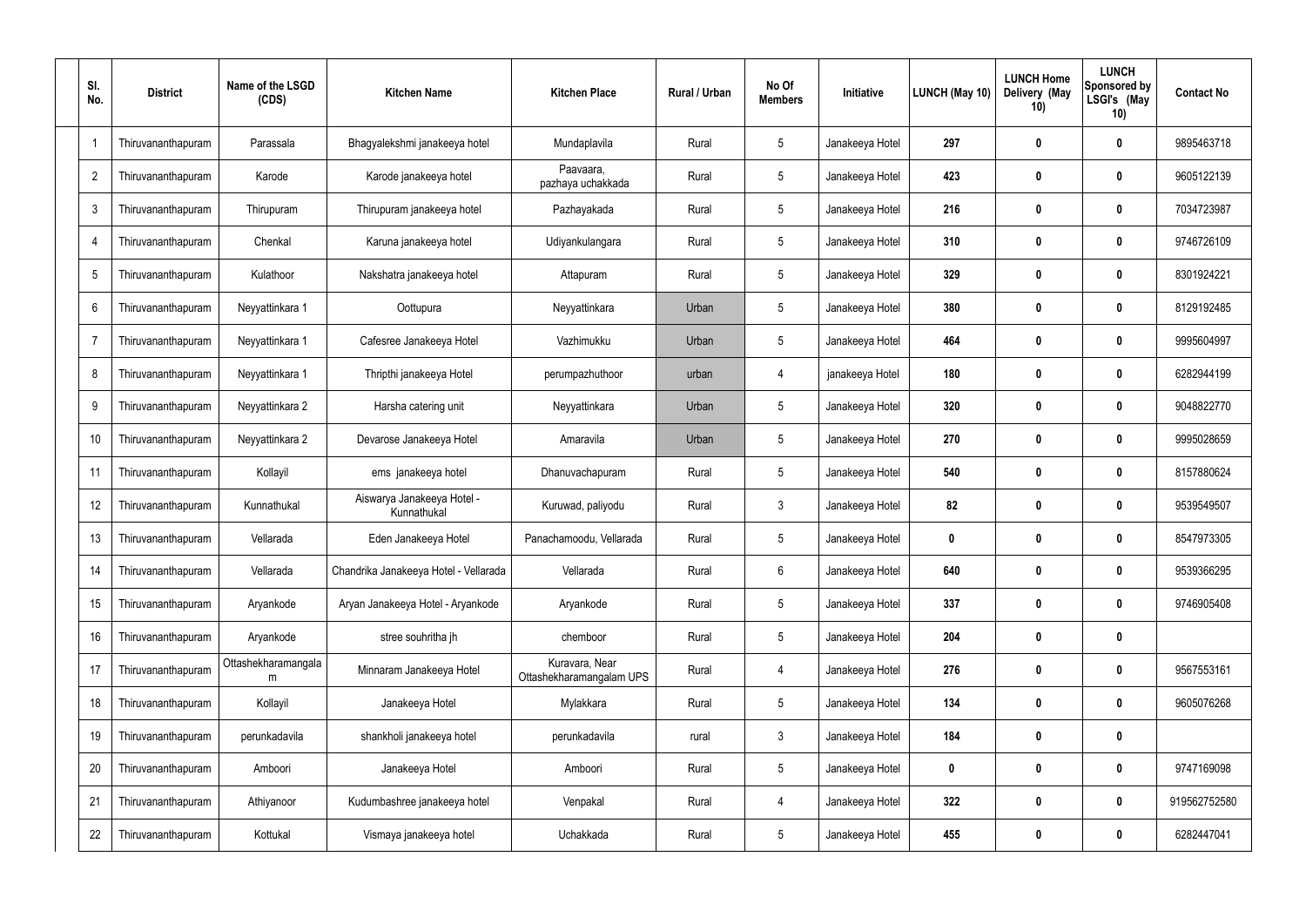| Sl. No. | District | Name of the LSGD (CDS) | Kitchen Name | Kitchen Place | Rural / Urban | No Of Members | Initiative | LUNCH (May 10) | LUNCH Home Delivery (May 10) | LUNCH Sponsored by LSGI's (May 10) | Contact No |
|---|---|---|---|---|---|---|---|---|---|---|---|
| 1 | Thiruvananthapuram | Parassala | Bhagyalekshmi janakeeya hotel | Mundaplavila | Rural | 5 | Janakeeya Hotel | 297 | 0 | 0 | 9895463718 |
| 2 | Thiruvananthapuram | Karode | Karode janakeeya hotel | Paavaara, pazhaya uchakkada | Rural | 5 | Janakeeya Hotel | 423 | 0 | 0 | 9605122139 |
| 3 | Thiruvananthapuram | Thirupuram | Thirupuram janakeeya hotel | Pazhayakada | Rural | 5 | Janakeeya Hotel | 216 | 0 | 0 | 7034723987 |
| 4 | Thiruvananthapuram | Chenkal | Karuna janakeeya hotel | Udiyankulangara | Rural | 5 | Janakeeya Hotel | 310 | 0 | 0 | 9746726109 |
| 5 | Thiruvananthapuram | Kulathoor | Nakshatra janakeeya hotel | Attapuram | Rural | 5 | Janakeeya Hotel | 329 | 0 | 0 | 8301924221 |
| 6 | Thiruvananthapuram | Neyyattinkara 1 | Oottupura | Neyyattinkara | Urban | 5 | Janakeeya Hotel | 380 | 0 | 0 | 8129192485 |
| 7 | Thiruvananthapuram | Neyyattinkara 1 | Cafesree Janakeeya Hotel | Vazhimukku | Urban | 5 | Janakeeya Hotel | 464 | 0 | 0 | 9995604997 |
| 8 | Thiruvananthapuram | Neyyattinkara 1 | Thripthi janakeeya Hotel | perumpazhuthoor | urban | 4 | janakeeya Hotel | 180 | 0 | 0 | 6282944199 |
| 9 | Thiruvananthapuram | Neyyattinkara 2 | Harsha catering unit | Neyyattinkara | Urban | 5 | Janakeeya Hotel | 320 | 0 | 0 | 9048822770 |
| 10 | Thiruvananthapuram | Neyyattinkara 2 | Devarose Janakeeya Hotel | Amaravila | Urban | 5 | Janakeeya Hotel | 270 | 0 | 0 | 9995028659 |
| 11 | Thiruvananthapuram | Kollayil | ems janakeeya hotel | Dhanuvachapuram | Rural | 5 | Janakeeya Hotel | 540 | 0 | 0 | 8157880624 |
| 12 | Thiruvananthapuram | Kunnathukal | Aiswarya Janakeeya Hotel - Kunnathukal | Kuruwad, paliyodu | Rural | 3 | Janakeeya Hotel | 82 | 0 | 0 | 9539549507 |
| 13 | Thiruvananthapuram | Vellarada | Eden Janakeeya Hotel | Panachamoodu, Vellarada | Rural | 5 | Janakeeya Hotel | 0 | 0 | 0 | 8547973305 |
| 14 | Thiruvananthapuram | Vellarada | Chandrika Janakeeya Hotel - Vellarada | Vellarada | Rural | 6 | Janakeeya Hotel | 640 | 0 | 0 | 9539366295 |
| 15 | Thiruvananthapuram | Aryankode | Aryan Janakeeya Hotel - Aryankode | Aryankode | Rural | 5 | Janakeeya Hotel | 337 | 0 | 0 | 9746905408 |
| 16 | Thiruvananthapuram | Aryankode | stree souhritha jh | chemboor | Rural | 5 | Janakeeya Hotel | 204 | 0 | 0 | |
| 17 | Thiruvananthapuram | Ottashekharamangalam | Minnaram Janakeeya Hotel | Kuravara, Near Ottashekharamangalam UPS | Rural | 4 | Janakeeya Hotel | 276 | 0 | 0 | 9567553161 |
| 18 | Thiruvananthapuram | Kollayil | Janakeeya Hotel | Mylakkara | Rural | 5 | Janakeeya Hotel | 134 | 0 | 0 | 9605076268 |
| 19 | Thiruvananthapuram | perunkadavila | shankholi janakeeya hotel | perunkadavila | rural | 3 | Janakeeya Hotel | 184 | 0 | 0 | |
| 20 | Thiruvananthapuram | Amboori | Janakeeya Hotel | Amboori | Rural | 5 | Janakeeya Hotel | 0 | 0 | 0 | 9747169098 |
| 21 | Thiruvananthapuram | Athiyanoor | Kudumbashree janakeeya hotel | Venpakal | Rural | 4 | Janakeeya Hotel | 322 | 0 | 0 | 919562752580 |
| 22 | Thiruvananthapuram | Kottukal | Vismaya janakeeya hotel | Uchakkada | Rural | 5 | Janakeeya Hotel | 455 | 0 | 0 | 6282447041 |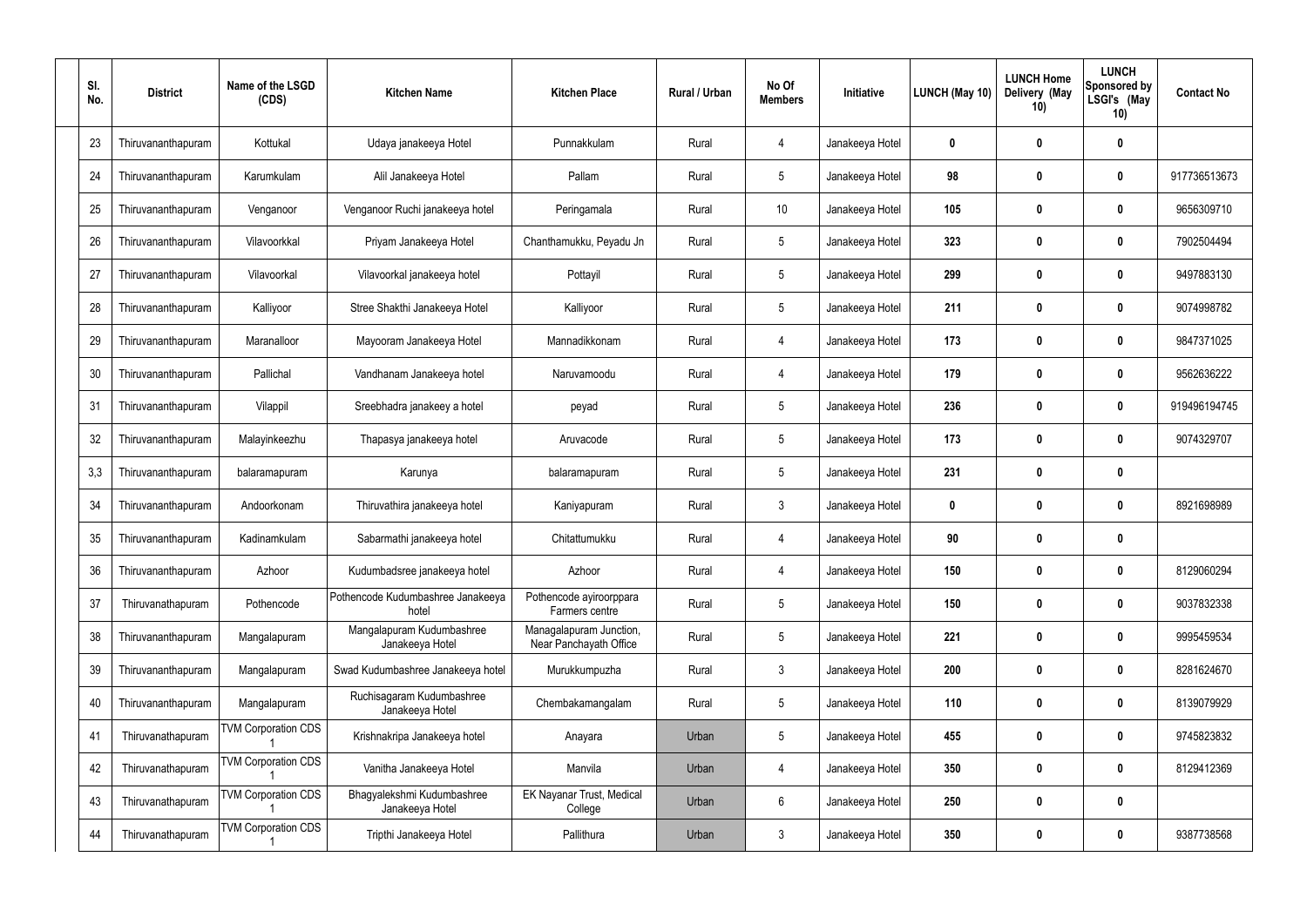| Sl. No. | District | Name of the LSGD (CDS) | Kitchen Name | Kitchen Place | Rural / Urban | No Of Members | Initiative | LUNCH (May 10) | LUNCH Home Delivery (May 10) | LUNCH Sponsored by LSGI's (May 10) | Contact No |
|---|---|---|---|---|---|---|---|---|---|---|---|
| 23 | Thiruvananthapuram | Kottukal | Udaya janakeeya Hotel | Punnakkulam | Rural | 4 | Janakeeya Hotel | **0** | **0** | **0** | |
| 24 | Thiruvananthapuram | Karumkulam | Alil Janakeeya Hotel | Pallam | Rural | 5 | Janakeeya Hotel | **98** | **0** | **0** | 917736513673 |
| 25 | Thiruvananthapuram | Venganoor | Venganoor Ruchi janakeeya hotel | Peringamala | Rural | 10 | Janakeeya Hotel | **105** | **0** | **0** | 9656309710 |
| 26 | Thiruvananthapuram | Vilavoorkkal | Priyam Janakeeya Hotel | Chanthamukku, Peyadu Jn | Rural | 5 | Janakeeya Hotel | **323** | **0** | **0** | 7902504494 |
| 27 | Thiruvananthapuram | Vilavoorkal | Vilavoorkal janakeeya hotel | Pottayil | Rural | 5 | Janakeeya Hotel | **299** | **0** | **0** | 9497883130 |
| 28 | Thiruvananthapuram | Kalliyoor | Stree Shakthi Janakeeya Hotel | Kalliyoor | Rural | 5 | Janakeeya Hotel | **211** | **0** | **0** | 9074998782 |
| 29 | Thiruvananthapuram | Maranalloor | Mayooram Janakeeya Hotel | Mannadikkonam | Rural | 4 | Janakeeya Hotel | **173** | **0** | **0** | 9847371025 |
| 30 | Thiruvananthapuram | Pallichal | Vandhanam Janakeeya hotel | Naruvamoodu | Rural | 4 | Janakeeya Hotel | **179** | **0** | **0** | 9562636222 |
| 31 | Thiruvananthapuram | Vilappil | Sreebhadra janakeey a hotel | peyad | Rural | 5 | Janakeeya Hotel | **236** | **0** | **0** | 919496194745 |
| 32 | Thiruvananthapuram | Malayinkeezhu | Thapasya janakeeya hotel | Aruvacode | Rural | 5 | Janakeeya Hotel | **173** | **0** | **0** | 9074329707 |
| 3,3 | Thiruvananthapuram | balaramapuram | Karunya | balaramapuram | Rural | 5 | Janakeeya Hotel | **231** | **0** | **0** | |
| 34 | Thiruvananthapuram | Andoorkonam | Thiruvathira janakeeya hotel | Kaniyapuram | Rural | 3 | Janakeeya Hotel | **0** | **0** | **0** | 8921698989 |
| 35 | Thiruvananthapuram | Kadinamkulam | Sabarmathi janakeeya hotel | Chitattumukku | Rural | 4 | Janakeeya Hotel | **90** | **0** | **0** | |
| 36 | Thiruvananthapuram | Azhoor | Kudumbadsree janakeeya hotel | Azhoor | Rural | 4 | Janakeeya Hotel | **150** | **0** | **0** | 8129060294 |
| 37 | Thiruvanathapuram | Pothencode | Pothencode Kudumbashree Janakeeya hotel | Pothencode ayiroorppara Farmers centre | Rural | 5 | Janakeeya Hotel | **150** | **0** | **0** | 9037832338 |
| 38 | Thiruvananthapuram | Mangalapuram | Mangalapuram Kudumbashree Janakeeya Hotel | Managalapuram Junction, Near Panchayath Office | Rural | 5 | Janakeeya Hotel | **221** | **0** | **0** | 9995459534 |
| 39 | Thiruvananthapuram | Mangalapuram | Swad Kudumbashree Janakeeya hotel | Murukkumpuzha | Rural | 3 | Janakeeya Hotel | **200** | **0** | **0** | 8281624670 |
| 40 | Thiruvananthapuram | Mangalapuram | Ruchisagaram Kudumbashree Janakeeya Hotel | Chembakamangalam | Rural | 5 | Janakeeya Hotel | **110** | **0** | **0** | 8139079929 |
| 41 | Thiruvanathapuram | TVM Corporation CDS 1 | Krishnakripa Janakeeya hotel | Anayara | Urban | 5 | Janakeeya Hotel | **455** | **0** | **0** | 9745823832 |
| 42 | Thiruvanathapuram | TVM Corporation CDS 1 | Vanitha Janakeeya Hotel | Manvila | Urban | 4 | Janakeeya Hotel | **350** | **0** | **0** | 8129412369 |
| 43 | Thiruvanathapuram | TVM Corporation CDS 1 | Bhagyalekshmi Kudumbashree Janakeeya Hotel | EK Nayanar Trust, Medical College | Urban | 6 | Janakeeya Hotel | **250** | **0** | **0** | |
| 44 | Thiruvanathapuram | TVM Corporation CDS 1 | Tripthi Janakeeya Hotel | Pallithura | Urban | 3 | Janakeeya Hotel | **350** | **0** | **0** | 9387738568 |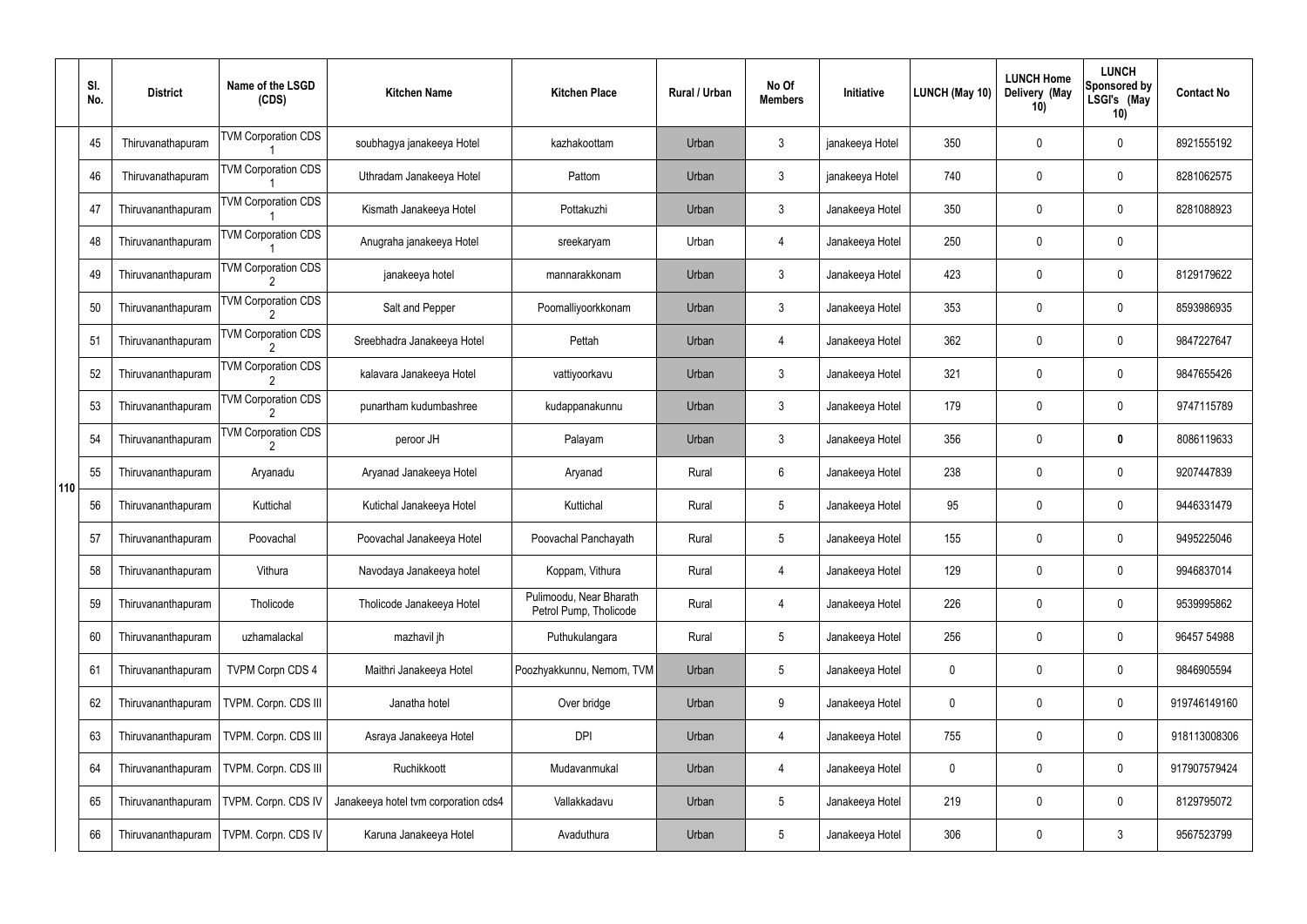| | Sl. No. | District | Name of the LSGD (CDS) | Kitchen Name | Kitchen Place | Rural / Urban | No Of Members | Initiative | LUNCH (May 10) | LUNCH Home Delivery (May 10) | LUNCH Sponsored by LSGI's (May 10) | Contact No |
|---|---|---|---|---|---|---|---|---|---|---|---|---|
| 110 | 45 | Thiruvanathapuram | TVM Corporation CDS 1 | soubhagya janakeeya Hotel | kazhakoottam | Urban | 3 | janakeeya Hotel | 350 | 0 | 0 | 8921555192 |
| | 46 | Thiruvanathapuram | TVM Corporation CDS 1 | Uthradam Janakeeya Hotel | Pattom | Urban | 3 | janakeeya Hotel | 740 | 0 | 0 | 8281062575 |
| | 47 | Thiruvananthapuram | TVM Corporation CDS 1 | Kismath Janakeeya Hotel | Pottakuzhi | Urban | 3 | Janakeeya Hotel | 350 | 0 | 0 | 8281088923 |
| | 48 | Thiruvananthapuram | TVM Corporation CDS 1 | Anugraha janakeeya Hotel | sreekaryam | Urban | 4 | Janakeeya Hotel | 250 | 0 | 0 | |
| | 49 | Thiruvananthapuram | TVM Corporation CDS 2 | janakeeya hotel | mannarakkonam | Urban | 3 | Janakeeya Hotel | 423 | 0 | 0 | 8129179622 |
| | 50 | Thiruvananthapuram | TVM Corporation CDS 2 | Salt and Pepper | Poomalliyoorkkonam | Urban | 3 | Janakeeya Hotel | 353 | 0 | 0 | 8593986935 |
| | 51 | Thiruvananthapuram | TVM Corporation CDS 2 | Sreebhadra Janakeeya Hotel | Pettah | Urban | 4 | Janakeeya Hotel | 362 | 0 | 0 | 9847227647 |
| | 52 | Thiruvananthapuram | TVM Corporation CDS 2 | kalavara Janakeeya Hotel | vattiyoorkavu | Urban | 3 | Janakeeya Hotel | 321 | 0 | 0 | 9847655426 |
| | 53 | Thiruvananthapuram | TVM Corporation CDS 2 | punartham kudumbashree | kudappanakunnu | Urban | 3 | Janakeeya Hotel | 179 | 0 | 0 | 9747115789 |
| | 54 | Thiruvananthapuram | TVM Corporation CDS 2 | peroor JH | Palayam | Urban | 3 | Janakeeya Hotel | 356 | 0 | **0** | 8086119633 |
| | 55 | Thiruvananthapuram | Aryanadu | Aryanad Janakeeya Hotel | Aryanad | Rural | 6 | Janakeeya Hotel | 238 | 0 | 0 | 9207447839 |
| | 56 | Thiruvananthapuram | Kuttichal | Kutichal Janakeeya Hotel | Kuttichal | Rural | 5 | Janakeeya Hotel | 95 | 0 | 0 | 9446331479 |
| | 57 | Thiruvananthapuram | Poovachal | Poovachal Janakeeya Hotel | Poovachal Panchayath | Rural | 5 | Janakeeya Hotel | 155 | 0 | 0 | 9495225046 |
| | 58 | Thiruvananthapuram | Vithura | Navodaya Janakeeya hotel | Koppam, Vithura | Rural | 4 | Janakeeya Hotel | 129 | 0 | 0 | 9946837014 |
| | 59 | Thiruvananthapuram | Tholicode | Tholicode Janakeeya Hotel | Pulimoodu, Near Bharath Petrol Pump, Tholicode | Rural | 4 | Janakeeya Hotel | 226 | 0 | 0 | 9539995862 |
| | 60 | Thiruvananthapuram | uzhamalackal | mazhavil jh | Puthukulangara | Rural | 5 | Janakeeya Hotel | 256 | 0 | 0 | 96457 54988 |
| | 61 | Thiruvananthapuram | TVPM Corpn CDS 4 | Maithri Janakeeya Hotel | Poozhyakkunnu, Nemom, TVM | Urban | 5 | Janakeeya Hotel | 0 | 0 | 0 | 9846905594 |
| | 62 | Thiruvananthapuram | TVPM. Corpn. CDS III | Janatha hotel | Over bridge | Urban | 9 | Janakeeya Hotel | 0 | 0 | 0 | 919746149160 |
| | 63 | Thiruvananthapuram | TVPM. Corpn. CDS III | Asraya Janakeeya Hotel | DPI | Urban | 4 | Janakeeya Hotel | 755 | 0 | 0 | 918113008306 |
| | 64 | Thiruvananthapuram | TVPM. Corpn. CDS III | Ruchikkoott | Mudavanmukal | Urban | 4 | Janakeeya Hotel | 0 | 0 | 0 | 917907579424 |
| | 65 | Thiruvananthapuram | TVPM. Corpn. CDS IV | Janakeeya hotel tvm corporation cds4 | Vallakkadavu | Urban | 5 | Janakeeya Hotel | 219 | 0 | 0 | 8129795072 |
| | 66 | Thiruvananthapuram | TVPM. Corpn. CDS IV | Karuna Janakeeya Hotel | Avaduthura | Urban | 5 | Janakeeya Hotel | 306 | 0 | 3 | 9567523799 |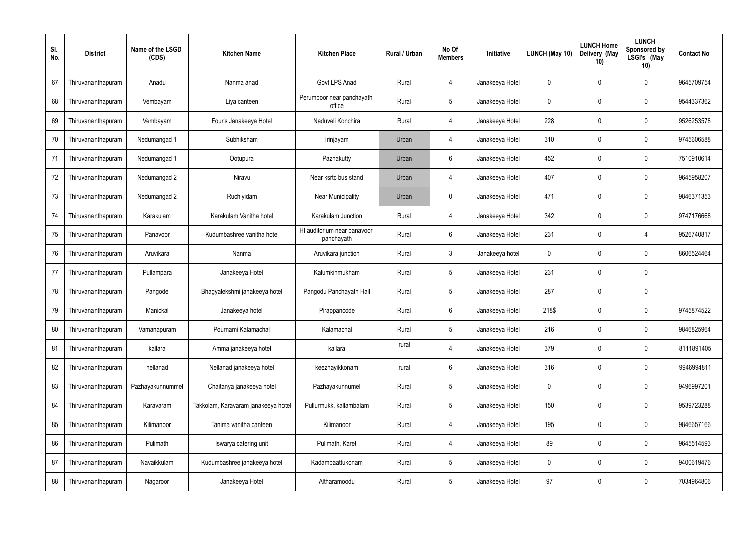| Sl. No. | District | Name of the LSGD (CDS) | Kitchen Name | Kitchen Place | Rural / Urban | No Of Members | Initiative | LUNCH (May 10) | LUNCH Home Delivery (May 10) | LUNCH Sponsored by LSGI's (May 10) | Contact No |
|---|---|---|---|---|---|---|---|---|---|---|---|
| 67 | Thiruvananthapuram | Anadu | Nanma anad | Govt LPS Anad | Rural | 4 | Janakeeya Hotel | 0 | 0 | 0 | 9645709754 |
| 68 | Thiruvananthapuram | Vembayam | Liya canteen | Perumboor near panchayath office | Rural | 5 | Janakeeya Hotel | 0 | 0 | 0 | 9544337362 |
| 69 | Thiruvananthapuram | Vembayam | Four's Janakeeya Hotel | Naduveli Konchira | Rural | 4 | Janakeeya Hotel | 228 | 0 | 0 | 9526253578 |
| 70 | Thiruvananthapuram | Nedumangad 1 | Subhiksham | Irinjayam | Urban | 4 | Janakeeya Hotel | 310 | 0 | 0 | 9745606588 |
| 71 | Thiruvananthapuram | Nedumangad 1 | Ootupura | Pazhakutty | Urban | 6 | Janakeeya Hotel | 452 | 0 | 0 | 7510910614 |
| 72 | Thiruvananthapuram | Nedumangad 2 | Niravu | Near ksrtc bus stand | Urban | 4 | Janakeeya Hotel | 407 | 0 | 0 | 9645958207 |
| 73 | Thiruvananthapuram | Nedumangad 2 | Ruchiyidam | Near Municipality | Urban | 0 | Janakeeya Hotel | 471 | 0 | 0 | 9846371353 |
| 74 | Thiruvananthapuram | Karakulam | Karakulam Vanitha hotel | Karakulam Junction | Rural | 4 | Janakeeya Hotel | 342 | 0 | 0 | 9747176668 |
| 75 | Thiruvananthapuram | Panavoor | Kudumbashree vanitha hotel | HI auditorium near panavoor panchayath | Rural | 6 | Janakeeya Hotel | 231 | 0 | 4 | 9526740817 |
| 76 | Thiruvananthapuram | Aruvikara | Nanma | Aruvikara junction | Rural | 3 | Janakeeya hotel | 0 | 0 | 0 | 8606524464 |
| 77 | Thiruvananthapuram | Pullampara | Janakeeya Hotel | Kalumkinmukham | Rural | 5 | Janakeeya Hotel | 231 | 0 | 0 | |
| 78 | Thiruvananthapuram | Pangode | Bhagyalekshmi janakeeya hotel | Pangodu Panchayath Hall | Rural | 5 | Janakeeya Hotel | 287 | 0 | 0 | |
| 79 | Thiruvananthapuram | Manickal | Janakeeya hotel | Pirappancode | Rural | 6 | Janakeeya Hotel | 218$ | 0 | 0 | 9745874522 |
| 80 | Thiruvananthapuram | Vamanapuram | Pournami Kalamachal | Kalamachal | Rural | 5 | Janakeeya Hotel | 216 | 0 | 0 | 9846825964 |
| 81 | Thiruvananthapuram | kallara | Amma janakeeya hotel | kallara | rural | 4 | Janakeeya Hotel | 379 | 0 | 0 | 8111891405 |
| 82 | Thiruvananthapuram | nellanad | Nellanad janakeeya hotel | keezhayikkonam | rural | 6 | Janakeeya Hotel | 316 | 0 | 0 | 9946994811 |
| 83 | Thiruvananthapuram | Pazhayakunnummel | Chaitanya janakeeya hotel | Pazhayakunnumel | Rural | 5 | Janakeeya Hotel | 0 | 0 | 0 | 9496997201 |
| 84 | Thiruvananthapuram | Karavaram | Takkolam, Karavaram janakeeya hotel | Pullurmukk, kallambalam | Rural | 5 | Janakeeya Hotel | 150 | 0 | 0 | 9539723288 |
| 85 | Thiruvananthapuram | Kilimanoor | Tanima vanitha canteen | Kilimanoor | Rural | 4 | Janakeeya Hotel | 195 | 0 | 0 | 9846657166 |
| 86 | Thiruvananthapuram | Pulimath | Iswarya catering unit | Pulimath, Karet | Rural | 4 | Janakeeya Hotel | 89 | 0 | 0 | 9645514593 |
| 87 | Thiruvananthapuram | Navaikkulam | Kudumbashree janakeeya hotel | Kadambaattukonam | Rural | 5 | Janakeeya Hotel | 0 | 0 | 0 | 9400619476 |
| 88 | Thiruvananthapuram | Nagaroor | Janakeeya Hotel | Altharamoodu | Rural | 5 | Janakeeya Hotel | 97 | 0 | 0 | 7034964806 |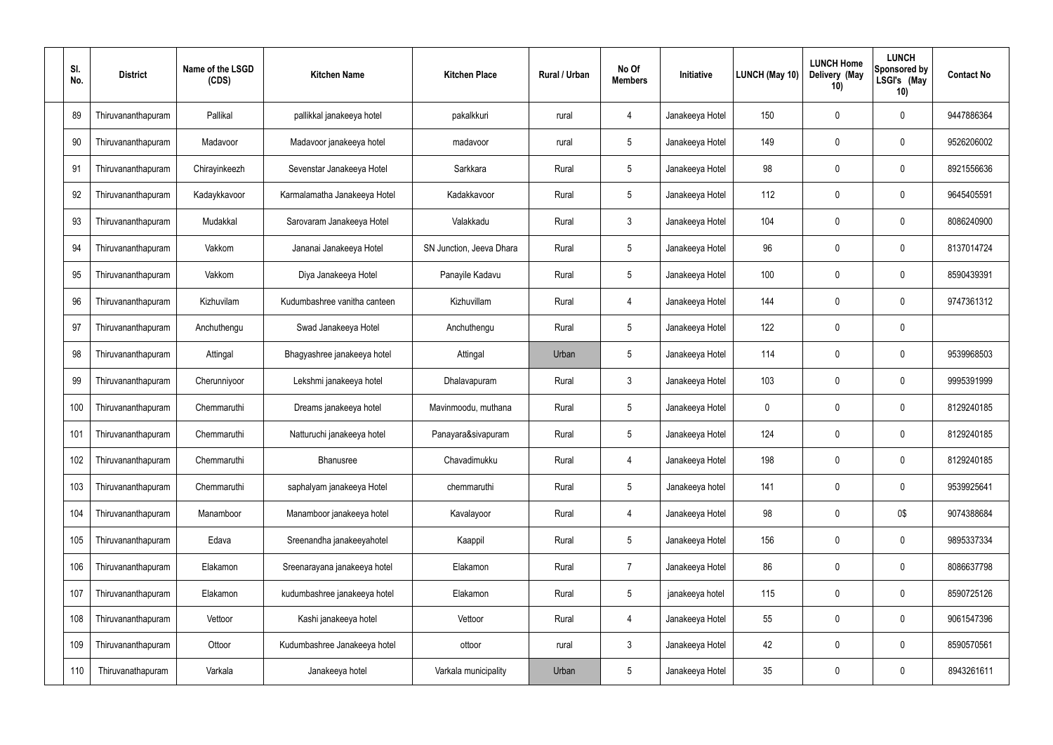| Sl. No. | District | Name of the LSGD (CDS) | Kitchen Name | Kitchen Place | Rural / Urban | No Of Members | Initiative | LUNCH (May 10) | LUNCH Home Delivery (May 10) | LUNCH Sponsored by LSGI's (May 10) | Contact No |
|---|---|---|---|---|---|---|---|---|---|---|---|
| 89 | Thiruvananthapuram | Pallikal | pallikkal janakeeya hotel | pakalkkuri | rural | 4 | Janakeeya Hotel | 150 | 0 | 0 | 9447886364 |
| 90 | Thiruvananthapuram | Madavoor | Madavoor janakeeya hotel | madavoor | rural | 5 | Janakeeya Hotel | 149 | 0 | 0 | 9526206002 |
| 91 | Thiruvananthapuram | Chirayinkeezh | Sevenstar Janakeeya Hotel | Sarkkara | Rural | 5 | Janakeeya Hotel | 98 | 0 | 0 | 8921556636 |
| 92 | Thiruvananthapuram | Kadaykkavoor | Karmalamatha Janakeeya Hotel | Kadakkavoor | Rural | 5 | Janakeeya Hotel | 112 | 0 | 0 | 9645405591 |
| 93 | Thiruvananthapuram | Mudakkal | Sarovaram Janakeeya Hotel | Valakkadu | Rural | 3 | Janakeeya Hotel | 104 | 0 | 0 | 8086240900 |
| 94 | Thiruvananthapuram | Vakkom | Jananai Janakeeya Hotel | SN Junction, Jeeva Dhara | Rural | 5 | Janakeeya Hotel | 96 | 0 | 0 | 8137014724 |
| 95 | Thiruvananthapuram | Vakkom | Diya Janakeeya Hotel | Panayile Kadavu | Rural | 5 | Janakeeya Hotel | 100 | 0 | 0 | 8590439391 |
| 96 | Thiruvananthapuram | Kizhuvilam | Kudumbashree vanitha canteen | Kizhuvillam | Rural | 4 | Janakeeya Hotel | 144 | 0 | 0 | 9747361312 |
| 97 | Thiruvananthapuram | Anchuthengu | Swad Janakeeya Hotel | Anchuthengu | Rural | 5 | Janakeeya Hotel | 122 | 0 | 0 | |
| 98 | Thiruvananthapuram | Attingal | Bhagyashree janakeeya hotel | Attingal | Urban | 5 | Janakeeya Hotel | 114 | 0 | 0 | 9539968503 |
| 99 | Thiruvananthapuram | Cherunniyoor | Lekshmi janakeeya hotel | Dhalavapuram | Rural | 3 | Janakeeya Hotel | 103 | 0 | 0 | 9995391999 |
| 100 | Thiruvananthapuram | Chemmaruthi | Dreams janakeeya hotel | Mavinmoodu, muthana | Rural | 5 | Janakeeya Hotel | 0 | 0 | 0 | 8129240185 |
| 101 | Thiruvananthapuram | Chemmaruthi | Natturuchi janakeeya hotel | Panayara&sivapuram | Rural | 5 | Janakeeya Hotel | 124 | 0 | 0 | 8129240185 |
| 102 | Thiruvananthapuram | Chemmaruthi | Bhanusree | Chavadimukku | Rural | 4 | Janakeeya Hotel | 198 | 0 | 0 | 8129240185 |
| 103 | Thiruvananthapuram | Chemmaruthi | saphalyam janakeeya Hotel | chemmaruthi | Rural | 5 | Janakeeya hotel | 141 | 0 | 0 | 9539925641 |
| 104 | Thiruvananthapuram | Manamboor | Manamboor janakeeya hotel | Kavalayoor | Rural | 4 | Janakeeya Hotel | 98 | 0 | 0$ | 9074388684 |
| 105 | Thiruvananthapuram | Edava | Sreenandha janakeeyahotel | Kaappil | Rural | 5 | Janakeeya Hotel | 156 | 0 | 0 | 9895337334 |
| 106 | Thiruvananthapuram | Elakamon | Sreenarayana janakeeya hotel | Elakamon | Rural | 7 | Janakeeya Hotel | 86 | 0 | 0 | 8086637798 |
| 107 | Thiruvananthapuram | Elakamon | kudumbashree janakeeya hotel | Elakamon | Rural | 5 | janakeeya hotel | 115 | 0 | 0 | 8590725126 |
| 108 | Thiruvananthapuram | Vettoor | Kashi janakeeya hotel | Vettoor | Rural | 4 | Janakeeya Hotel | 55 | 0 | 0 | 9061547396 |
| 109 | Thiruvananthapuram | Ottoor | Kudumbashree Janakeeya hotel | ottoor | rural | 3 | Janakeeya Hotel | 42 | 0 | 0 | 8590570561 |
| 110 | Thiruvanathapuram | Varkala | Janakeeya hotel | Varkala municipality | Urban | 5 | Janakeeya Hotel | 35 | 0 | 0 | 8943261611 |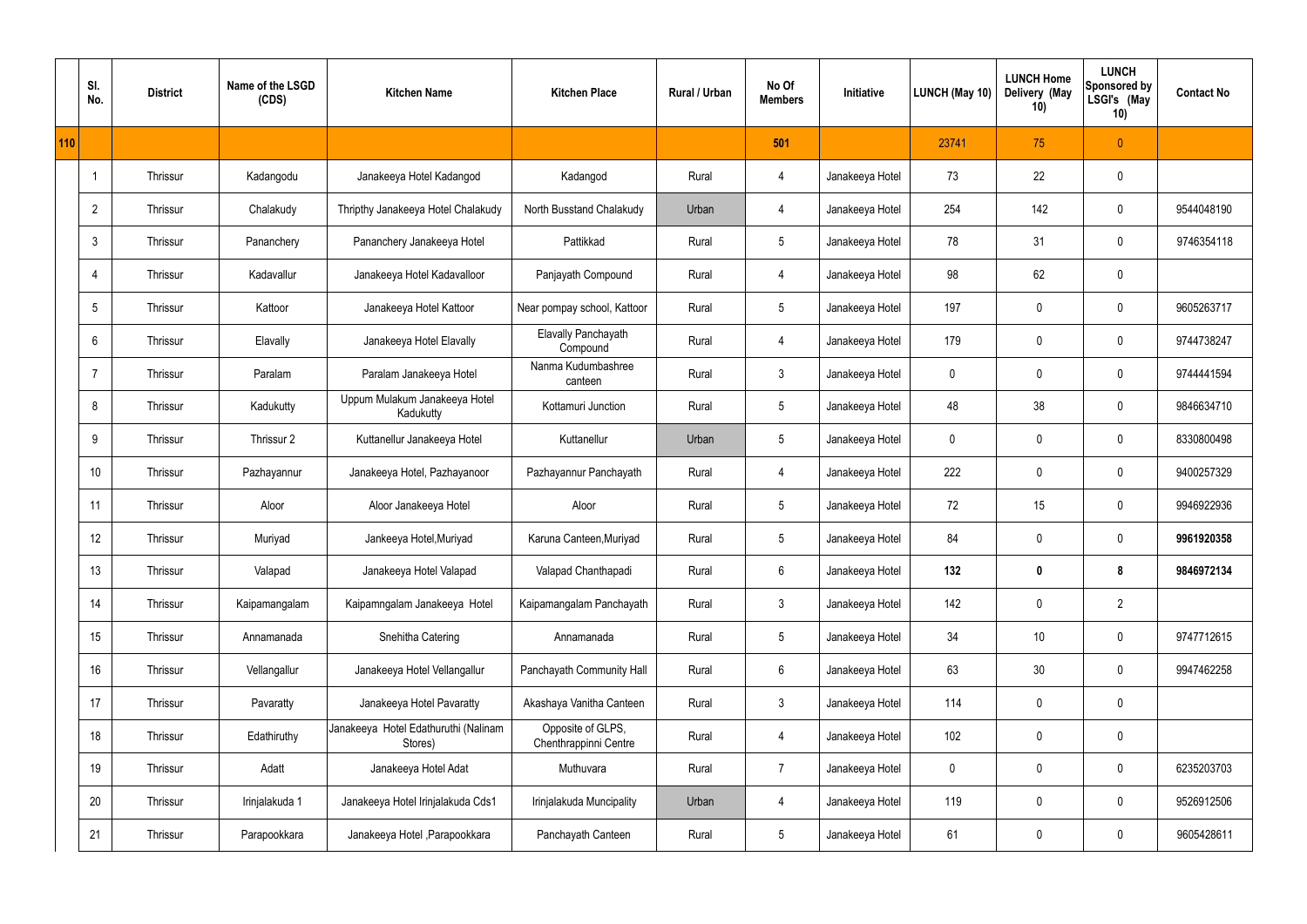| | Sl. No. | District | Name of the LSGD (CDS) | Kitchen Name | Kitchen Place | Rural / Urban | No Of Members | Initiative | LUNCH (May 10) | LUNCH Home Delivery (May 10) | LUNCH Sponsored by LSGI's (May 10) | Contact No |
|---|---|---|---|---|---|---|---|---|---|---|---|---|
| 110 | | | | | | | 501 | | 23741 | 75 | 0 | |
| | 1 | Thrissur | Kadangodu | Janakeeya Hotel Kadangod | Kadangod | Rural | 4 | Janakeeya Hotel | 73 | 22 | 0 | |
| | 2 | Thrissur | Chalakudy | Thripthy Janakeeya Hotel Chalakudy | North Busstand Chalakudy | Urban | 4 | Janakeeya Hotel | 254 | 142 | 0 | 9544048190 |
| | 3 | Thrissur | Pananchery | Pananchery Janakeeya Hotel | Pattikkad | Rural | 5 | Janakeeya Hotel | 78 | 31 | 0 | 9746354118 |
| | 4 | Thrissur | Kadavallur | Janakeeya Hotel Kadavalloor | Panjayath Compound | Rural | 4 | Janakeeya Hotel | 98 | 62 | 0 | |
| | 5 | Thrissur | Kattoor | Janakeeya Hotel Kattoor | Near pompay school, Kattoor | Rural | 5 | Janakeeya Hotel | 197 | 0 | 0 | 9605263717 |
| | 6 | Thrissur | Elavally | Janakeeya Hotel Elavally | Elavally Panchayath Compound | Rural | 4 | Janakeeya Hotel | 179 | 0 | 0 | 9744738247 |
| | 7 | Thrissur | Paralam | Paralam Janakeeya Hotel | Nanma Kudumbashree canteen | Rural | 3 | Janakeeya Hotel | 0 | 0 | 0 | 9744441594 |
| | 8 | Thrissur | Kadukutty | Uppum Mulakum Janakeeya Hotel Kadukutty | Kottamuri Junction | Rural | 5 | Janakeeya Hotel | 48 | 38 | 0 | 9846634710 |
| | 9 | Thrissur | Thrissur 2 | Kuttanellur Janakeeya Hotel | Kuttanellur | Urban | 5 | Janakeeya Hotel | 0 | 0 | 0 | 8330800498 |
| | 10 | Thrissur | Pazhayannur | Janakeeya Hotel, Pazhayanoor | Pazhayannur Panchayath | Rural | 4 | Janakeeya Hotel | 222 | 0 | 0 | 9400257329 |
| | 11 | Thrissur | Aloor | Aloor Janakeeya Hotel | Aloor | Rural | 5 | Janakeeya Hotel | 72 | 15 | 0 | 9946922936 |
| | 12 | Thrissur | Muriyad | Jankeeya Hotel,Muriyad | Karuna Canteen,Muriyad | Rural | 5 | Janakeeya Hotel | 84 | 0 | 0 | **9961920358** |
| | 13 | Thrissur | Valapad | Janakeeya Hotel Valapad | Valapad Chanthapadi | Rural | 6 | Janakeeya Hotel | **132** | **0** | **8** | **9846972134** |
| | 14 | Thrissur | Kaipamangalam | Kaipamngalam Janakeeya Hotel | Kaipamangalam Panchayath | Rural | 3 | Janakeeya Hotel | 142 | 0 | 2 | |
| | 15 | Thrissur | Annamanada | Snehitha Catering | Annamanada | Rural | 5 | Janakeeya Hotel | 34 | 10 | 0 | 9747712615 |
| | 16 | Thrissur | Vellangallur | Janakeeya Hotel Vellangallur | Panchayath Community Hall | Rural | 6 | Janakeeya Hotel | 63 | 30 | 0 | 9947462258 |
| | 17 | Thrissur | Pavaratty | Janakeeya Hotel Pavaratty | Akashaya Vanitha Canteen | Rural | 3 | Janakeeya Hotel | 114 | 0 | 0 | |
| | 18 | Thrissur | Edathiruthy | Janakeeya Hotel Edathuruthi (Nalinam Stores) | Opposite of GLPS, Chenthrappinni Centre | Rural | 4 | Janakeeya Hotel | 102 | 0 | 0 | |
| | 19 | Thrissur | Adatt | Janakeeya Hotel Adat | Muthuvara | Rural | 7 | Janakeeya Hotel | 0 | 0 | 0 | 6235203703 |
| | 20 | Thrissur | Irinjalakuda 1 | Janakeeya Hotel Irinjalakuda Cds1 | Irinjalakuda Muncipality | Urban | 4 | Janakeeya Hotel | 119 | 0 | 0 | 9526912506 |
| | 21 | Thrissur | Parapookkara | Janakeeya Hotel ,Parapookkara | Panchayath Canteen | Rural | 5 | Janakeeya Hotel | 61 | 0 | 0 | 9605428611 |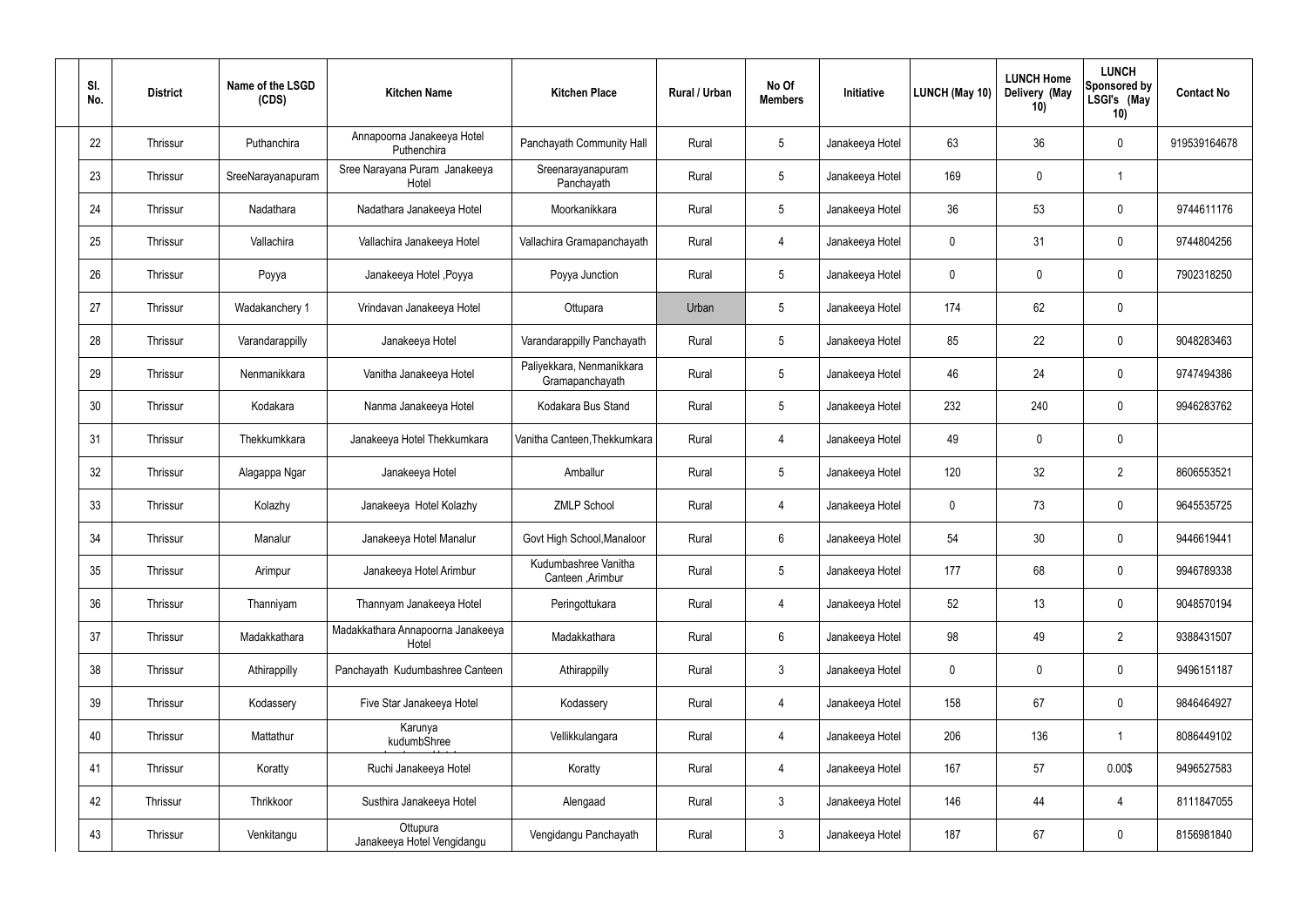| Sl. No. | District | Name of the LSGD (CDS) | Kitchen Name | Kitchen Place | Rural / Urban | No Of Members | Initiative | LUNCH (May 10) | LUNCH Home Delivery (May 10) | LUNCH Sponsored by LSGI's (May 10) | Contact No |
|---|---|---|---|---|---|---|---|---|---|---|---|
| 22 | Thrissur | Puthanchira | Annapoorna Janakeeya Hotel Puthenchira | Panchayath Community Hall | Rural | 5 | Janakeeya Hotel | 63 | 36 | 0 | 919539164678 |
| 23 | Thrissur | SreeNarayanapuram | Sree Narayana Puram Janakeeya Hotel | Sreenarayanapuram Panchayath | Rural | 5 | Janakeeya Hotel | 169 | 0 | 1 | |
| 24 | Thrissur | Nadathara | Nadathara Janakeeya Hotel | Moorkanikkara | Rural | 5 | Janakeeya Hotel | 36 | 53 | 0 | 9744611176 |
| 25 | Thrissur | Vallachira | Vallachira Janakeeya Hotel | Vallachira Gramapanchayath | Rural | 4 | Janakeeya Hotel | 0 | 31 | 0 | 9744804256 |
| 26 | Thrissur | Poyya | Janakeeya Hotel ,Poyya | Poyya Junction | Rural | 5 | Janakeeya Hotel | 0 | 0 | 0 | 7902318250 |
| 27 | Thrissur | Wadakanchery 1 | Vrindavan Janakeeya Hotel | Ottupara | Urban | 5 | Janakeeya Hotel | 174 | 62 | 0 | |
| 28 | Thrissur | Varandarappilly | Janakeeya Hotel | Varandarappilly Panchayath | Rural | 5 | Janakeeya Hotel | 85 | 22 | 0 | 9048283463 |
| 29 | Thrissur | Nenmanikkara | Vanitha Janakeeya Hotel | Paliyekkara, Nenmanikkara Gramapanchayath | Rural | 5 | Janakeeya Hotel | 46 | 24 | 0 | 9747494386 |
| 30 | Thrissur | Kodakara | Nanma Janakeeya Hotel | Kodakara Bus Stand | Rural | 5 | Janakeeya Hotel | 232 | 240 | 0 | 9946283762 |
| 31 | Thrissur | Thekkumkkara | Janakeeya Hotel Thekkumkara | Vanitha Canteen,Thekkumkara | Rural | 4 | Janakeeya Hotel | 49 | 0 | 0 | |
| 32 | Thrissur | Alagappa Ngar | Janakeeya Hotel | Amballur | Rural | 5 | Janakeeya Hotel | 120 | 32 | 2 | 8606553521 |
| 33 | Thrissur | Kolazhy | Janakeeya Hotel Kolazhy | ZMLP School | Rural | 4 | Janakeeya Hotel | 0 | 73 | 0 | 9645535725 |
| 34 | Thrissur | Manalur | Janakeeya Hotel Manalur | Govt High School,Manaloor | Rural | 6 | Janakeeya Hotel | 54 | 30 | 0 | 9446619441 |
| 35 | Thrissur | Arimpur | Janakeeya Hotel Arimbur | Kudumbashree Vanitha Canteen ,Arimbur | Rural | 5 | Janakeeya Hotel | 177 | 68 | 0 | 9946789338 |
| 36 | Thrissur | Thanniyam | Thannyam Janakeeya Hotel | Peringottukara | Rural | 4 | Janakeeya Hotel | 52 | 13 | 0 | 9048570194 |
| 37 | Thrissur | Madakkathara | Madakkathara Annapoorna Janakeeya Hotel | Madakkathara | Rural | 6 | Janakeeya Hotel | 98 | 49 | 2 | 9388431507 |
| 38 | Thrissur | Athirappilly | Panchayath Kudumbashree Canteen | Athirappilly | Rural | 3 | Janakeeya Hotel | 0 | 0 | 0 | 9496151187 |
| 39 | Thrissur | Kodassery | Five Star Janakeeya Hotel | Kodassery | Rural | 4 | Janakeeya Hotel | 158 | 67 | 0 | 9846464927 |
| 40 | Thrissur | Mattathur | Karunya kudumbShree | Vellikkulangara | Rural | 4 | Janakeeya Hotel | 206 | 136 | 1 | 8086449102 |
| 41 | Thrissur | Koratty | Ruchi Janakeeya Hotel | Koratty | Rural | 4 | Janakeeya Hotel | 167 | 57 | 0.00$ | 9496527583 |
| 42 | Thrissur | Thrikkoor | Susthira Janakeeya Hotel | Alengaad | Rural | 3 | Janakeeya Hotel | 146 | 44 | 4 | 8111847055 |
| 43 | Thrissur | Venkitangu | Ottupura Janakeeya Hotel Vengidangu | Vengidangu Panchayath | Rural | 3 | Janakeeya Hotel | 187 | 67 | 0 | 8156981840 |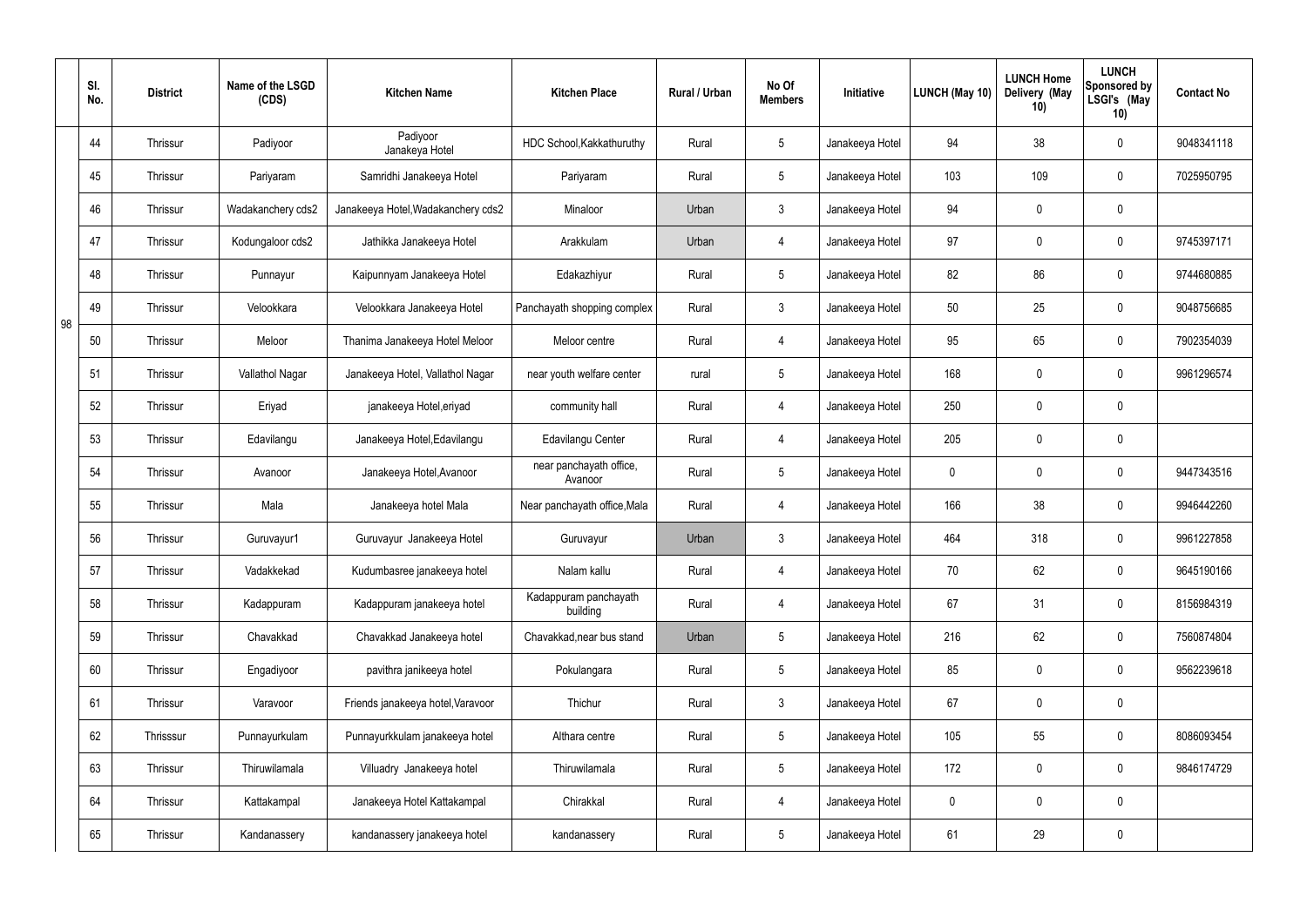| | Sl. No. | District | Name of the LSGD (CDS) | Kitchen Name | Kitchen Place | Rural / Urban | No Of Members | Initiative | LUNCH (May 10) | LUNCH Home Delivery (May 10) | LUNCH Sponsored by LSGI's (May 10) | Contact No |
|---|---|---|---|---|---|---|---|---|---|---|---|---|
| 98 | 44 | Thrissur | Padiyoor | Padiyoor Janakeya Hotel | HDC School,Kakkathuruthy | Rural | 5 | Janakeeya Hotel | 94 | 38 | 0 | 9048341118 |
| | 45 | Thrissur | Pariyaram | Samridhi Janakeeya Hotel | Pariyaram | Rural | 5 | Janakeeya Hotel | 103 | 109 | 0 | 7025950795 |
| | 46 | Thrissur | Wadakanchery cds2 | Janakeeya Hotel,Wadakanchery cds2 | Minaloor | Urban | 3 | Janakeeya Hotel | 94 | 0 | 0 | |
| | 47 | Thrissur | Kodungaloor cds2 | Jathikka Janakeeya Hotel | Arakkulam | Urban | 4 | Janakeeya Hotel | 97 | 0 | 0 | 9745397171 |
| | 48 | Thrissur | Punnayur | Kaipunnyam Janakeeya Hotel | Edakazhiyur | Rural | 5 | Janakeeya Hotel | 82 | 86 | 0 | 9744680885 |
| | 49 | Thrissur | Velookkara | Velookkara Janakeeya Hotel | Panchayath shopping complex | Rural | 3 | Janakeeya Hotel | 50 | 25 | 0 | 9048756685 |
| | 50 | Thrissur | Meloor | Thanima Janakeeya Hotel Meloor | Meloor centre | Rural | 4 | Janakeeya Hotel | 95 | 65 | 0 | 7902354039 |
| | 51 | Thrissur | Vallathol Nagar | Janakeeya Hotel, Vallathol Nagar | near youth welfare center | rural | 5 | Janakeeya Hotel | 168 | 0 | 0 | 9961296574 |
| | 52 | Thrissur | Eriyad | janakeeya Hotel,eriyad | community hall | Rural | 4 | Janakeeya Hotel | 250 | 0 | 0 | |
| | 53 | Thrissur | Edavilangu | Janakeeya Hotel,Edavilangu | Edavilangu Center | Rural | 4 | Janakeeya Hotel | 205 | 0 | 0 | |
| | 54 | Thrissur | Avanoor | Janakeeya Hotel,Avanoor | near panchayath office, Avanoor | Rural | 5 | Janakeeya Hotel | 0 | 0 | 0 | 9447343516 |
| | 55 | Thrissur | Mala | Janakeeya hotel Mala | Near panchayath office,Mala | Rural | 4 | Janakeeya Hotel | 166 | 38 | 0 | 9946442260 |
| | 56 | Thrissur | Guruvayur1 | Guruvayur Janakeeya Hotel | Guruvayur | Urban | 3 | Janakeeya Hotel | 464 | 318 | 0 | 9961227858 |
| | 57 | Thrissur | Vadakkekad | Kudumbasree janakeeya hotel | Nalam kallu | Rural | 4 | Janakeeya Hotel | 70 | 62 | 0 | 9645190166 |
| | 58 | Thrissur | Kadappuram | Kadappuram janakeeya hotel | Kadappuram panchayath building | Rural | 4 | Janakeeya Hotel | 67 | 31 | 0 | 8156984319 |
| | 59 | Thrissur | Chavakkad | Chavakkad Janakeeya hotel | Chavakkad,near bus stand | Urban | 5 | Janakeeya Hotel | 216 | 62 | 0 | 7560874804 |
| | 60 | Thrissur | Engadiyoor | pavithra janikeeya hotel | Pokulangara | Rural | 5 | Janakeeya Hotel | 85 | 0 | 0 | 9562239618 |
| | 61 | Thrissur | Varavoor | Friends janakeeya hotel,Varavoor | Thichur | Rural | 3 | Janakeeya Hotel | 67 | 0 | 0 | |
| | 62 | Thrisssur | Punnayurkulam | Punnayurkkulam janakeeya hotel | Althara centre | Rural | 5 | Janakeeya Hotel | 105 | 55 | 0 | 8086093454 |
| | 63 | Thrissur | Thiruwilamala | Villuadry Janakeeya hotel | Thiruwilamala | Rural | 5 | Janakeeya Hotel | 172 | 0 | 0 | 9846174729 |
| | 64 | Thrissur | Kattakampal | Janakeeya Hotel Kattakampal | Chirakkal | Rural | 4 | Janakeeya Hotel | 0 | 0 | 0 | |
| | 65 | Thrissur | Kandanassery | kandanassery janakeeya hotel | kandanassery | Rural | 5 | Janakeeya Hotel | 61 | 29 | 0 | |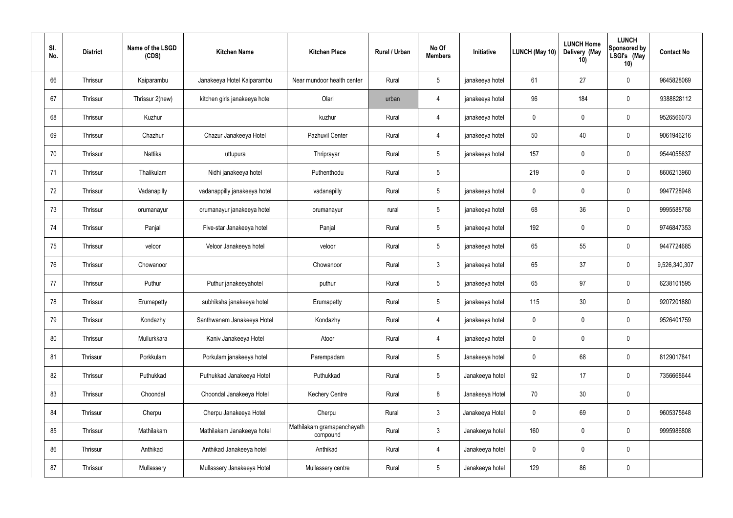| Sl. No. | District | Name of the LSGD (CDS) | Kitchen Name | Kitchen Place | Rural / Urban | No Of Members | Initiative | LUNCH (May 10) | LUNCH Home Delivery (May 10) | LUNCH Sponsored by LSGI's (May 10) | Contact No |
|---|---|---|---|---|---|---|---|---|---|---|---|
| 66 | Thrissur | Kaiparambu | Janakeeya Hotel Kaiparambu | Near mundoor health center | Rural | 5 | janakeeya hotel | 61 | 27 | 0 | 9645828069 |
| 67 | Thrissur | Thrissur 2(new) | kitchen girls janakeeya hotel | Olari | urban | 4 | janakeeya hotel | 96 | 184 | 0 | 9388828112 |
| 68 | Thrissur | Kuzhur | | kuzhur | Rural | 4 | janakeeya hotel | 0 | 0 | 0 | 9526566073 |
| 69 | Thrissur | Chazhur | Chazur Janakeeya Hotel | Pazhuvil Center | Rural | 4 | janakeeya hotel | 50 | 40 | 0 | 9061946216 |
| 70 | Thrissur | Nattika | uttupura | Thriprayar | Rural | 5 | janakeeya hotel | 157 | 0 | 0 | 9544055637 |
| 71 | Thrissur | Thalikulam | Nidhi janakeeya hotel | Puthenthodu | Rural | 5 | | 219 | 0 | 0 | 8606213960 |
| 72 | Thrissur | Vadanapilly | vadanappilly janakeeya hotel | vadanapilly | Rural | 5 | janakeeya hotel | 0 | 0 | 0 | 9947728948 |
| 73 | Thrissur | orumanayur | orumanayur janakeeya hotel | orumanayur | rural | 5 | janakeeya hotel | 68 | 36 | 0 | 9995588758 |
| 74 | Thrissur | Panjal | Five-star Janakeeya hotel | Panjal | Rural | 5 | janakeeya hotel | 192 | 0 | 0 | 9746847353 |
| 75 | Thrissur | veloor | Veloor Janakeeya hotel | veloor | Rural | 5 | janakeeya hotel | 65 | 55 | 0 | 9447724685 |
| 76 | Thrissur | Chowanoor | | Chowanoor | Rural | 3 | janakeeya hotel | 65 | 37 | 0 | 9,526,340,307 |
| 77 | Thrissur | Puthur | Puthur janakeeyahotel | puthur | Rural | 5 | janakeeya hotel | 65 | 97 | 0 | 6238101595 |
| 78 | Thrissur | Erumapetty | subhiksha janakeeya hotel | Erumapetty | Rural | 5 | janakeeya hotel | 115 | 30 | 0 | 9207201880 |
| 79 | Thrissur | Kondazhy | Santhwanam Janakeeya Hotel | Kondazhy | Rural | 4 | janakeeya hotel | 0 | 0 | 0 | 9526401759 |
| 80 | Thrissur | Mullurkkara | Kaniv Janakeeya Hotel | Atoor | Rural | 4 | janakeeya hotel | 0 | 0 | 0 | |
| 81 | Thrissur | Porkkulam | Porkulam janakeeya hotel | Parempadam | Rural | 5 | Janakeeya hotel | 0 | 68 | 0 | 8129017841 |
| 82 | Thrissur | Puthukkad | Puthukkad Janakeeya Hotel | Puthukkad | Rural | 5 | Janakeeya hotel | 92 | 17 | 0 | 7356668644 |
| 83 | Thrissur | Choondal | Choondal Janakeeya Hotel | Kechery Centre | Rural | 8 | Janakeeya Hotel | 70 | 30 | 0 | |
| 84 | Thrissur | Cherpu | Cherpu Janakeeya Hotel | Cherpu | Rural | 3 | Janakeeya Hotel | 0 | 69 | 0 | 9605375648 |
| 85 | Thrissur | Mathilakam | Mathilakam Janakeeya hotel | Mathilakam gramapanchayath compound | Rural | 3 | Janakeeya hotel | 160 | 0 | 0 | 9995986808 |
| 86 | Thrissur | Anthikad | Anthikad Janakeeya hotel | Anthikad | Rural | 4 | Janakeeya hotel | 0 | 0 | 0 | |
| 87 | Thrissur | Mullassery | Mullassery Janakeeya Hotel | Mullassery centre | Rural | 5 | Janakeeya hotel | 129 | 86 | 0 | |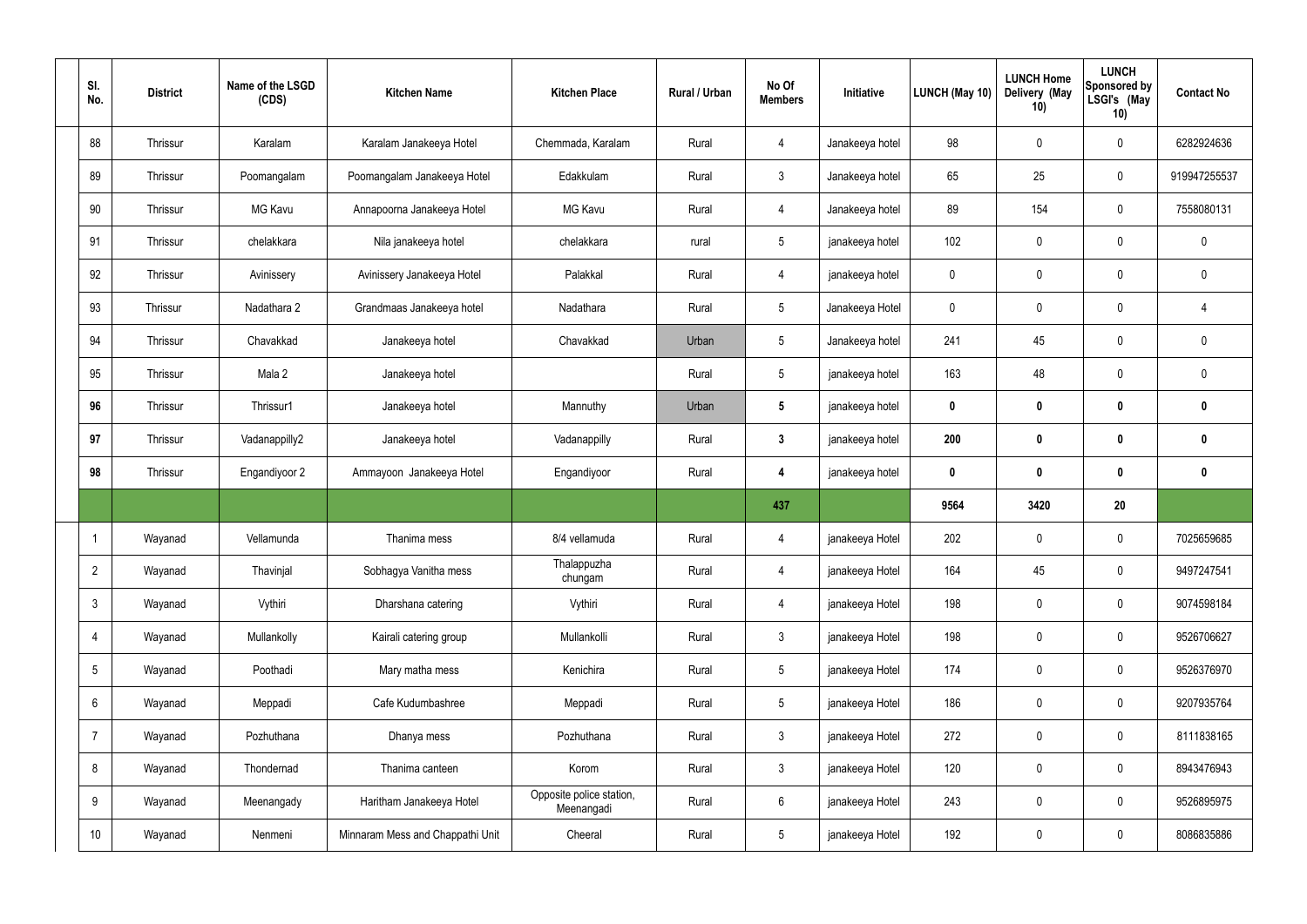| Sl. No. | District | Name of the LSGD (CDS) | Kitchen Name | Kitchen Place | Rural / Urban | No Of Members | Initiative | LUNCH (May 10) | LUNCH Home Delivery (May 10) | LUNCH Sponsored by LSGI's (May 10) | Contact No |
|---|---|---|---|---|---|---|---|---|---|---|---|
| 88 | Thrissur | Karalam | Karalam Janakeeya Hotel | Chemmada, Karalam | Rural | 4 | Janakeeya hotel | 98 | 0 | 0 | 6282924636 |
| 89 | Thrissur | Poomangalam | Poomangalam Janakeeya Hotel | Edakkulam | Rural | 3 | Janakeeya hotel | 65 | 25 | 0 | 919947255537 |
| 90 | Thrissur | MG Kavu | Annapoorna Janakeeya Hotel | MG Kavu | Rural | 4 | Janakeeya hotel | 89 | 154 | 0 | 7558080131 |
| 91 | Thrissur | chelakkara | Nila janakeeya hotel | chelakkara | rural | 5 | janakeeya hotel | 102 | 0 | 0 | 0 |
| 92 | Thrissur | Avinissery | Avinissery Janakeeya Hotel | Palakkal | Rural | 4 | janakeeya hotel | 0 | 0 | 0 | 0 |
| 93 | Thrissur | Nadathara 2 | Grandmaas Janakeeya hotel | Nadathara | Rural | 5 | Janakeeya Hotel | 0 | 0 | 0 | 4 |
| 94 | Thrissur | Chavakkad | Janakeeya hotel | Chavakkad | Urban | 5 | Janakeeya hotel | 241 | 45 | 0 | 0 |
| 95 | Thrissur | Mala 2 | Janakeeya hotel | | Rural | 5 | janakeeya hotel | 163 | 48 | 0 | 0 |
| **96** | Thrissur | Thrissur1 | Janakeeya hotel | Mannuthy | Urban | **5** | janakeeya hotel | **0** | **0** | **0** | **0** |
| **97** | Thrissur | Vadanappilly2 | Janakeeya hotel | Vadanappilly | Rural | **3** | janakeeya hotel | **200** | **0** | **0** | **0** |
| **98** | Thrissur | Engandiyoor 2 | Ammayoon Janakeeya Hotel | Engandiyoor | Rural | **4** | janakeeya hotel | **0** | **0** | **0** | **0** |
| | | | | | | **437** | | **9564** | **3420** | **20** | |
| 1 | Wayanad | Vellamunda | Thanima mess | 8/4 vellamuda | Rural | 4 | janakeeya Hotel | 202 | 0 | 0 | 7025659685 |
| 2 | Wayanad | Thavinjal | Sobhagya Vanitha mess | Thalappuzha chungam | Rural | 4 | janakeeya Hotel | 164 | 45 | 0 | 9497247541 |
| 3 | Wayanad | Vythiri | Dharshana catering | Vythiri | Rural | 4 | janakeeya Hotel | 198 | 0 | 0 | 9074598184 |
| 4 | Wayanad | Mullankolly | Kairali catering group | Mullankolli | Rural | 3 | janakeeya Hotel | 198 | 0 | 0 | 9526706627 |
| 5 | Wayanad | Poothadi | Mary matha mess | Kenichira | Rural | 5 | janakeeya Hotel | 174 | 0 | 0 | 9526376970 |
| 6 | Wayanad | Meppadi | Cafe Kudumbashree | Meppadi | Rural | 5 | janakeeya Hotel | 186 | 0 | 0 | 9207935764 |
| 7 | Wayanad | Pozhuthana | Dhanya mess | Pozhuthana | Rural | 3 | janakeeya Hotel | 272 | 0 | 0 | 8111838165 |
| 8 | Wayanad | Thondernad | Thanima canteen | Korom | Rural | 3 | janakeeya Hotel | 120 | 0 | 0 | 8943476943 |
| 9 | Wayanad | Meenangady | Haritham Janakeeya Hotel | Opposite police station, Meenangadi | Rural | 6 | janakeeya Hotel | 243 | 0 | 0 | 9526895975 |
| 10 | Wayanad | Nenmeni | Minnaram Mess and Chappathi Unit | Cheeral | Rural | 5 | janakeeya Hotel | 192 | 0 | 0 | 8086835886 |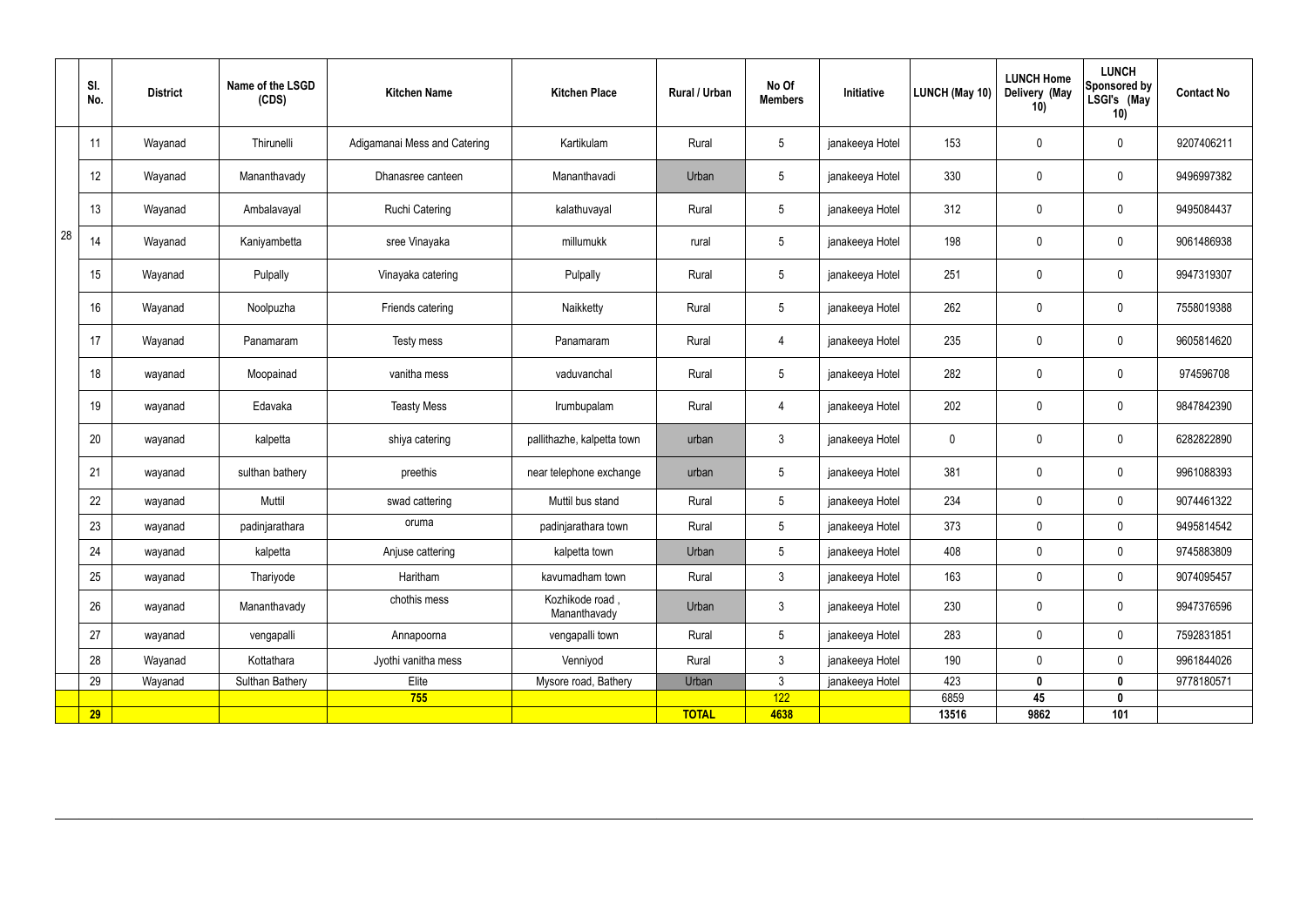| | Sl. No. | District | Name of the LSGD (CDS) | Kitchen Name | Kitchen Place | Rural / Urban | No Of Members | Initiative | LUNCH (May 10) | LUNCH Home Delivery (May 10) | LUNCH Sponsored by LSGI's (May 10) | Contact No |
|---|---|---|---|---|---|---|---|---|---|---|---|---|
| 28 | 11 | Wayanad | Thirunelli | Adigamanai Mess and Catering | Kartikulam | Rural | 5 | janakeeya Hotel | 153 | 0 | 0 | 9207406211 |
| | 12 | Wayanad | Mananthavady | Dhanasree canteen | Mananthavadi | Urban | 5 | janakeeya Hotel | 330 | 0 | 0 | 9496997382 |
| | 13 | Wayanad | Ambalavayal | Ruchi Catering | kalathuvayal | Rural | 5 | janakeeya Hotel | 312 | 0 | 0 | 9495084437 |
| | 14 | Wayanad | Kaniyambetta | sree Vinayaka | millumukk | rural | 5 | janakeeya Hotel | 198 | 0 | 0 | 9061486938 |
| | 15 | Wayanad | Pulpally | Vinayaka catering | Pulpally | Rural | 5 | janakeeya Hotel | 251 | 0 | 0 | 9947319307 |
| | 16 | Wayanad | Noolpuzha | Friends catering | Naikketty | Rural | 5 | janakeeya Hotel | 262 | 0 | 0 | 7558019388 |
| | 17 | Wayanad | Panamaram | Testy mess | Panamaram | Rural | 4 | janakeeya Hotel | 235 | 0 | 0 | 9605814620 |
| | 18 | wayanad | Moopainad | vanitha mess | vaduvanchal | Rural | 5 | janakeeya Hotel | 282 | 0 | 0 | 974596708 |
| | 19 | wayanad | Edavaka | Teasty Mess | Irumbupalam | Rural | 4 | janakeeya Hotel | 202 | 0 | 0 | 9847842390 |
| | 20 | wayanad | kalpetta | shiya catering | pallithazhe, kalpetta town | urban | 3 | janakeeya Hotel | 0 | 0 | 0 | 6282822890 |
| | 21 | wayanad | sulthan bathery | preethis | near telephone exchange | urban | 5 | janakeeya Hotel | 381 | 0 | 0 | 9961088393 |
| | 22 | wayanad | Muttil | swad cattering | Muttil bus stand | Rural | 5 | janakeeya Hotel | 234 | 0 | 0 | 9074461322 |
| | 23 | wayanad | padinjarathara | oruma | padinjarathara town | Rural | 5 | janakeeya Hotel | 373 | 0 | 0 | 9495814542 |
| | 24 | wayanad | kalpetta | Anjuse cattering | kalpetta town | Urban | 5 | janakeeya Hotel | 408 | 0 | 0 | 9745883809 |
| | 25 | wayanad | Thariyode | Haritham | kavumadham town | Rural | 3 | janakeeya Hotel | 163 | 0 | 0 | 9074095457 |
| | 26 | wayanad | Mananthavady | chothis mess | Kozhikode road , Mananthavady | Urban | 3 | janakeeya Hotel | 230 | 0 | 0 | 9947376596 |
| | 27 | wayanad | vengapalli | Annapoorna | vengapalli town | Rural | 5 | janakeeya Hotel | 283 | 0 | 0 | 7592831851 |
| | 28 | Wayanad | Kottathara | Jyothi vanitha mess | Venniyod | Rural | 3 | janakeeya Hotel | 190 | 0 | 0 | 9961844026 |
| | 29 | Wayanad | Sulthan Bathery | Elite | Mysore road, Bathery | Urban | 3 | janakeeya Hotel | 423 | **0** | **0** | 9778180571 |
| | | | | **755** | | | 122 | | 6859 | **45** | **0** | |
| | **29** | | | | | **TOTAL** | **4638** | | **13516** | **9862** | **101** | |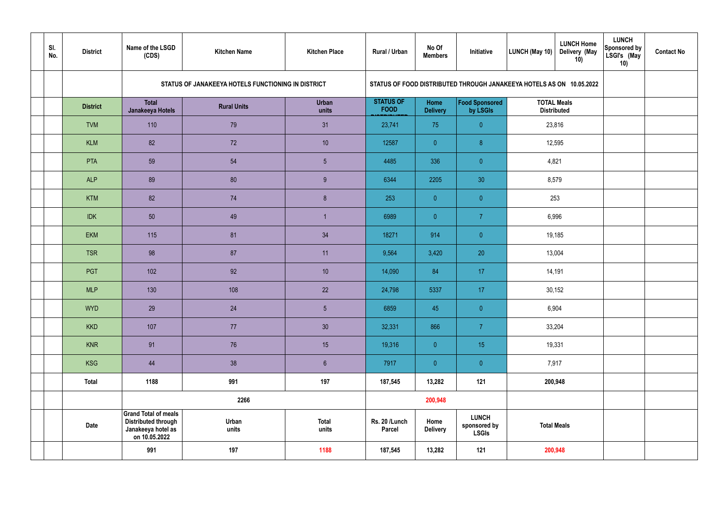| Sl. No. | District | Name of the LSGD (CDS) | Kitchen Name | Kitchen Place | Rural / Urban | No Of Members | Initiative | LUNCH (May 10) | LUNCH Home Delivery (May 10) | LUNCH Sponsored by LSGI's (May 10) | Contact No |
|---|---|---|---|---|---|---|---|---|---|---|---|
| | | STATUS OF JANAKEEYA HOTELS FUNCTIONING IN DISTRICT | | | STATUS OF FOOD DISTRIBUTED THROUGH JANAKEEYA HOTELS AS ON 10.05.2022 | | | | | | |
| | District | Total Janakeeya Hotels | Rural Units | Urban units | STATUS OF FOOD DISTRIBUTED | Home Delivery | Food Sponsored by LSGIs | TOTAL Meals Distributed | | | |
| | TVM | 110 | 79 | 31 | 23,741 | 75 | 0 | 23,816 | | | |
| | KLM | 82 | 72 | 10 | 12587 | 0 | 8 | 12,595 | | | |
| | PTA | 59 | 54 | 5 | 4485 | 336 | 0 | 4,821 | | | |
| | ALP | 89 | 80 | 9 | 6344 | 2205 | 30 | 8,579 | | | |
| | KTM | 82 | 74 | 8 | 253 | 0 | 0 | 253 | | | |
| | IDK | 50 | 49 | 1 | 6989 | 0 | 7 | 6,996 | | | |
| | EKM | 115 | 81 | 34 | 18271 | 914 | 0 | 19,185 | | | |
| | TSR | 98 | 87 | 11 | 9,564 | 3,420 | 20 | 13,004 | | | |
| | PGT | 102 | 92 | 10 | 14,090 | 84 | 17 | 14,191 | | | |
| | MLP | 130 | 108 | 22 | 24,798 | 5337 | 17 | 30,152 | | | |
| | WYD | 29 | 24 | 5 | 6859 | 45 | 0 | 6,904 | | | |
| | KKD | 107 | 77 | 30 | 32,331 | 866 | 7 | 33,204 | | | |
| | KNR | 91 | 76 | 15 | 19,316 | 0 | 15 | 19,331 | | | |
| | KSG | 44 | 38 | 6 | 7917 | 0 | 0 | 7,917 | | | |
| | **Total** | **1188** | **991** | **197** | **187,545** | **13,282** | **121** | **200,948** | | | |
| | | | **2266** | | | **200,948** | | | | | |
| | **Date** | **Grand Total of meals Distributed through Janakeeya hotel as on 10.05.2022** | **Urban units** | **Total units** | **Rs. 20 /Lunch Parcel** | **Home Delivery** | **LUNCH sponsored by LSGIs** | **Total Meals** | | | |
| | | **991** | **197** | **1188** | **187,545** | **13,282** | **121** | **200,948** | | | |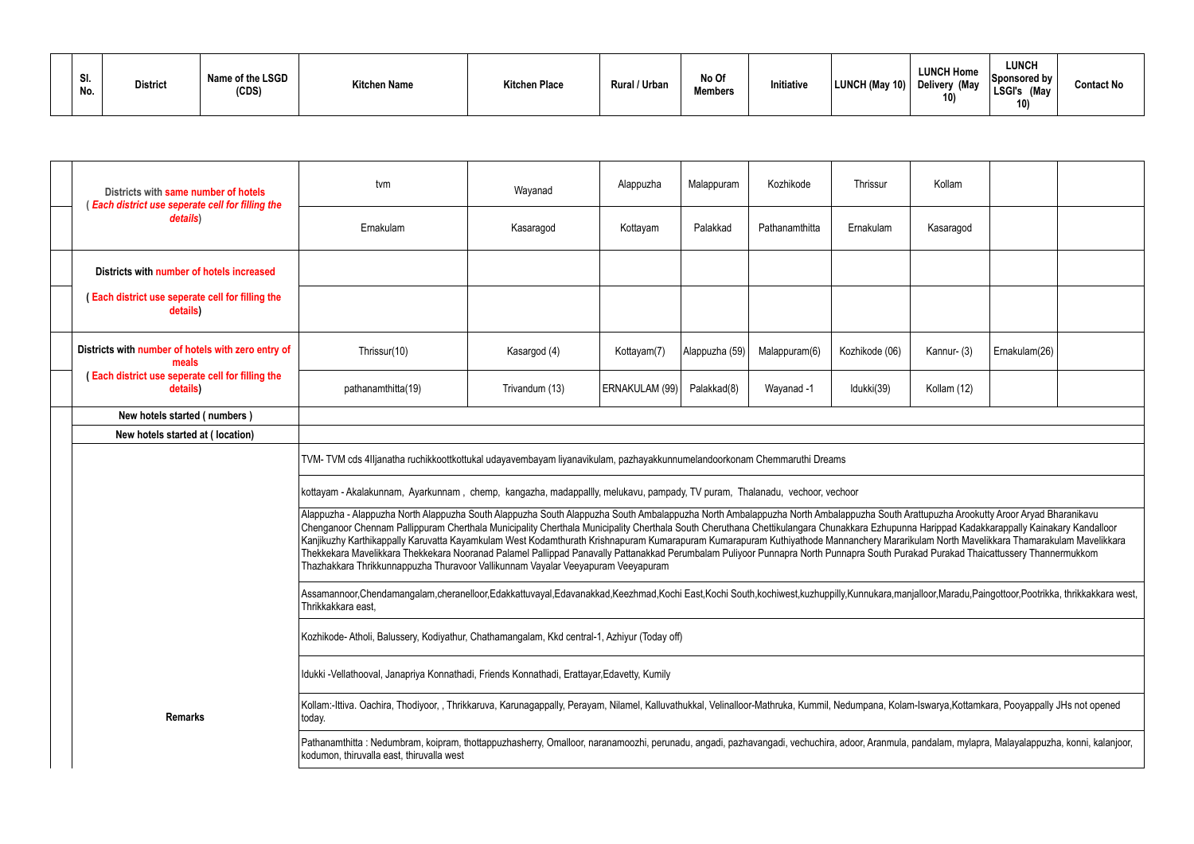| Sl. No. | District | Name of the LSGD (CDS) | Kitchen Name | Kitchen Place | Rural / Urban | No Of Members | Initiative | LUNCH (May 10) | LUNCH Home Delivery (May 10) | LUNCH Sponsored by LSGI's (May 10) | Contact No |
|---|---|---|---|---|---|---|---|---|---|---|---|

| | | | | | | | | | |
|---|---|---|---|---|---|---|---|---|---|
| | Districts with **same number of hotels** ( ***Each district use seperate cell for filling the details***) | tvm | Wayanad | Alappuzha | Malappuram | Kozhikode | Thrissur | Kollam | |
| | | Ernakulam | Kasaragod | Kottayam | Palakkad | Pathanamthitta | Ernakulam | Kasaragod | |
| | **Districts with number of hotels increased** | | | | | | | | |
| | **( Each district use seperate cell for filling the details)** | | | | | | | | |
| | **Districts with number of hotels with zero entry of meals** | Thrissur(10) | Kasargod (4) | Kottayam(7) | Alappuzha (59) | Malappuram(6) | Kozhikode (06) | Kannur- (3) | Ernakulam(26) |
| | **( Each district use seperate cell for filling the details)** | pathanamthitta(19) | Trivandum (13) | ERNAKULAM (99) | Palakkad(8) | Wayanad -1 | Idukki(39) | Kollam (12) | |
| | **New hotels started ( numbers )** | | | | | | | | |
| | **New hotels started at ( location)** | | | | | | | | |
| | **Remarks** | TVM- TVM cds 4Iljanatha ruchikkoottkottukal udayavembayam liyanavikulam, pazhayakkunnumelandoorkonam Chemmaruthi Dreams | | | | | | | |
| | | kottayam - Akalakunnam, Ayarkunnam , chemp, kangazha, madappallly, melukavu, pampady, TV puram, Thalanadu, vechoor, vechoor | | | | | | | |
| | | Alappuzha - Alappuzha North Alappuzha South Alappuzha South Alappuzha South Ambalappuzha North Ambalappuzha North Ambalappuzha South Arattupuzha Arookutty Aroor Aryad Bharanikavu Chenganoor Chennam Pallippuram Cherthala Municipality Cherthala Municipality Cherthala South Cheruthana Chettikulangara Chunakkara Ezhupunna Harippad Kadakkarappally Kainakary Kandalloor Kanjikuzhy Karthikappally Karuvatta Kayamkulam West Kodamthurath Krishnapuram Kumarapuram Kumarapuram Kuthiyathode Mannanchery Mararikulam North Mavelikkara Thamarakulam Mavelikkara Thekkekara Mavelikkara Thekkekara Nooranad Palamel Pallippad Panavally Pattanakkad Perumbalam Puliyoor Punnapra North Punnapra South Purakad Purakad Thaicattussery Thannermukkom Thazhakkara Thrikkunnappuzha Thuravoor Vallikunnam Vayalar Veeyapuram Veeyapuram | | | | | | | |
| | | Assamannoor,Chendamangalam,cheranelloor,Edakkattuvayal,Edavanakkad,Keezhmad,Kochi East,Kochi South,kochiwest,kuzhuppilly,Kunnukara,manjalloor,Maradu,Paingottoor,Pootrikka, thrikkakkara west, Thrikkakkara east, | | | | | | | |
| | | Kozhikode- Atholi, Balussery, Kodiyathur, Chathamangalam, Kkd central-1, Azhiyur (Today off) | | | | | | | |
| | | Idukki -Vellathooval, Janapriya Konnathadi, Friends Konnathadi, Erattayar,Edavetty, Kumily | | | | | | | |
| | | Kollam:-Ittiva. Oachira, Thodiyoor, , Thrikkaruva, Karunagappally, Perayam, Nilamel, Kalluvathukkal, Velinalloor-Mathruka, Kummil, Nedumpana, Kolam-Iswarya,Kottamkara, Pooyappally JHs not opened today. | | | | | | | |
| | | Pathanamthitta : Nedumbram, koipram, thottappuzhasherry, Omalloor, naranamoozhi, perunadu, angadi, pazhavangadi, vechuchira, adoor, Aranmula, pandalam, mylapra, Malayalappuzha, konni, kalanjoor, kodumon, thiruvalla east, thiruvalla west | | | | | | | |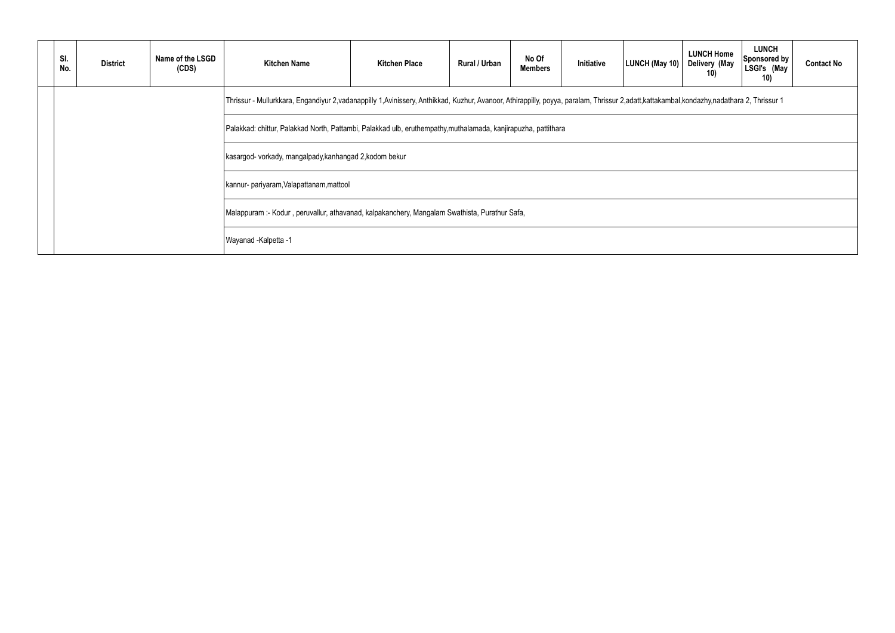| | Sl. No. | District | Name of the LSGD (CDS) | Kitchen Name | Kitchen Place | Rural / Urban | No Of Members | Initiative | LUNCH (May 10) | LUNCH Home Delivery (May 10) | LUNCH Sponsored by LSGI's (May 10) | Contact No |
|---|---|---|---|---|---|---|---|---|---|---|---|---|
| | | | | Thrissur - Mullurkkara, Engandiyur 2,vadanappilly 1,Avinissery, Anthikkad, Kuzhur, Avanoor, Athirappilly, poyya, paralam, Thrissur 2,adatt,kattakambal,kondazhy,nadathara 2, Thrissur 1 | | | | | | | | |
| | | | | Palakkad: chittur, Palakkad North, Pattambi, Palakkad ulb, eruthempathy,muthalamada, kanjirapuzha, pattithara | | | | | | | | |
| | | | | kasargod- vorkady, mangalpady,kanhangad 2,kodom bekur | | | | | | | | |
| | | | | kannur- pariyaram,Valapattanam,mattool | | | | | | | | |
| | | | | Malappuram :- Kodur , peruvallur, athavanad, kalpakanchery, Mangalam Swathista, Purathur Safa, | | | | | | | | |
| | | | | Wayanad -Kalpetta -1 | | | | | | | | |